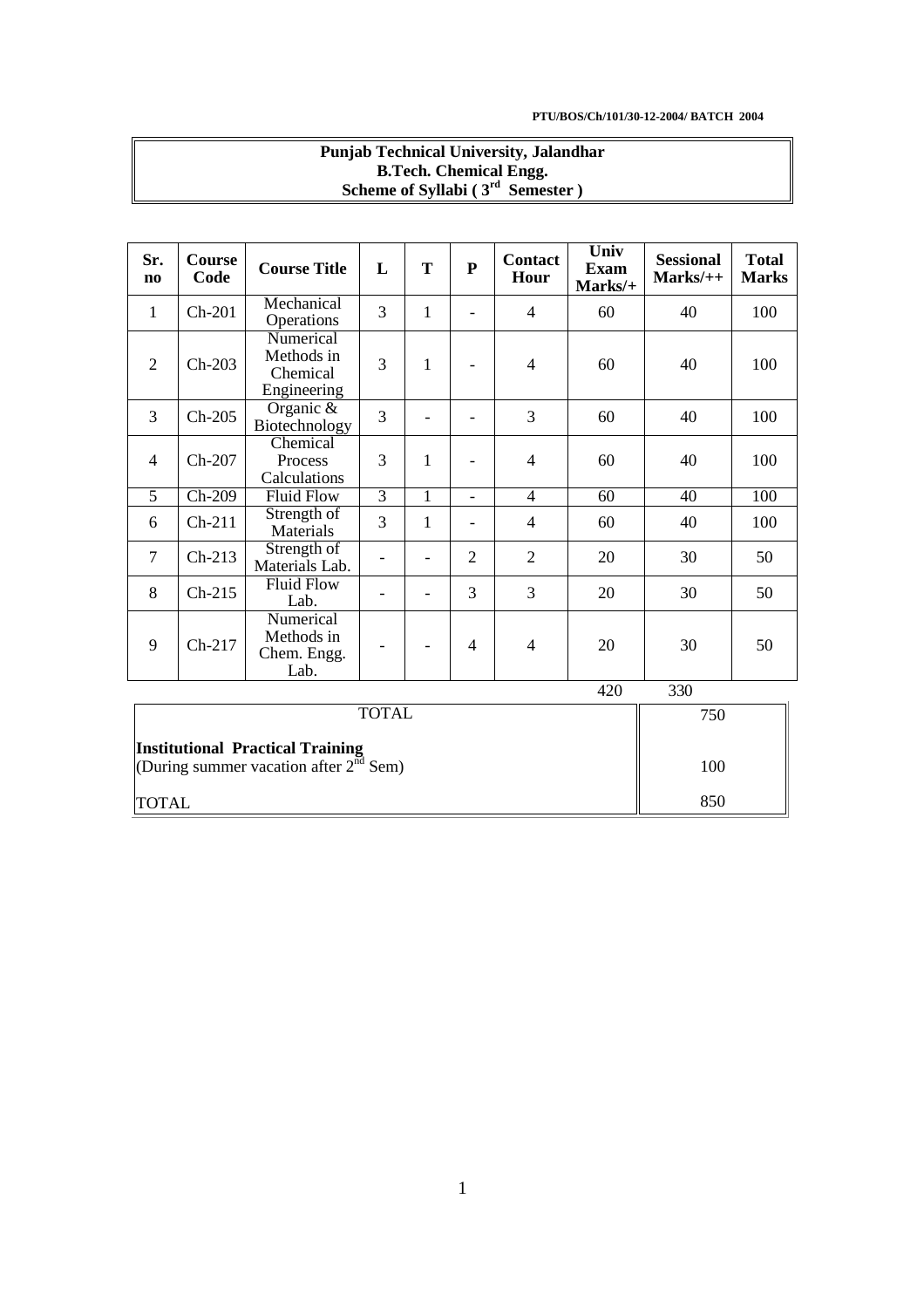PTU/BOS/Ch/101/30-12-2004/ BATCH 2004

**Punjab Technical University, Jalandhar**
**B.Tech. Chemical Engg.**
**Scheme of Syllabi ( 3rd Semester )**

| Sr. no | Course Code | Course Title | L | T | P | Contact Hour | Univ Exam Marks/+ | Sessional Marks/++ | Total Marks |
|---|---|---|---|---|---|---|---|---|---|
| 1 | Ch-201 | Mechanical Operations | 3 | 1 | - | 4 | 60 | 40 | 100 |
| 2 | Ch-203 | Numerical Methods in Chemical Engineering | 3 | 1 | - | 4 | 60 | 40 | 100 |
| 3 | Ch-205 | Organic & Biotechnology | 3 | - | - | 3 | 60 | 40 | 100 |
| 4 | Ch-207 | Chemical Process Calculations | 3 | 1 | - | 4 | 60 | 40 | 100 |
| 5 | Ch-209 | Fluid Flow | 3 | 1 | - | 4 | 60 | 40 | 100 |
| 6 | Ch-211 | Strength of Materials | 3 | 1 | - | 4 | 60 | 40 | 100 |
| 7 | Ch-213 | Strength of Materials Lab. | - | - | 2 | 2 | 20 | 30 | 50 |
| 8 | Ch-215 | Fluid Flow Lab. | - | - | 3 | 3 | 20 | 30 | 50 |
| 9 | Ch-217 | Numerical Methods in Chem. Engg. Lab. | - | - | 4 | 4 | 20 | 30 | 50 |
| | | | | | | | 420 | 330 | |

| | |
|---|---|
| TOTAL | 750 |
| **Institutional Practical Training** (During summer vacation after 2nd Sem) | 100 |
| TOTAL | 850 |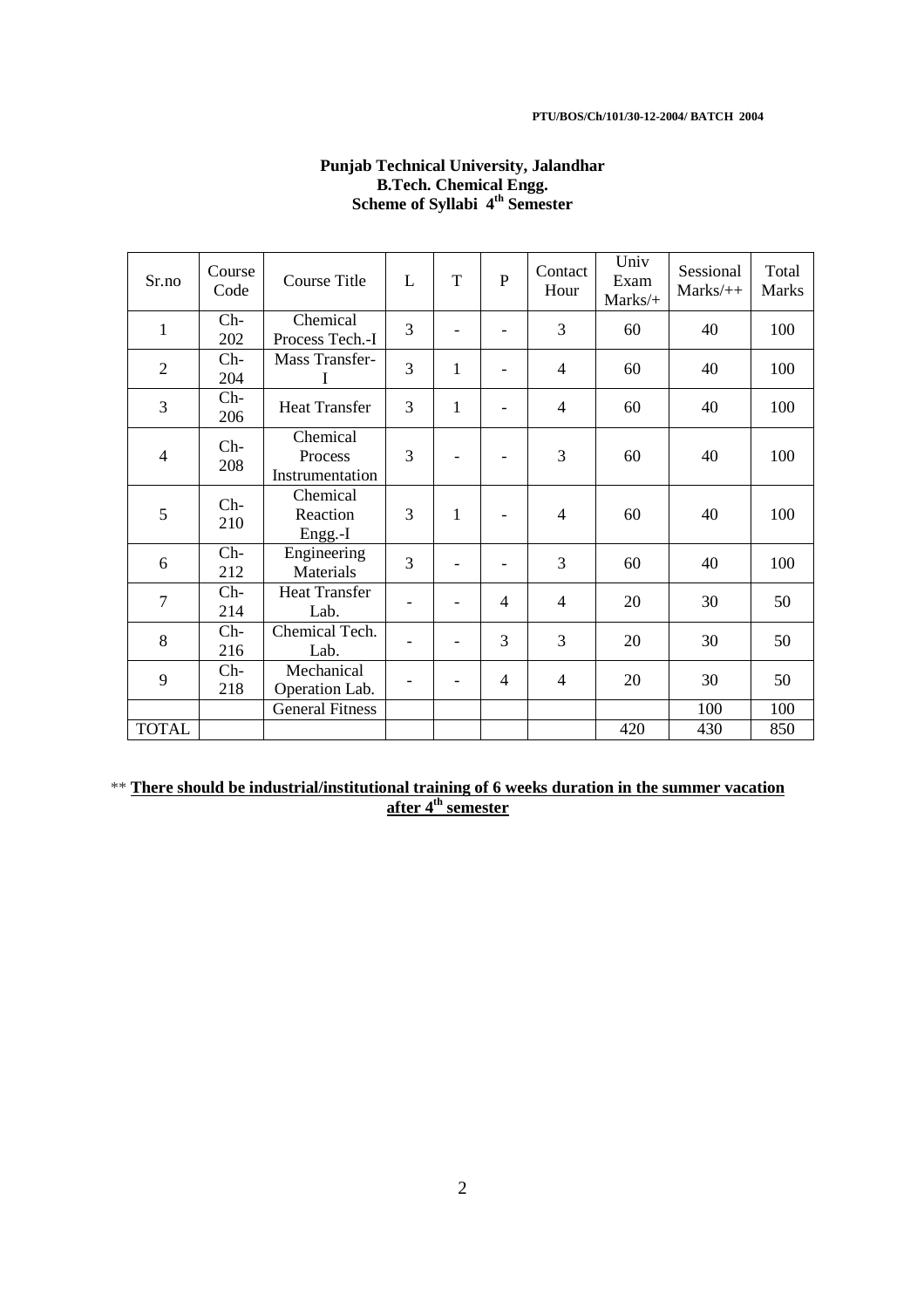**Punjab Technical University, Jalandhar**
**B.Tech. Chemical Engg.**
**Scheme of Syllabi 4th Semester**

| Sr.no | Course Code | Course Title | L | T | P | Contact Hour | Univ Exam Marks/+ | Sessional Marks/++ | Total Marks |
|---|---|---|---|---|---|---|---|---|---|
| 1 | Ch-202 | Chemical Process Tech.-I | 3 | - | - | 3 | 60 | 40 | 100 |
| 2 | Ch-204 | Mass Transfer-I | 3 | 1 | - | 4 | 60 | 40 | 100 |
| 3 | Ch-206 | Heat Transfer | 3 | 1 | - | 4 | 60 | 40 | 100 |
| 4 | Ch-208 | Chemical Process Instrumentation | 3 | - | - | 3 | 60 | 40 | 100 |
| 5 | Ch-210 | Chemical Reaction Engg.-I | 3 | 1 | - | 4 | 60 | 40 | 100 |
| 6 | Ch-212 | Engineering Materials | 3 | - | - | 3 | 60 | 40 | 100 |
| 7 | Ch-214 | Heat Transfer Lab. | - | - | 4 | 4 | 20 | 30 | 50 |
| 8 | Ch-216 | Chemical Tech. Lab. | - | - | 3 | 3 | 20 | 30 | 50 |
| 9 | Ch-218 | Mechanical Operation Lab. | - | - | 4 | 4 | 20 | 30 | 50 |
| | | General Fitness | | | | | | 100 | 100 |
| TOTAL | | | | | | | 420 | 430 | 850 |

** **There should be industrial/institutional training of 6 weeks duration in the summer vacation after 4th semester**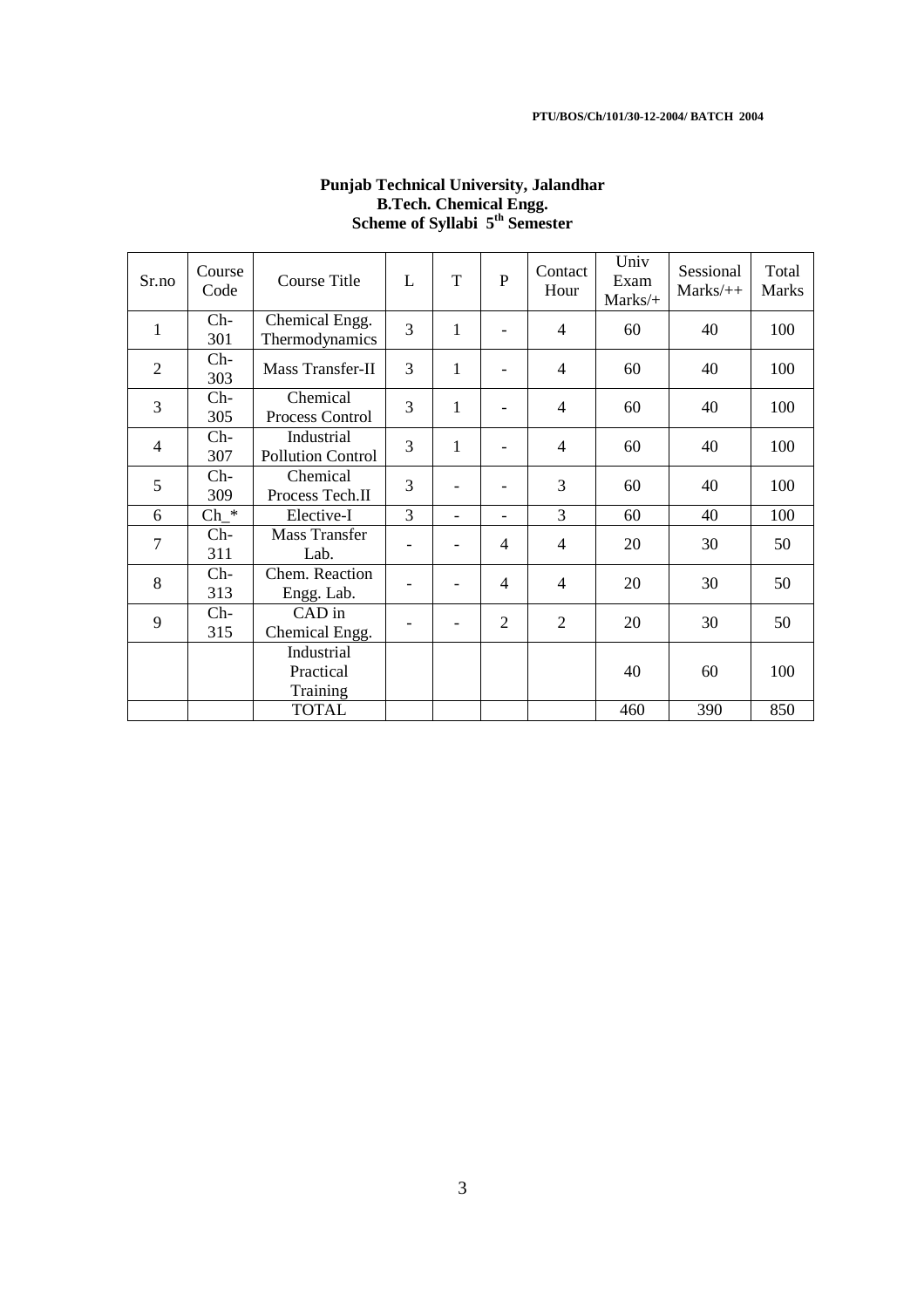PTU/BOS/Ch/101/30-12-2004/ BATCH 2004

**Punjab Technical University, Jalandhar**
**B.Tech. Chemical Engg.**
**Scheme of Syllabi 5th Semester**

| Sr.no | Course Code | Course Title | L | T | P | Contact Hour | Univ Exam Marks/+ | Sessional Marks/++ | Total Marks |
|---|---|---|---|---|---|---|---|---|---|
| 1 | Ch-301 | Chemical Engg. Thermodynamics | 3 | 1 | - | 4 | 60 | 40 | 100 |
| 2 | Ch-303 | Mass Transfer-II | 3 | 1 | - | 4 | 60 | 40 | 100 |
| 3 | Ch-305 | Chemical Process Control | 3 | 1 | - | 4 | 60 | 40 | 100 |
| 4 | Ch-307 | Industrial Pollution Control | 3 | 1 | - | 4 | 60 | 40 | 100 |
| 5 | Ch-309 | Chemical Process Tech.II | 3 | - | - | 3 | 60 | 40 | 100 |
| 6 | Ch_* | Elective-I | 3 | - | - | 3 | 60 | 40 | 100 |
| 7 | Ch-311 | Mass Transfer Lab. | - | - | 4 | 4 | 20 | 30 | 50 |
| 8 | Ch-313 | Chem. Reaction Engg. Lab. | - | - | 4 | 4 | 20 | 30 | 50 |
| 9 | Ch-315 | CAD in Chemical Engg. | - | - | 2 | 2 | 20 | 30 | 50 |
| | | Industrial Practical Training | | | | | 40 | 60 | 100 |
| | | TOTAL | | | | | 460 | 390 | 850 |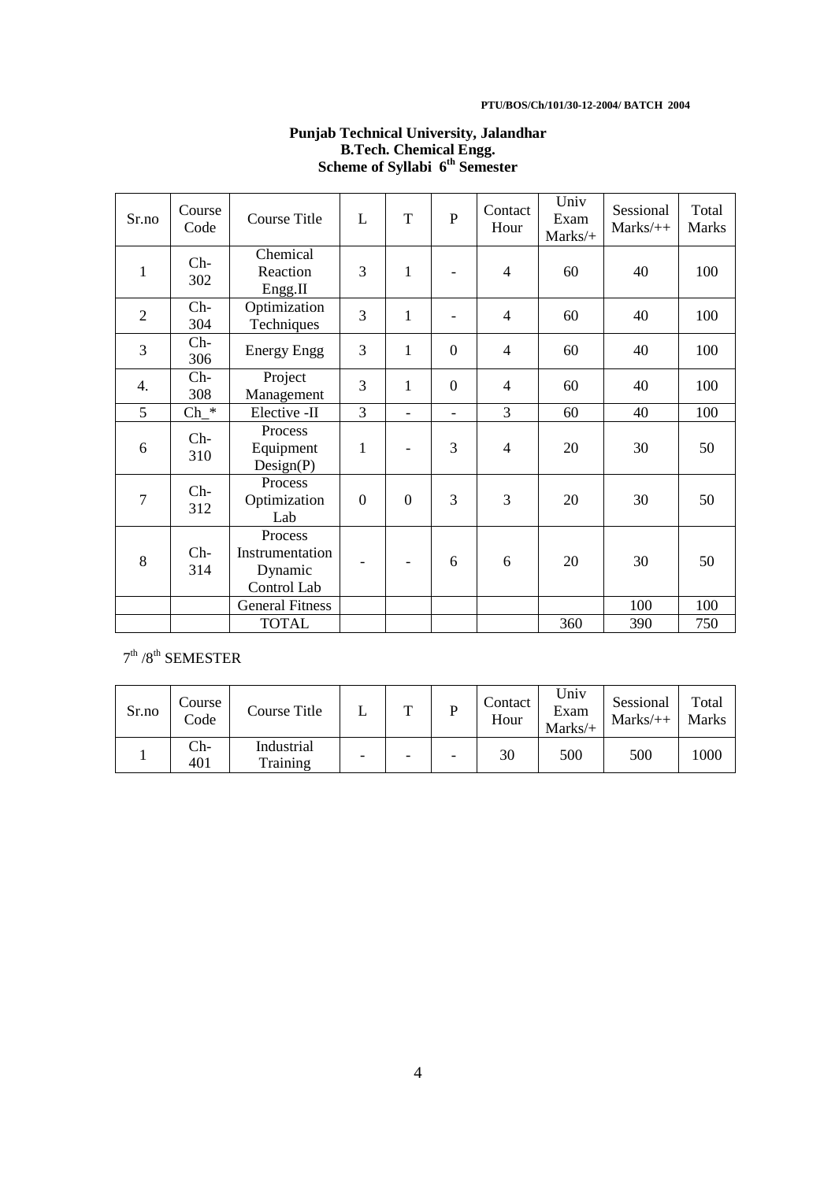PTU/BOS/Ch/101/30-12-2004/ BATCH 2004

# Punjab Technical University, Jalandhar
## B.Tech. Chemical Engg.
## Scheme of Syllabi 6th Semester

| Sr.no | Course Code | Course Title | L | T | P | Contact Hour | Univ Exam Marks/+ | Sessional Marks/++ | Total Marks |
|---|---|---|---|---|---|---|---|---|---|
| 1 | Ch-302 | Chemical Reaction Engg.II | 3 | 1 | - | 4 | 60 | 40 | 100 |
| 2 | Ch-304 | Optimization Techniques | 3 | 1 | - | 4 | 60 | 40 | 100 |
| 3 | Ch-306 | Energy Engg | 3 | 1 | 0 | 4 | 60 | 40 | 100 |
| 4. | Ch-308 | Project Management | 3 | 1 | 0 | 4 | 60 | 40 | 100 |
| 5 | Ch_* | Elective -II | 3 | - | - | 3 | 60 | 40 | 100 |
| 6 | Ch-310 | Process Equipment Design(P) | 1 | - | 3 | 4 | 20 | 30 | 50 |
| 7 | Ch-312 | Process Optimization Lab | 0 | 0 | 3 | 3 | 20 | 30 | 50 |
| 8 | Ch-314 | Process Instrumentation Dynamic Control Lab | - | - | 6 | 6 | 20 | 30 | 50 |
| | | General Fitness | | | | | | 100 | 100 |
| | | TOTAL | | | | | 360 | 390 | 750 |

7th /8th SEMESTER

| Sr.no | Course Code | Course Title | L | T | P | Contact Hour | Univ Exam Marks/+ | Sessional Marks/++ | Total Marks |
|---|---|---|---|---|---|---|---|---|---|
| 1 | Ch-401 | Industrial Training | - | - | - | 30 | 500 | 500 | 1000 |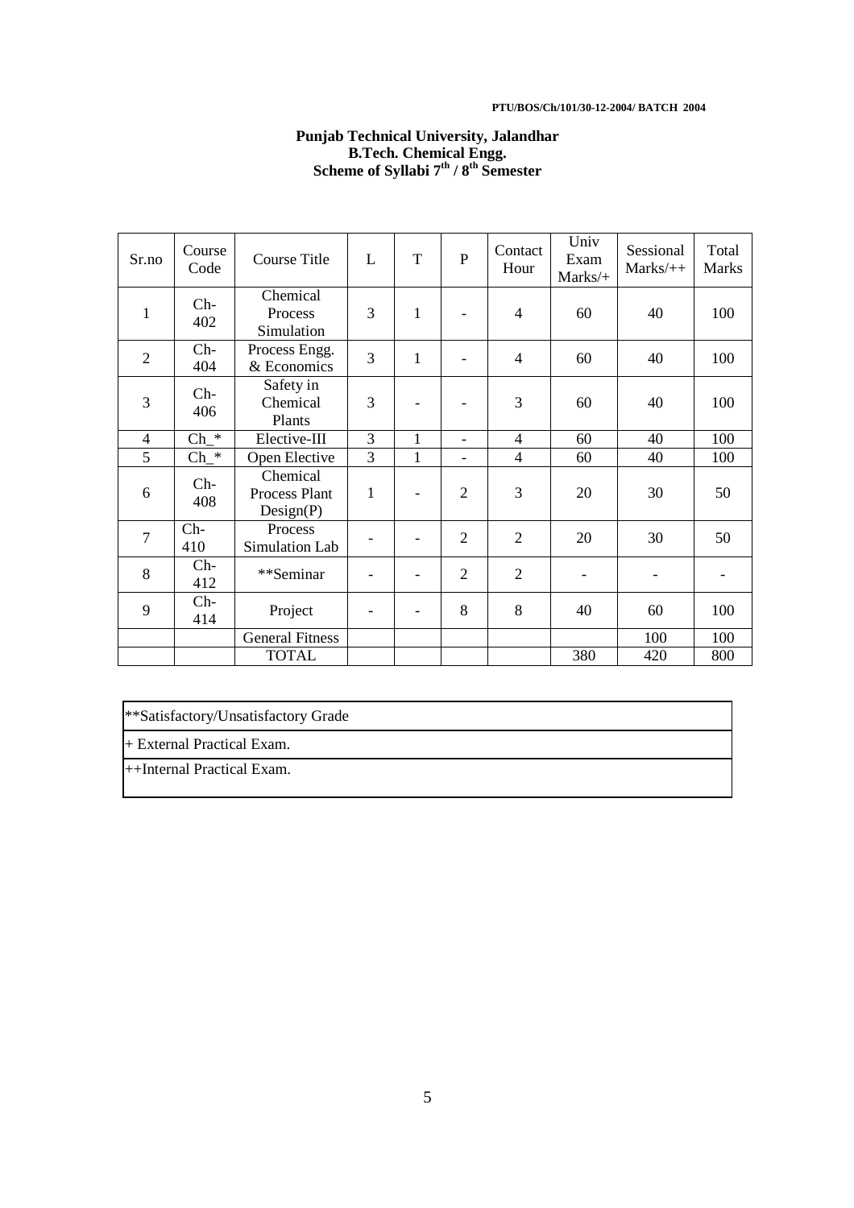PTU/BOS/Ch/101/30-12-2004/ BATCH 2004

**Punjab Technical University, Jalandhar**
**B.Tech. Chemical Engg.**
**Scheme of Syllabi 7th / 8th Semester**

| Sr.no | Course Code | Course Title | L | T | P | Contact Hour | Univ Exam Marks/+ | Sessional Marks/++ | Total Marks |
|---|---|---|---|---|---|---|---|---|---|
| 1 | Ch-402 | Chemical Process Simulation | 3 | 1 | - | 4 | 60 | 40 | 100 |
| 2 | Ch-404 | Process Engg. & Economics | 3 | 1 | - | 4 | 60 | 40 | 100 |
| 3 | Ch-406 | Safety in Chemical Plants | 3 | - | - | 3 | 60 | 40 | 100 |
| 4 | Ch_* | Elective-III | 3 | 1 | - | 4 | 60 | 40 | 100 |
| 5 | Ch_* | Open Elective | 3 | 1 | - | 4 | 60 | 40 | 100 |
| 6 | Ch-408 | Chemical Process Plant Design(P) | 1 | - | 2 | 3 | 20 | 30 | 50 |
| 7 | Ch-410 | Process Simulation Lab | - | - | 2 | 2 | 20 | 30 | 50 |
| 8 | Ch-412 | **Seminar | - | - | 2 | 2 | - | - | - |
| 9 | Ch-414 | Project | - | - | 8 | 8 | 40 | 60 | 100 |
| | | General Fitness | | | | | | 100 | 100 |
| | | TOTAL | | | | | 380 | 420 | 800 |

| **Satisfactory/Unsatisfactory Grade |
|---|
| + External Practical Exam. |
| ++Internal Practical Exam. |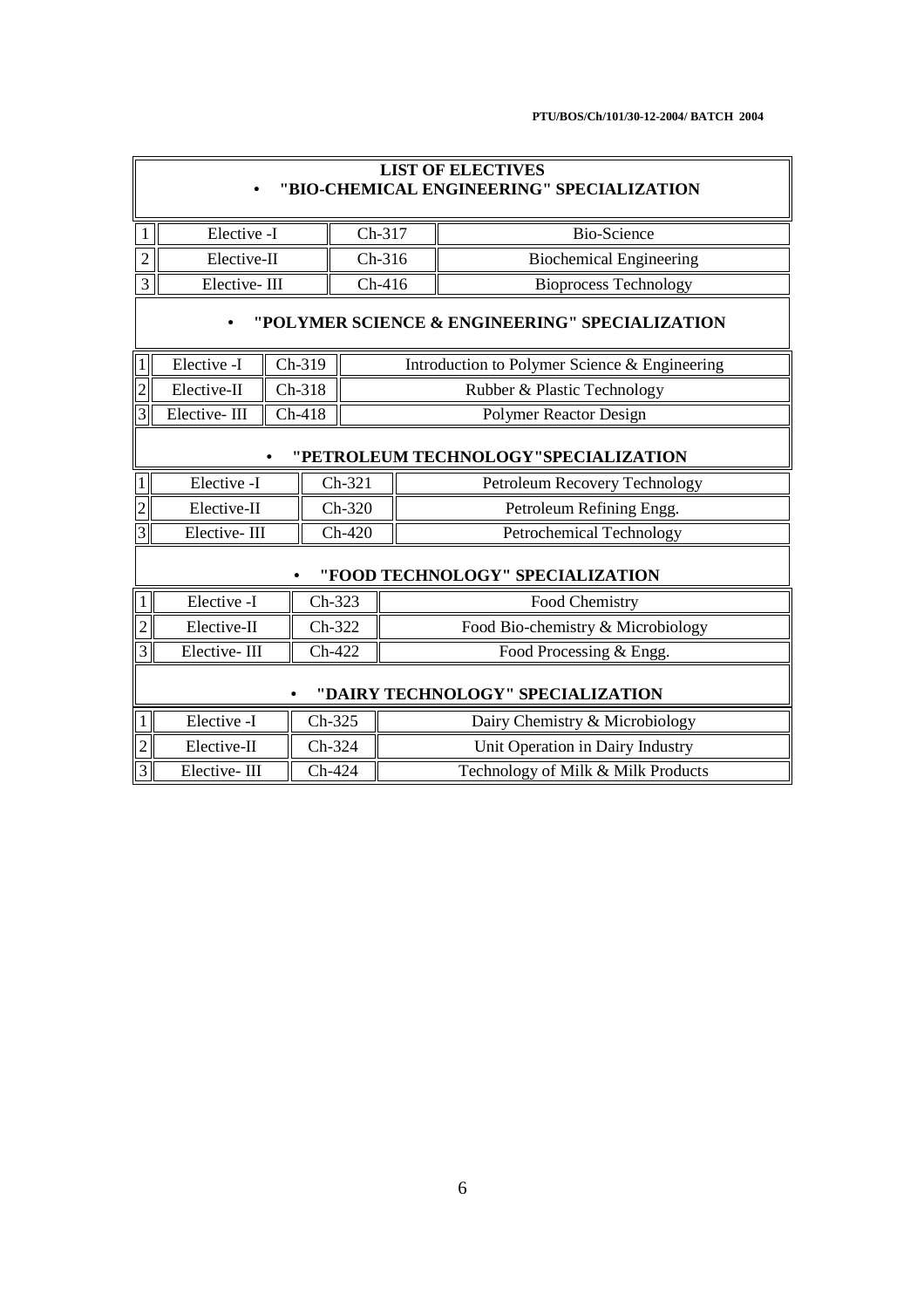# LIST OF ELECTIVES

## • "BIO-CHEMICAL ENGINEERING" SPECIALIZATION

| | | | |
|---|---|---|---|
| 1 | Elective -I | Ch-317 | Bio-Science |
| 2 | Elective-II | Ch-316 | Biochemical Engineering |
| 3 | Elective- III | Ch-416 | Bioprocess Technology |

## • "POLYMER SCIENCE & ENGINEERING" SPECIALIZATION

| | | | |
|---|---|---|---|
| 1 | Elective -I | Ch-319 | Introduction to Polymer Science & Engineering |
| 2 | Elective-II | Ch-318 | Rubber & Plastic Technology |
| 3 | Elective- III | Ch-418 | Polymer Reactor Design |

## • "PETROLEUM TECHNOLOGY"SPECIALIZATION

| | | | |
|---|---|---|---|
| 1 | Elective -I | Ch-321 | Petroleum Recovery Technology |
| 2 | Elective-II | Ch-320 | Petroleum Refining Engg. |
| 3 | Elective- III | Ch-420 | Petrochemical Technology |

## • "FOOD TECHNOLOGY" SPECIALIZATION

| | | | |
|---|---|---|---|
| 1 | Elective -I | Ch-323 | Food Chemistry |
| 2 | Elective-II | Ch-322 | Food Bio-chemistry & Microbiology |
| 3 | Elective- III | Ch-422 | Food Processing & Engg. |

## • "DAIRY TECHNOLOGY" SPECIALIZATION

| | | | |
|---|---|---|---|
| 1 | Elective -I | Ch-325 | Dairy Chemistry & Microbiology |
| 2 | Elective-II | Ch-324 | Unit Operation in Dairy Industry |
| 3 | Elective- III | Ch-424 | Technology of Milk & Milk Products |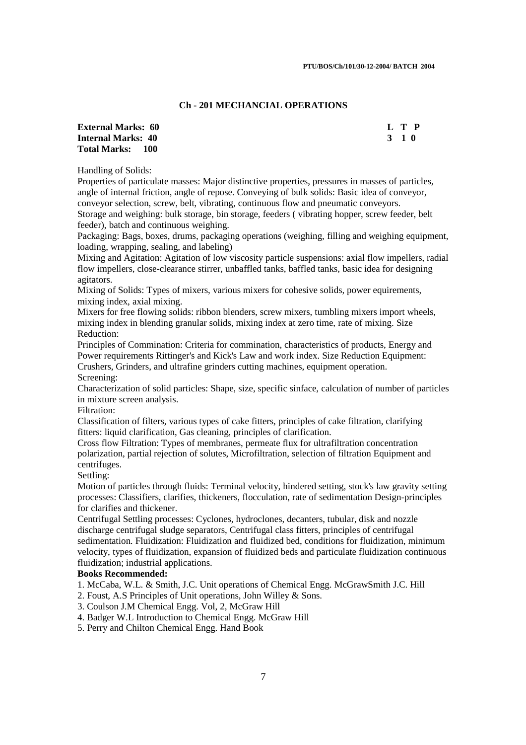## Ch - 201 MECHANCIAL OPERATIONS

**External Marks: 60** **L T P**
**Internal Marks: 40** **3 1 0**
**Total Marks: 100**

Handling of Solids:
Properties of particulate masses: Major distinctive properties, pressures in masses of particles, angle of internal friction, angle of repose. Conveying of bulk solids: Basic idea of conveyor, conveyor selection, screw, belt, vibrating, continuous flow and pneumatic conveyors.
Storage and weighing: bulk storage, bin storage, feeders ( vibrating hopper, screw feeder, belt feeder), batch and continuous weighing.
Packaging: Bags, boxes, drums, packaging operations (weighing, filling and weighing equipment, loading, wrapping, sealing, and labeling)
Mixing and Agitation: Agitation of low viscosity particle suspensions: axial flow impellers, radial flow impellers, close-clearance stirrer, unbaffled tanks, baffled tanks, basic idea for designing agitators.
Mixing of Solids: Types of mixers, various mixers for cohesive solids, power equirements, mixing index, axial mixing.
Mixers for free flowing solids: ribbon blenders, screw mixers, tumbling mixers import wheels, mixing index in blending granular solids, mixing index at zero time, rate of mixing. Size Reduction:
Principles of Commination: Criteria for commination, characteristics of products, Energy and Power requirements Rittinger's and Kick's Law and work index. Size Reduction Equipment: Crushers, Grinders, and ultrafine grinders cutting machines, equipment operation.
Screening:
Characterization of solid particles: Shape, size, specific sinface, calculation of number of particles in mixture screen analysis.
Filtration:
Classification of filters, various types of cake fitters, principles of cake filtration, clarifying fitters: liquid clarification, Gas cleaning, principles of clarification.
Cross flow Filtration: Types of membranes, permeate flux for ultrafiltration concentration polarization, partial rejection of solutes, Microfiltration, selection of filtration Equipment and centrifuges.
Settling:
Motion of particles through fluids: Terminal velocity, hindered setting, stock's law gravity setting processes: Classifiers, clarifies, thickeners, flocculation, rate of sedimentation Design-principles for clarifies and thickener.
Centrifugal Settling processes: Cyclones, hydroclones, decanters, tubular, disk and nozzle discharge centrifugal sludge separators, Centrifugal class fitters, principles of centrifugal sedimentation. Fluidization: Fluidization and fluidized bed, conditions for fluidization, minimum velocity, types of fluidization, expansion of fluidized beds and particulate fluidization continuous fluidization; industrial applications.

**Books Recommended:**

1. McCaba, W.L. & Smith, J.C. Unit operations of Chemical Engg. McGrawSmith J.C. Hill
2. Foust, A.S Principles of Unit operations, John Willey & Sons.
3. Coulson J.M Chemical Engg. Vol, 2, McGraw Hill
4. Badger W.L Introduction to Chemical Engg. McGraw Hill
5. Perry and Chilton Chemical Engg. Hand Book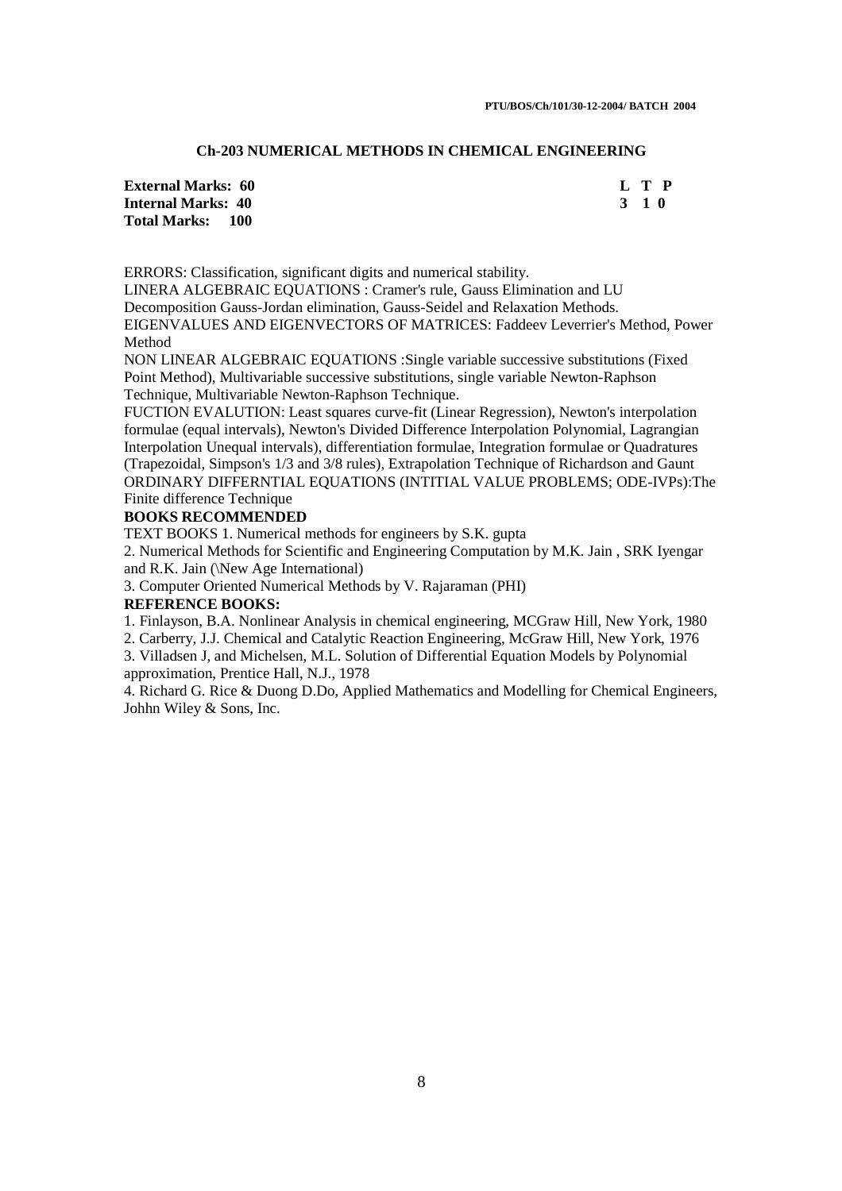## Ch-203 NUMERICAL METHODS IN CHEMICAL ENGINEERING

**External Marks: 60** **L T P**
**Internal Marks: 40** **3 1 0**
**Total Marks: 100**

ERRORS: Classification, significant digits and numerical stability.
LINERA ALGEBRAIC EQUATIONS : Cramer's rule, Gauss Elimination and LU Decomposition Gauss-Jordan elimination, Gauss-Seidel and Relaxation Methods.
EIGENVALUES AND EIGENVECTORS OF MATRICES: Faddeev Leverrier's Method, Power Method
NON LINEAR ALGEBRAIC EQUATIONS :Single variable successive substitutions (Fixed Point Method), Multivariable successive substitutions, single variable Newton-Raphson Technique, Multivariable Newton-Raphson Technique.
FUCTION EVALUTION: Least squares curve-fit (Linear Regression), Newton's interpolation formulae (equal intervals), Newton's Divided Difference Interpolation Polynomial, Lagrangian Interpolation Unequal intervals), differentiation formulae, Integration formulae or Quadratures (Trapezoidal, Simpson's 1/3 and 3/8 rules), Extrapolation Technique of Richardson and Gaunt
ORDINARY DIFFERNTIAL EQUATIONS (INTITIAL VALUE PROBLEMS; ODE-IVPs):The Finite difference Technique

**BOOKS RECOMMENDED**

TEXT BOOKS 1. Numerical methods for engineers by S.K. gupta

2. Numerical Methods for Scientific and Engineering Computation by M.K. Jain , SRK Iyengar and R.K. Jain (\New Age International)

3. Computer Oriented Numerical Methods by V. Rajaraman (PHI)

**REFERENCE BOOKS:**

1. Finlayson, B.A. Nonlinear Analysis in chemical engineering, MCGraw Hill, New York, 1980
2. Carberry, J.J. Chemical and Catalytic Reaction Engineering, McGraw Hill, New York, 1976
3. Villadsen J, and Michelsen, M.L. Solution of Differential Equation Models by Polynomial approximation, Prentice Hall, N.J., 1978
4. Richard G. Rice & Duong D.Do, Applied Mathematics and Modelling for Chemical Engineers, Johhn Wiley & Sons, Inc.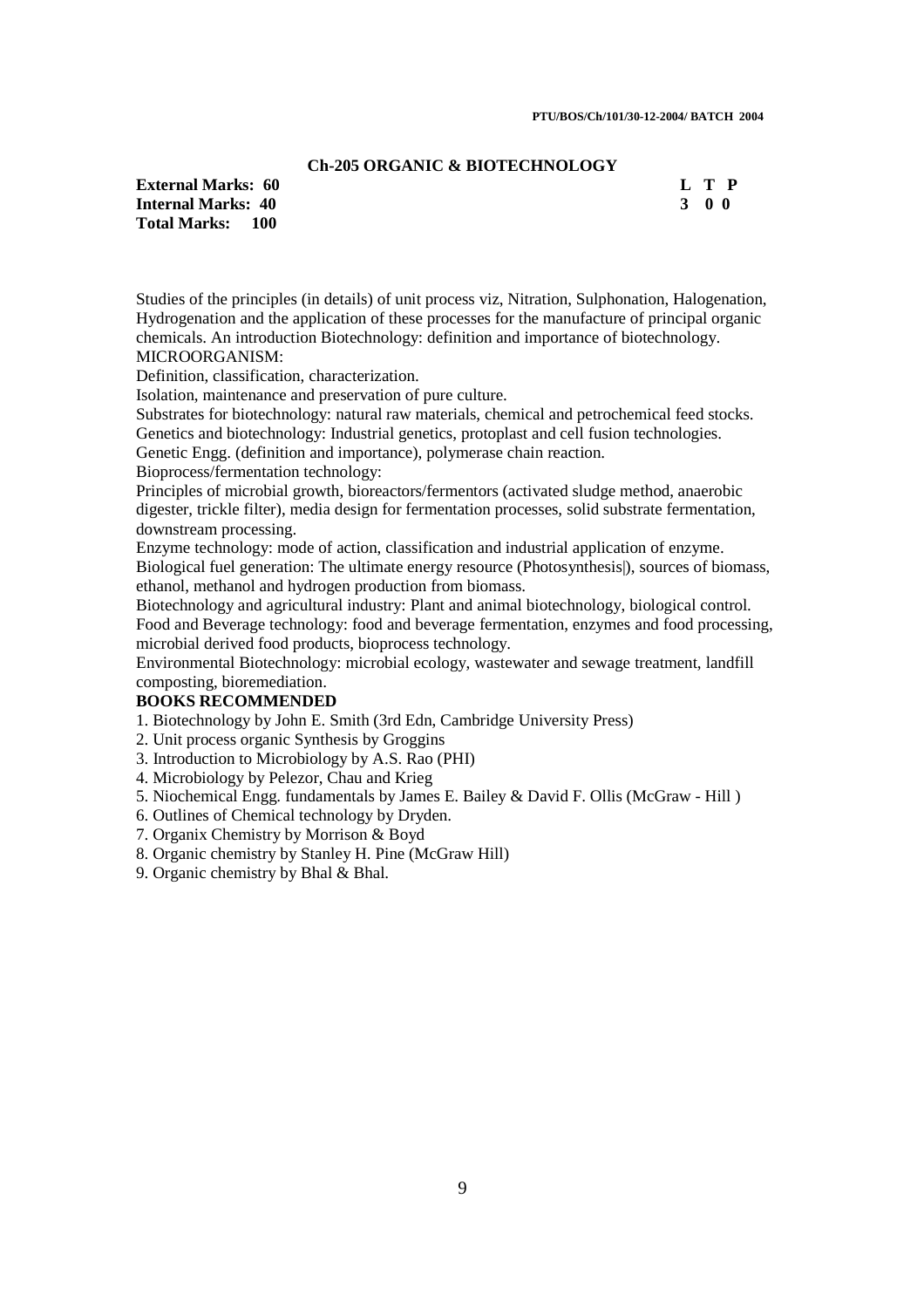## Ch-205 ORGANIC & BIOTECHNOLOGY

**External Marks: 60** | **L T P**
**Internal Marks: 40** | **3 0 0**
**Total Marks: 100**

Studies of the principles (in details) of unit process viz, Nitration, Sulphonation, Halogenation, Hydrogenation and the application of these processes for the manufacture of principal organic chemicals. An introduction Biotechnology: definition and importance of biotechnology.

MICROORGANISM:

Definition, classification, characterization.

Isolation, maintenance and preservation of pure culture.

Substrates for biotechnology: natural raw materials, chemical and petrochemical feed stocks.

Genetics and biotechnology: Industrial genetics, protoplast and cell fusion technologies.

Genetic Engg. (definition and importance), polymerase chain reaction.

Bioprocess/fermentation technology:

Principles of microbial growth, bioreactors/fermentors (activated sludge method, anaerobic digester, trickle filter), media design for fermentation processes, solid substrate fermentation, downstream processing.

Enzyme technology: mode of action, classification and industrial application of enzyme.

Biological fuel generation: The ultimate energy resource (Photosynthesis|), sources of biomass, ethanol, methanol and hydrogen production from biomass.

Biotechnology and agricultural industry: Plant and animal biotechnology, biological control.

Food and Beverage technology: food and beverage fermentation, enzymes and food processing, microbial derived food products, bioprocess technology.

Environmental Biotechnology: microbial ecology, wastewater and sewage treatment, landfill composting, bioremediation.

**BOOKS RECOMMENDED**

1. Biotechnology by John E. Smith (3rd Edn, Cambridge University Press)
2. Unit process organic Synthesis by Groggins
3. Introduction to Microbiology by A.S. Rao (PHI)
4. Microbiology by Pelezor, Chau and Krieg
5. Niochemical Engg. fundamentals by James E. Bailey & David F. Ollis (McGraw - Hill )
6. Outlines of Chemical technology by Dryden.
7. Organix Chemistry by Morrison & Boyd
8. Organic chemistry by Stanley H. Pine (McGraw Hill)
9. Organic chemistry by Bhal & Bhal.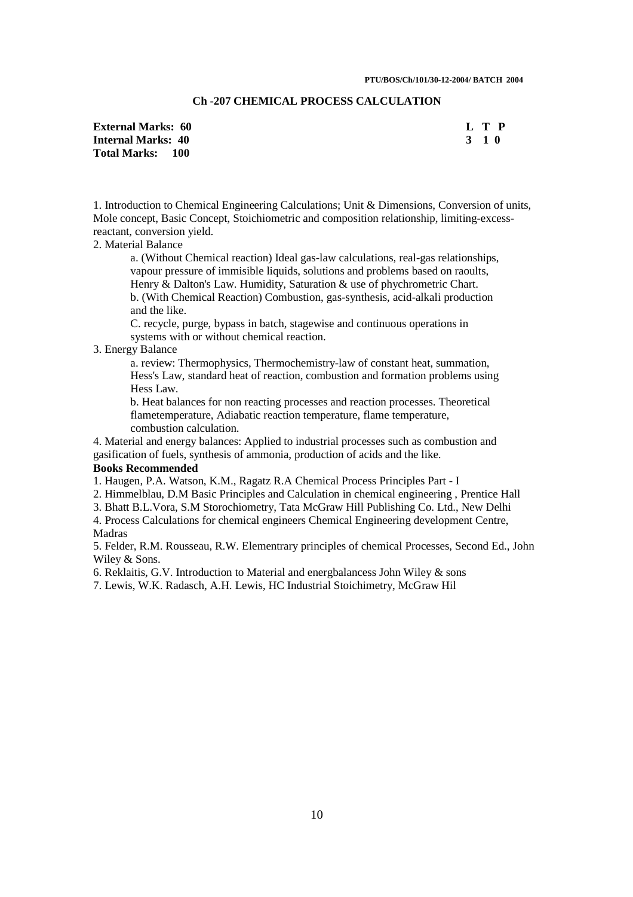## Ch -207 CHEMICAL PROCESS CALCULATION

**External Marks: 60** **L T P**
**Internal Marks: 40** **3 1 0**
**Total Marks: 100**

1. Introduction to Chemical Engineering Calculations; Unit & Dimensions, Conversion of units, Mole concept, Basic Concept, Stoichiometric and composition relationship, limiting-excess-reactant, conversion yield.
2. Material Balance
   a. (Without Chemical reaction) Ideal gas-law calculations, real-gas relationships, vapour pressure of immisible liquids, solutions and problems based on raoults, Henry & Dalton's Law. Humidity, Saturation & use of phychrometric Chart.
   b. (With Chemical Reaction) Combustion, gas-synthesis, acid-alkali production and the like.
   C. recycle, purge, bypass in batch, stagewise and continuous operations in systems with or without chemical reaction.
3. Energy Balance
   a. review: Thermophysics, Thermochemistry-law of constant heat, summation, Hess's Law, standard heat of reaction, combustion and formation problems using Hess Law.
   b. Heat balances for non reacting processes and reaction processes. Theoretical flametemperature, Adiabatic reaction temperature, flame temperature, combustion calculation.
4. Material and energy balances: Applied to industrial processes such as combustion and gasification of fuels, synthesis of ammonia, production of acids and the like.

**Books Recommended**

1. Haugen, P.A. Watson, K.M., Ragatz R.A Chemical Process Principles Part - I
2. Himmelblau, D.M Basic Principles and Calculation in chemical engineering , Prentice Hall
3. Bhatt B.L.Vora, S.M Storochiometry, Tata McGraw Hill Publishing Co. Ltd., New Delhi
4. Process Calculations for chemical engineers Chemical Engineering development Centre, Madras
5. Felder, R.M. Rousseau, R.W. Elementrary principles of chemical Processes, Second Ed., John Wiley & Sons.
6. Reklaitis, G.V. Introduction to Material and energbalancess John Wiley & sons
7. Lewis, W.K. Radasch, A.H. Lewis, HC Industrial Stoichimetry, McGraw Hil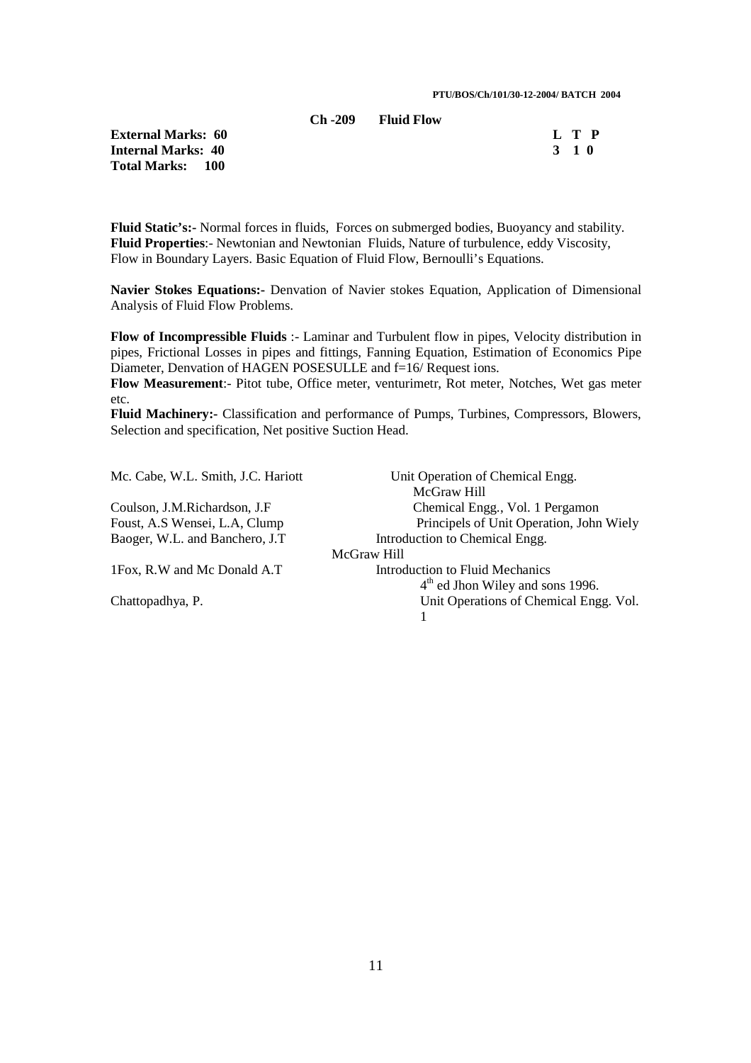## Ch -209 Fluid Flow

**External Marks: 60** | **L T P**
**Internal Marks: 40** | **3 1 0**
**Total Marks: 100**

**Fluid Static's:-** Normal forces in fluids, Forces on submerged bodies, Buoyancy and stability.
**Fluid Properties**:- Newtonian and Newtonian Fluids, Nature of turbulence, eddy Viscosity, Flow in Boundary Layers. Basic Equation of Fluid Flow, Bernoulli's Equations.

**Navier Stokes Equations:-** Denvation of Navier stokes Equation, Application of Dimensional Analysis of Fluid Flow Problems.

**Flow of Incompressible Fluids** :- Laminar and Turbulent flow in pipes, Velocity distribution in pipes, Frictional Losses in pipes and fittings, Fanning Equation, Estimation of Economics Pipe Diameter, Denvation of HAGEN POSESULLE and f=16/ Request ions.
**Flow Measurement**:- Pitot tube, Office meter, venturimetr, Rot meter, Notches, Wet gas meter etc.
**Fluid Machinery:-** Classification and performance of Pumps, Turbines, Compressors, Blowers, Selection and specification, Net positive Suction Head.

| | |
|---|---|
| Mc. Cabe, W.L. Smith, J.C. Hariott | Unit Operation of Chemical Engg. McGraw Hill |
| Coulson, J.M.Richardson, J.F | Chemical Engg., Vol. 1 Pergamon |
| Foust, A.S Wensei, L.A, Clump | Principels of Unit Operation, John Wiely |
| Baoger, W.L. and Banchero, J.T | Introduction to Chemical Engg. McGraw Hill |
| 1Fox, R.W and Mc Donald A.T | Introduction to Fluid Mechanics 4th ed Jhon Wiley and sons 1996. |
| Chattopadhya, P. | Unit Operations of Chemical Engg. Vol. 1 |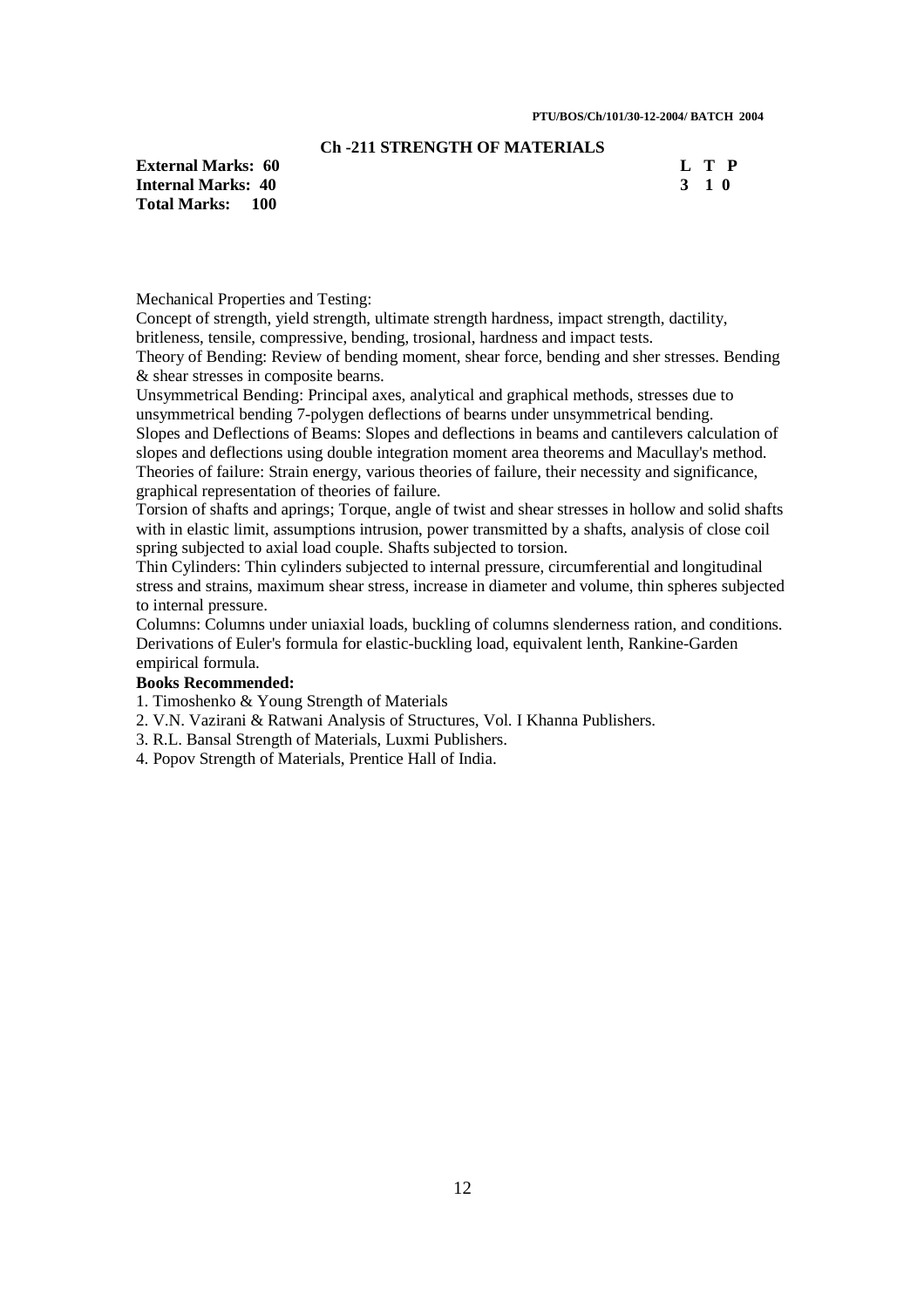## Ch -211 STRENGTH OF MATERIALS

**External Marks: 60** **L T P**
**Internal Marks: 40** **3 1 0**
**Total Marks: 100**

Mechanical Properties and Testing:
Concept of strength, yield strength, ultimate strength hardness, impact strength, dactility, britleness, tensile, compressive, bending, trosional, hardness and impact tests.
Theory of Bending: Review of bending moment, shear force, bending and sher stresses. Bending & shear stresses in composite bearns.
Unsymmetrical Bending: Principal axes, analytical and graphical methods, stresses due to unsymmetrical bending 7-polygen deflections of bearns under unsymmetrical bending.
Slopes and Deflections of Beams: Slopes and deflections in beams and cantilevers calculation of slopes and deflections using double integration moment area theorems and Macullay's method.
Theories of failure: Strain energy, various theories of failure, their necessity and significance, graphical representation of theories of failure.
Torsion of shafts and aprings; Torque, angle of twist and shear stresses in hollow and solid shafts with in elastic limit, assumptions intrusion, power transmitted by a shafts, analysis of close coil spring subjected to axial load couple. Shafts subjected to torsion.
Thin Cylinders: Thin cylinders subjected to internal pressure, circumferential and longitudinal stress and strains, maximum shear stress, increase in diameter and volume, thin spheres subjected to internal pressure.
Columns: Columns under uniaxial loads, buckling of columns slenderness ration, and conditions. Derivations of Euler's formula for elastic-buckling load, equivalent lenth, Rankine-Garden empirical formula.

**Books Recommended:**

1. Timoshenko & Young Strength of Materials
2. V.N. Vazirani & Ratwani Analysis of Structures, Vol. I Khanna Publishers.
3. R.L. Bansal Strength of Materials, Luxmi Publishers.
4. Popov Strength of Materials, Prentice Hall of India.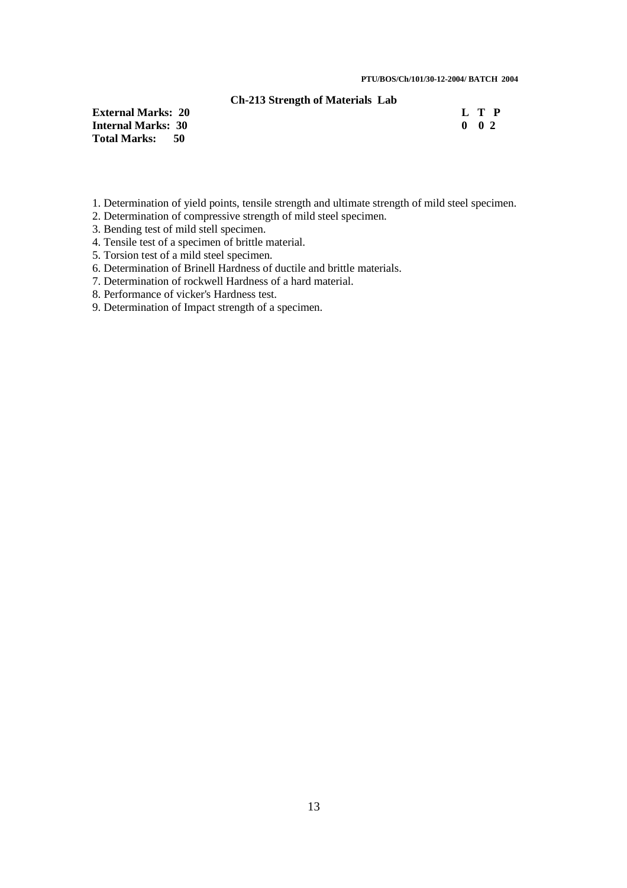PTU/BOS/Ch/101/30-12-2004/ BATCH 2004

## Ch-213 Strength of Materials Lab

| **External Marks: 20** | **L T P** |
|---|---|
| **Internal Marks: 30** | **0 0 2** |
| **Total Marks: 50** | |

1. Determination of yield points, tensile strength and ultimate strength of mild steel specimen.
2. Determination of compressive strength of mild steel specimen.
3. Bending test of mild stell specimen.
4. Tensile test of a specimen of brittle material.
5. Torsion test of a mild steel specimen.
6. Determination of Brinell Hardness of ductile and brittle materials.
7. Determination of rockwell Hardness of a hard material.
8. Performance of vicker's Hardness test.
9. Determination of Impact strength of a specimen.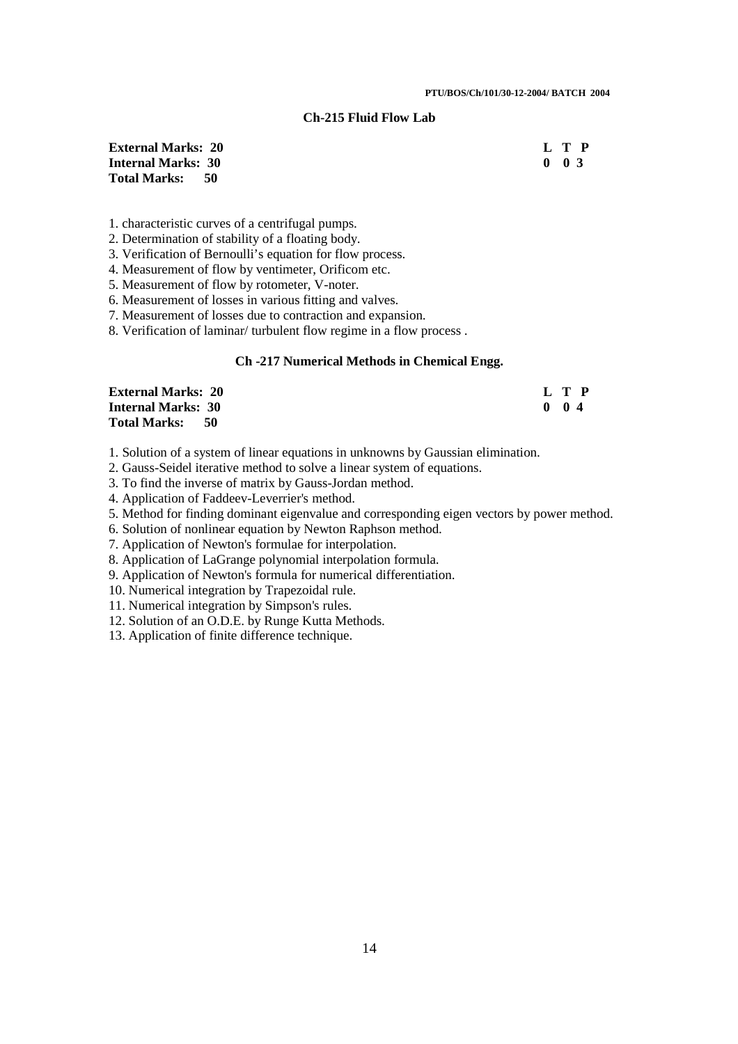## Ch-215 Fluid Flow Lab

| | L | T | P |
|---|---|---|---|
| **External Marks: 20** | **L** | **T** | **P** |
| **Internal Marks: 30** | **0** | **0** | **3** |
| **Total Marks: 50** | | | |

1. characteristic curves of a centrifugal pumps.
2. Determination of stability of a floating body.
3. Verification of Bernoulli's equation for flow process.
4. Measurement of flow by ventimeter, Orificom etc.
5. Measurement of flow by rotometer, V-noter.
6. Measurement of losses in various fitting and valves.
7. Measurement of losses due to contraction and expansion.
8. Verification of laminar/ turbulent flow regime in a flow process .

## Ch -217 Numerical Methods in Chemical Engg.

| | L | T | P |
|---|---|---|---|
| **External Marks: 20** | **L** | **T** | **P** |
| **Internal Marks: 30** | **0** | **0** | **4** |
| **Total Marks: 50** | | | |

1. Solution of a system of linear equations in unknowns by Gaussian elimination.
2. Gauss-Seidel iterative method to solve a linear system of equations.
3. To find the inverse of matrix by Gauss-Jordan method.
4. Application of Faddeev-Leverrier's method.
5. Method for finding dominant eigenvalue and corresponding eigen vectors by power method.
6. Solution of nonlinear equation by Newton Raphson method.
7. Application of Newton's formulae for interpolation.
8. Application of LaGrange polynomial interpolation formula.
9. Application of Newton's formula for numerical differentiation.
10. Numerical integration by Trapezoidal rule.
11. Numerical integration by Simpson's rules.
12. Solution of an O.D.E. by Runge Kutta Methods.
13. Application of finite difference technique.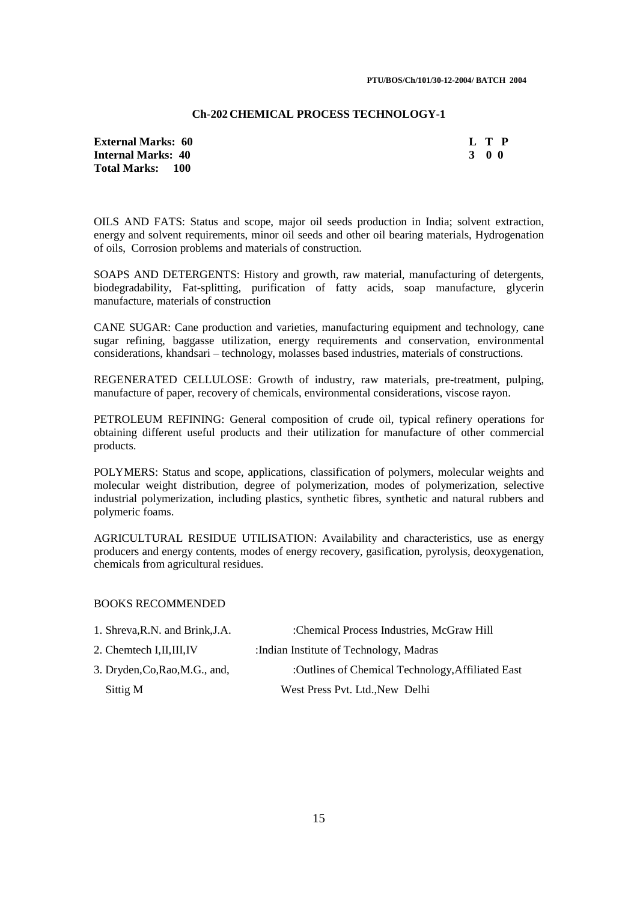## Ch-202 CHEMICAL PROCESS TECHNOLOGY-1

**External Marks: 60**
**Internal Marks: 40**
**Total Marks: 100**

| L | T | P |
|---|---|---|
| 3 | 0 | 0 |

OILS AND FATS: Status and scope, major oil seeds production in India; solvent extraction, energy and solvent requirements, minor oil seeds and other oil bearing materials, Hydrogenation of oils, Corrosion problems and materials of construction.

SOAPS AND DETERGENTS: History and growth, raw material, manufacturing of detergents, biodegradability, Fat-splitting, purification of fatty acids, soap manufacture, glycerin manufacture, materials of construction

CANE SUGAR: Cane production and varieties, manufacturing equipment and technology, cane sugar refining, baggasse utilization, energy requirements and conservation, environmental considerations, khandsari – technology, molasses based industries, materials of constructions.

REGENERATED CELLULOSE: Growth of industry, raw materials, pre-treatment, pulping, manufacture of paper, recovery of chemicals, environmental considerations, viscose rayon.

PETROLEUM REFINING: General composition of crude oil, typical refinery operations for obtaining different useful products and their utilization for manufacture of other commercial products.

POLYMERS: Status and scope, applications, classification of polymers, molecular weights and molecular weight distribution, degree of polymerization, modes of polymerization, selective industrial polymerization, including plastics, synthetic fibres, synthetic and natural rubbers and polymeric foams.

AGRICULTURAL RESIDUE UTILISATION: Availability and characteristics, use as energy producers and energy contents, modes of energy recovery, gasification, pyrolysis, deoxygenation, chemicals from agricultural residues.

### BOOKS RECOMMENDED

1. Shreva,R.N. and Brink,J.A. :Chemical Process Industries, McGraw Hill
2. Chemtech I,II,III,IV :Indian Institute of Technology, Madras
3. Dryden,Co,Rao,M.G., and, Sittig M :Outlines of Chemical Technology,Affiliated East West Press Pvt. Ltd.,New Delhi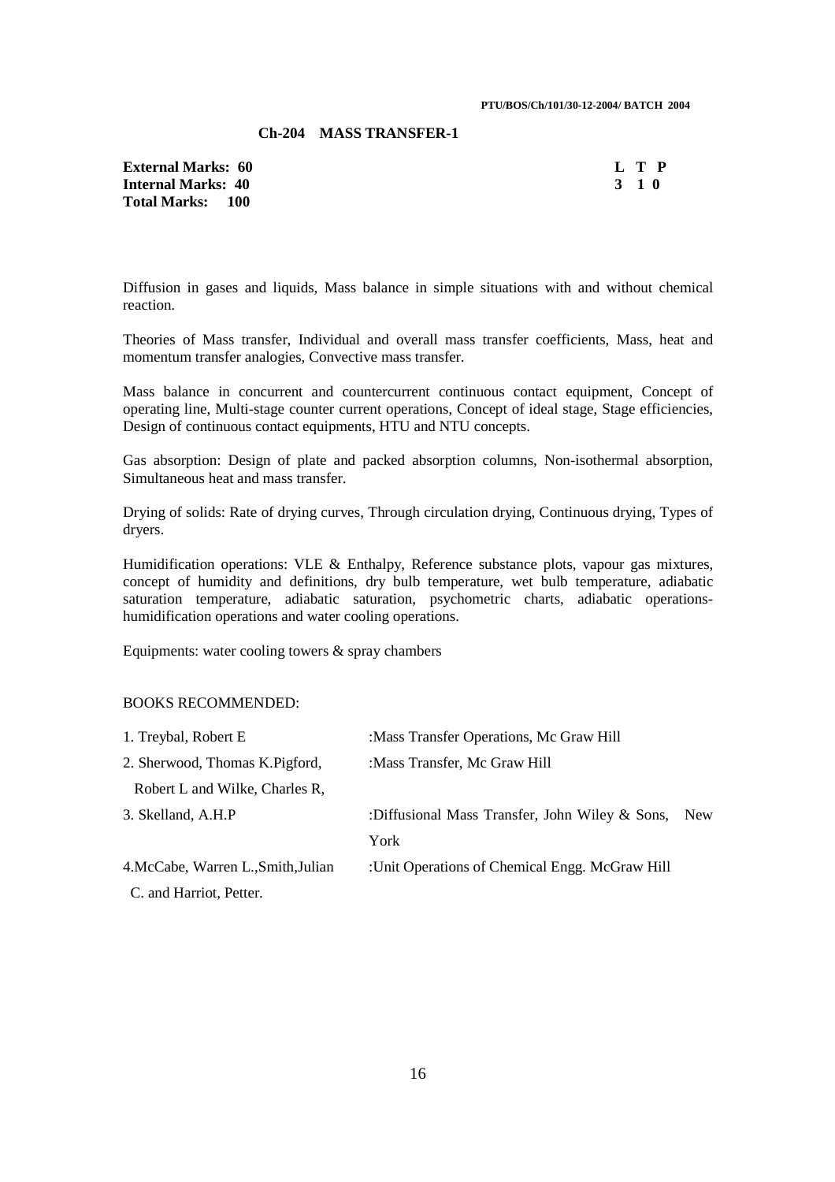## Ch-204 MASS TRANSFER-1

**External Marks: 60**
**Internal Marks: 40**
**Total Marks: 100**

| L | T | P |
|---|---|---|
| 3 | 1 | 0 |

Diffusion in gases and liquids, Mass balance in simple situations with and without chemical reaction.

Theories of Mass transfer, Individual and overall mass transfer coefficients, Mass, heat and momentum transfer analogies, Convective mass transfer.

Mass balance in concurrent and countercurrent continuous contact equipment, Concept of operating line, Multi-stage counter current operations, Concept of ideal stage, Stage efficiencies, Design of continuous contact equipments, HTU and NTU concepts.

Gas absorption: Design of plate and packed absorption columns, Non-isothermal absorption, Simultaneous heat and mass transfer.

Drying of solids: Rate of drying curves, Through circulation drying, Continuous drying, Types of dryers.

Humidification operations: VLE & Enthalpy, Reference substance plots, vapour gas mixtures, concept of humidity and definitions, dry bulb temperature, wet bulb temperature, adiabatic saturation temperature, adiabatic saturation, psychometric charts, adiabatic operations-humidification operations and water cooling operations.

Equipments: water cooling towers & spray chambers

BOOKS RECOMMENDED:

| | |
|---|---|
| 1. Treybal, Robert E | :Mass Transfer Operations, Mc Graw Hill |
| 2. Sherwood, Thomas K.Pigford, Robert L and Wilke, Charles R, | :Mass Transfer, Mc Graw Hill |
| 3. Skelland, A.H.P | :Diffusional Mass Transfer, John Wiley & Sons, New York |
| 4.McCabe, Warren L.,Smith,Julian C. and Harriot, Petter. | :Unit Operations of Chemical Engg. McGraw Hill |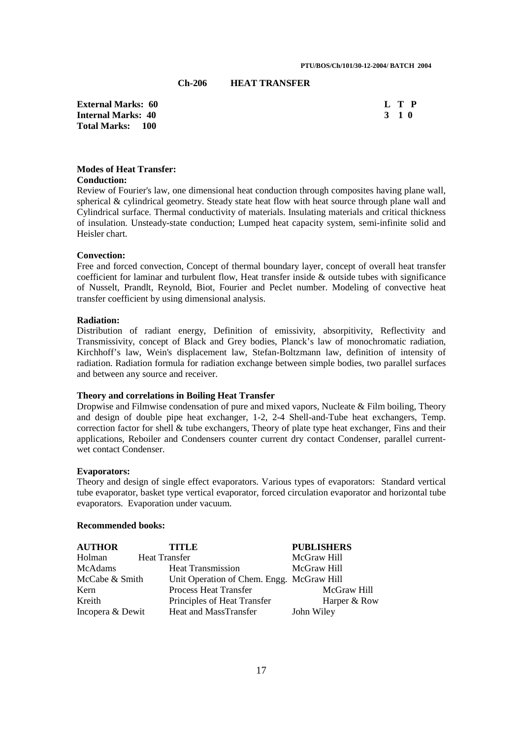## Ch-206 HEAT TRANSFER

**External Marks: 60**
**Internal Marks: 40**
**Total Marks: 100**

| L | T | P |
|---|---|---|
| 3 | 1 | 0 |

**Modes of Heat Transfer:**

**Conduction:**

Review of Fourier's law, one dimensional heat conduction through composites having plane wall, spherical & cylindrical geometry. Steady state heat flow with heat source through plane wall and Cylindrical surface. Thermal conductivity of materials. Insulating materials and critical thickness of insulation. Unsteady-state conduction; Lumped heat capacity system, semi-infinite solid and Heisler chart.

**Convection:**

Free and forced convection, Concept of thermal boundary layer, concept of overall heat transfer coefficient for laminar and turbulent flow, Heat transfer inside & outside tubes with significance of Nusselt, Prandlt, Reynold, Biot, Fourier and Peclet number. Modeling of convective heat transfer coefficient by using dimensional analysis.

**Radiation:**

Distribution of radiant energy, Definition of emissivity, absorpitivity, Reflectivity and Transmissivity, concept of Black and Grey bodies, Planck's law of monochromatic radiation, Kirchhoff's law, Wein's displacement law, Stefan-Boltzmann law, definition of intensity of radiation. Radiation formula for radiation exchange between simple bodies, two parallel surfaces and between any source and receiver.

**Theory and correlations in Boiling Heat Transfer**

Dropwise and Filmwise condensation of pure and mixed vapors, Nucleate & Film boiling, Theory and design of double pipe heat exchanger, 1-2, 2-4 Shell-and-Tube heat exchangers, Temp. correction factor for shell & tube exchangers, Theory of plate type heat exchanger, Fins and their applications, Reboiler and Condensers counter current dry contact Condenser, parallel current-wet contact Condenser.

**Evaporators:**

Theory and design of single effect evaporators. Various types of evaporators: Standard vertical tube evaporator, basket type vertical evaporator, forced circulation evaporator and horizontal tube evaporators. Evaporation under vacuum.

**Recommended books:**

| AUTHOR | TITLE | PUBLISHERS |
|---|---|---|
| Holman | Heat Transfer | McGraw Hill |
| McAdams | Heat Transmission | McGraw Hill |
| McCabe & Smith | Unit Operation of Chem. Engg. | McGraw Hill |
| Kern | Process Heat Transfer | McGraw Hill |
| Kreith | Principles of Heat Transfer | Harper & Row |
| Incopera & Dewit | Heat and MassTransfer | John Wiley |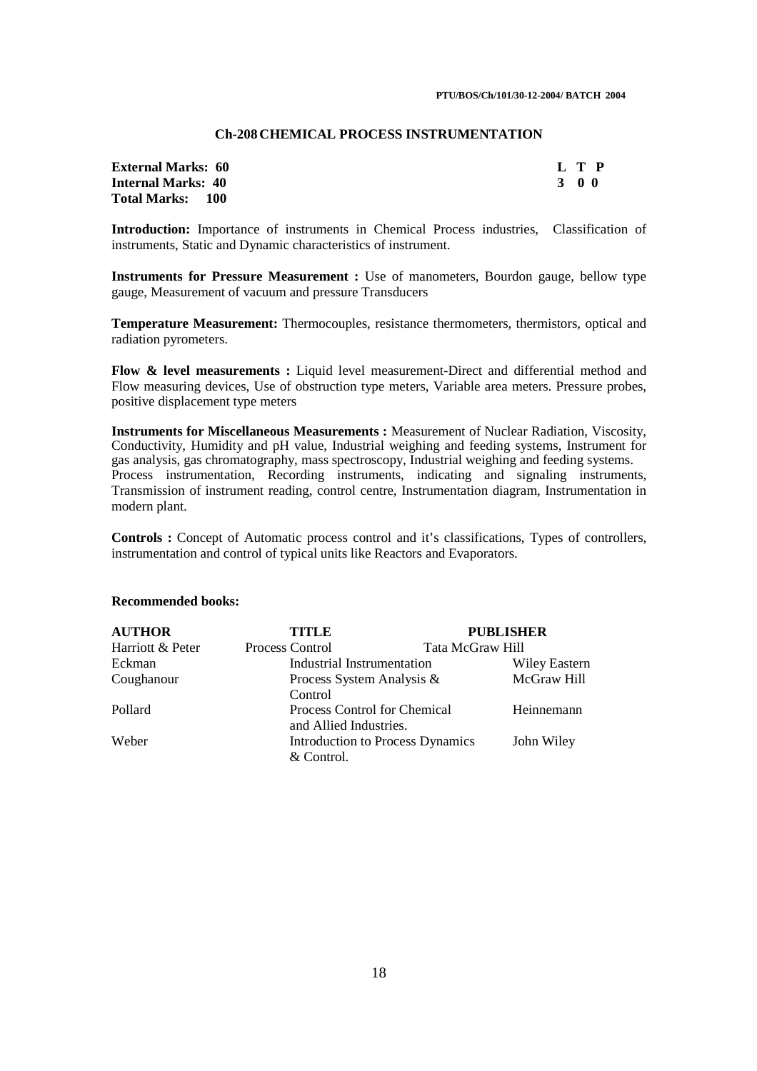## Ch-208 CHEMICAL PROCESS INSTRUMENTATION

| | |
|---|---|
| **External Marks: 60** | **L T P** |
| **Internal Marks: 40** | **3 0 0** |
| **Total Marks: 100** | |

**Introduction:** Importance of instruments in Chemical Process industries, Classification of instruments, Static and Dynamic characteristics of instrument.

**Instruments for Pressure Measurement :** Use of manometers, Bourdon gauge, bellow type gauge, Measurement of vacuum and pressure Transducers

**Temperature Measurement:** Thermocouples, resistance thermometers, thermistors, optical and radiation pyrometers.

**Flow & level measurements :** Liquid level measurement-Direct and differential method and Flow measuring devices, Use of obstruction type meters, Variable area meters. Pressure probes, positive displacement type meters

**Instruments for Miscellaneous Measurements :** Measurement of Nuclear Radiation, Viscosity, Conductivity, Humidity and pH value, Industrial weighing and feeding systems, Instrument for gas analysis, gas chromatography, mass spectroscopy, Industrial weighing and feeding systems. Process instrumentation, Recording instruments, indicating and signaling instruments, Transmission of instrument reading, control centre, Instrumentation diagram, Instrumentation in modern plant.

**Controls :** Concept of Automatic process control and it's classifications, Types of controllers, instrumentation and control of typical units like Reactors and Evaporators.

**Recommended books:**

| AUTHOR | TITLE | PUBLISHER |
|---|---|---|
| Harriott & Peter | Process Control | Tata McGraw Hill |
| Eckman | Industrial Instrumentation | Wiley Eastern |
| Coughanour | Process System Analysis & Control | McGraw Hill |
| Pollard | Process Control for Chemical and Allied Industries. | Heinnemann |
| Weber | Introduction to Process Dynamics & Control. | John Wiley |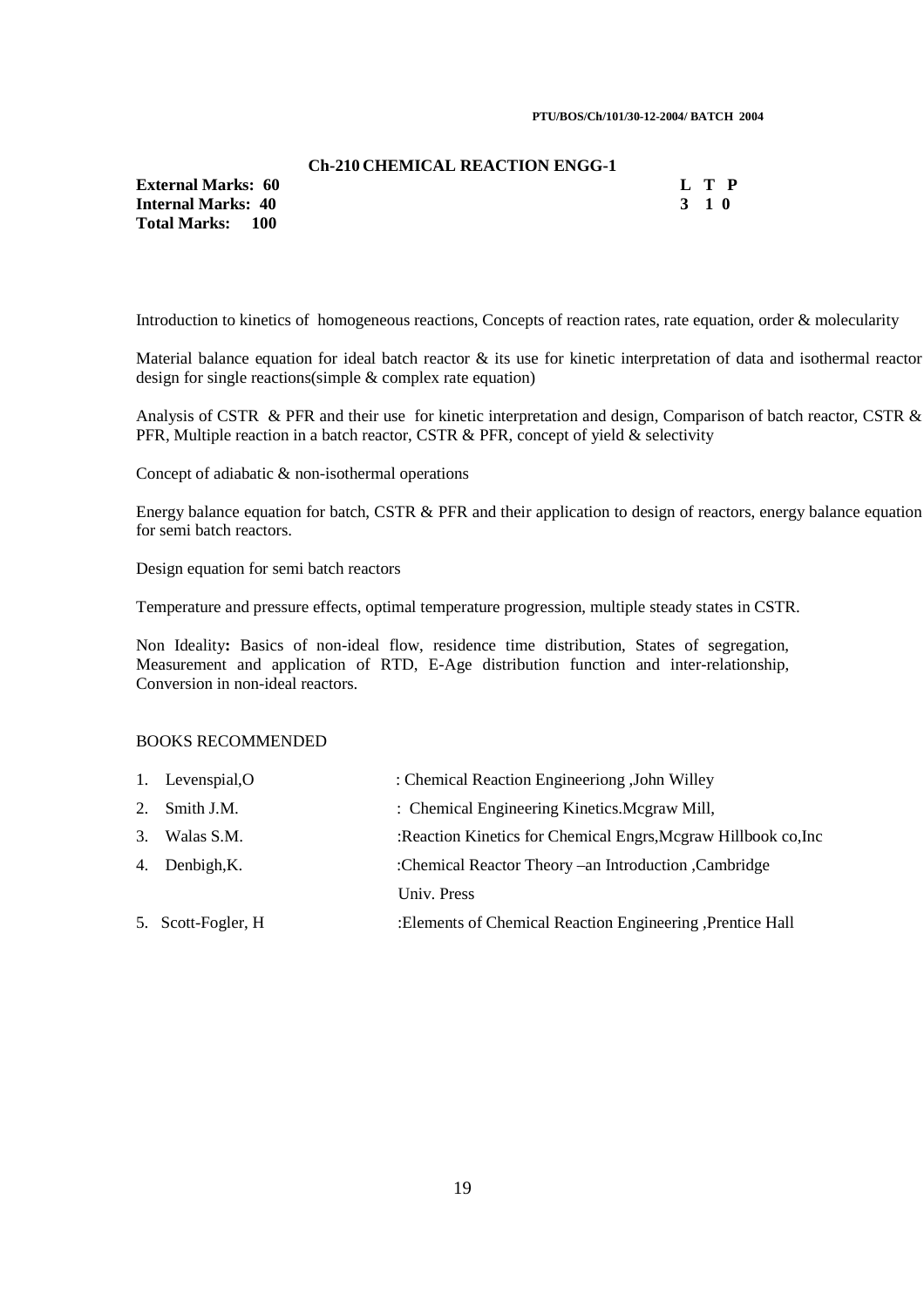## Ch-210 CHEMICAL REACTION ENGG-1

**External Marks: 60** **L T P**
**Internal Marks: 40** **3 1 0**
**Total Marks: 100**

Introduction to kinetics of homogeneous reactions, Concepts of reaction rates, rate equation, order & molecularity

Material balance equation for ideal batch reactor & its use for kinetic interpretation of data and isothermal reactor design for single reactions(simple & complex rate equation)

Analysis of CSTR & PFR and their use for kinetic interpretation and design, Comparison of batch reactor, CSTR & PFR, Multiple reaction in a batch reactor, CSTR & PFR, concept of yield & selectivity

Concept of adiabatic & non-isothermal operations

Energy balance equation for batch, CSTR & PFR and their application to design of reactors, energy balance equation for semi batch reactors.

Design equation for semi batch reactors

Temperature and pressure effects, optimal temperature progression, multiple steady states in CSTR.

Non Ideality**:** Basics of non-ideal flow, residence time distribution, States of segregation, Measurement and application of RTD, E-Age distribution function and inter-relationship, Conversion in non-ideal reactors.

BOOKS RECOMMENDED

1. Levenspial,O : Chemical Reaction Engineeriong ,John Willey
2. Smith J.M. : Chemical Engineering Kinetics.Mcgraw Mill,
3. Walas S.M. :Reaction Kinetics for Chemical Engrs,Mcgraw Hillbook co,Inc
4. Denbigh,K. :Chemical Reactor Theory –an Introduction ,Cambridge Univ. Press
5. Scott-Fogler, H :Elements of Chemical Reaction Engineering ,Prentice Hall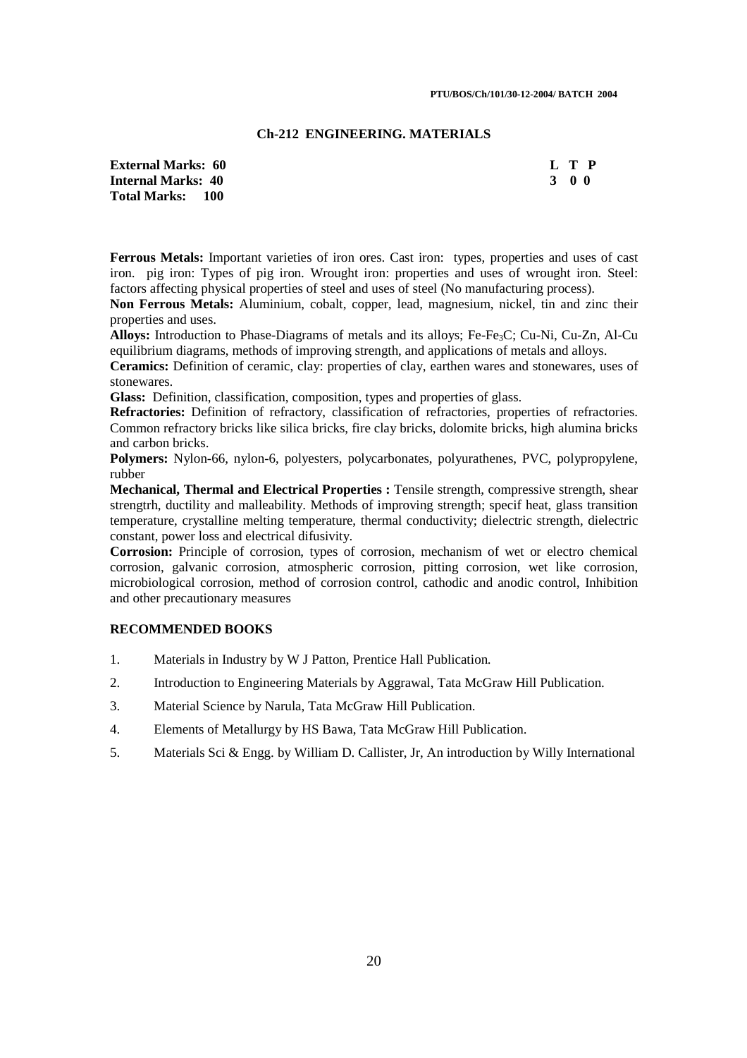## Ch-212 ENGINEERING. MATERIALS

**External Marks: 60**  
**Internal Marks: 40**  
**Total Marks: 100**

| L | T | P |
|---|---|---|
| 3 | 0 | 0 |

**Ferrous Metals:** Important varieties of iron ores. Cast iron: types, properties and uses of cast iron. pig iron: Types of pig iron. Wrought iron: properties and uses of wrought iron. Steel: factors affecting physical properties of steel and uses of steel (No manufacturing process).

**Non Ferrous Metals:** Aluminium, cobalt, copper, lead, magnesium, nickel, tin and zinc their properties and uses.

**Alloys:** Introduction to Phase-Diagrams of metals and its alloys; Fe-$Fe_3C$; Cu-Ni, Cu-Zn, Al-Cu equilibrium diagrams, methods of improving strength, and applications of metals and alloys.

**Ceramics:** Definition of ceramic, clay: properties of clay, earthen wares and stonewares, uses of stonewares.

**Glass:** Definition, classification, composition, types and properties of glass.

**Refractories:** Definition of refractory, classification of refractories, properties of refractories. Common refractory bricks like silica bricks, fire clay bricks, dolomite bricks, high alumina bricks and carbon bricks.

**Polymers:** Nylon-66, nylon-6, polyesters, polycarbonates, polyurathenes, PVC, polypropylene, rubber

**Mechanical, Thermal and Electrical Properties :** Tensile strength, compressive strength, shear strengtrh, ductility and malleability. Methods of improving strength; specif heat, glass transition temperature, crystalline melting temperature, thermal conductivity; dielectric strength, dielectric constant, power loss and electrical difusivity.

**Corrosion:** Principle of corrosion, types of corrosion, mechanism of wet or electro chemical corrosion, galvanic corrosion, atmospheric corrosion, pitting corrosion, wet like corrosion, microbiological corrosion, method of corrosion control, cathodic and anodic control, Inhibition and other precautionary measures

### RECOMMENDED BOOKS

1. Materials in Industry by W J Patton, Prentice Hall Publication.
2. Introduction to Engineering Materials by Aggrawal, Tata McGraw Hill Publication.
3. Material Science by Narula, Tata McGraw Hill Publication.
4. Elements of Metallurgy by HS Bawa, Tata McGraw Hill Publication.
5. Materials Sci & Engg. by William D. Callister, Jr, An introduction by Willy International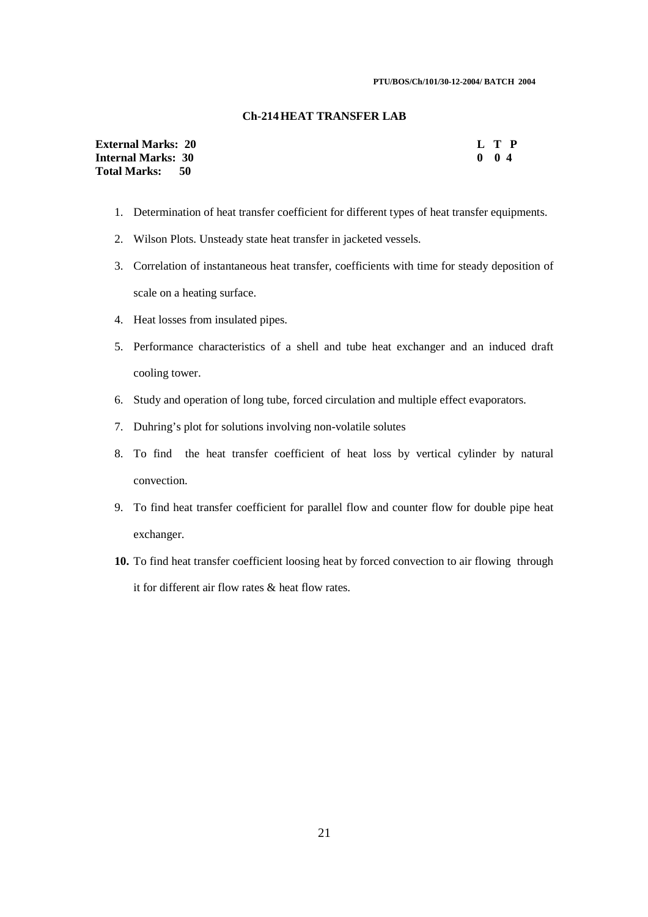## Ch-214 HEAT TRANSFER LAB

| **External Marks: 20** | **L T P** |
|---|---|
| **Internal Marks: 30** | **0 0 4** |
| **Total Marks: 50** | |

1. Determination of heat transfer coefficient for different types of heat transfer equipments.
2. Wilson Plots. Unsteady state heat transfer in jacketed vessels.
3. Correlation of instantaneous heat transfer, coefficients with time for steady deposition of scale on a heating surface.
4. Heat losses from insulated pipes.
5. Performance characteristics of a shell and tube heat exchanger and an induced draft cooling tower.
6. Study and operation of long tube, forced circulation and multiple effect evaporators.
7. Duhring's plot for solutions involving non-volatile solutes
8. To find the heat transfer coefficient of heat loss by vertical cylinder by natural convection.
9. To find heat transfer coefficient for parallel flow and counter flow for double pipe heat exchanger.
10. To find heat transfer coefficient loosing heat by forced convection to air flowing through it for different air flow rates & heat flow rates.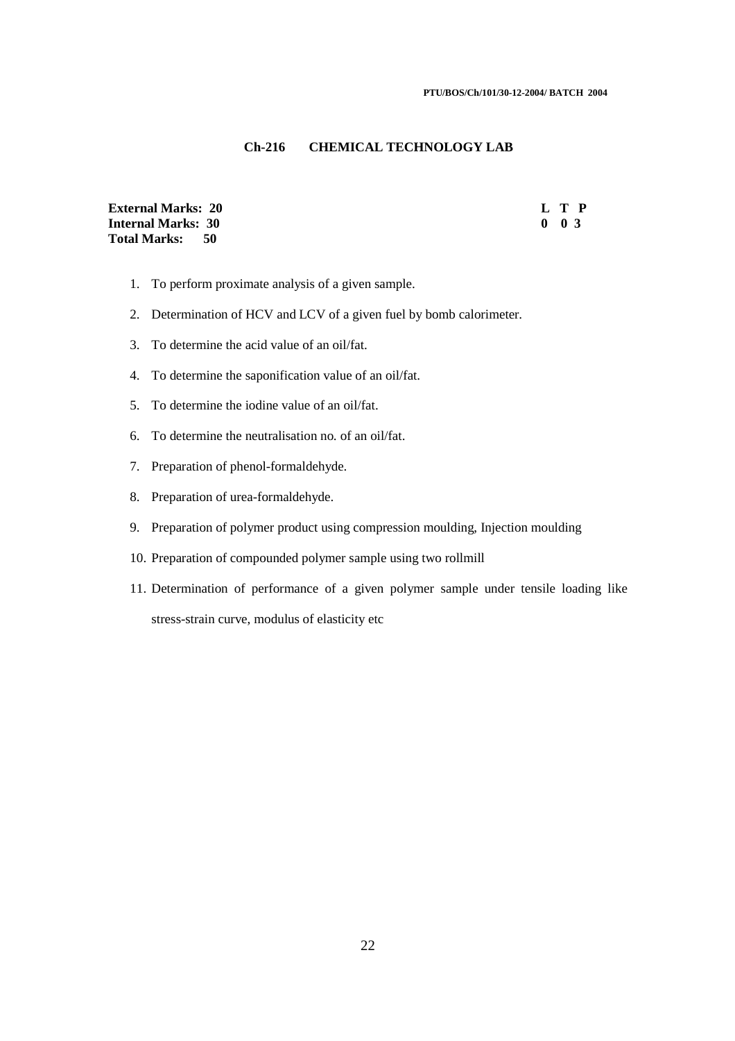## Ch-216 CHEMICAL TECHNOLOGY LAB

**External Marks: 20**
**Internal Marks: 30**
**Total Marks: 50**

| L | T | P |
|---|---|---|
| 0 | 0 | 3 |

1. To perform proximate analysis of a given sample.
2. Determination of HCV and LCV of a given fuel by bomb calorimeter.
3. To determine the acid value of an oil/fat.
4. To determine the saponification value of an oil/fat.
5. To determine the iodine value of an oil/fat.
6. To determine the neutralisation no. of an oil/fat.
7. Preparation of phenol-formaldehyde.
8. Preparation of urea-formaldehyde.
9. Preparation of polymer product using compression moulding, Injection moulding
10. Preparation of compounded polymer sample using two rollmill
11. Determination of performance of a given polymer sample under tensile loading like stress-strain curve, modulus of elasticity etc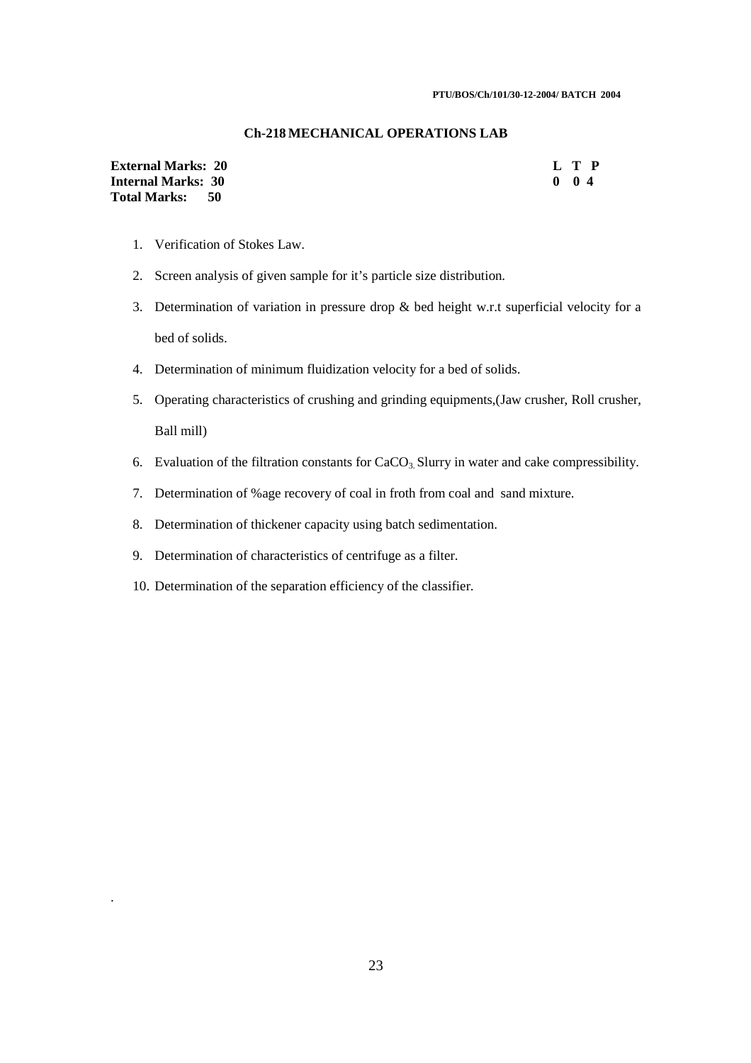## Ch-218 MECHANICAL OPERATIONS LAB

| | |
|---|---|
| **External Marks: 20** | **L T P** |
| **Internal Marks: 30** | **0 0 4** |
| **Total Marks: 50** | |

1. Verification of Stokes Law.
2. Screen analysis of given sample for it's particle size distribution.
3. Determination of variation in pressure drop & bed height w.r.t superficial velocity for a bed of solids.
4. Determination of minimum fluidization velocity for a bed of solids.
5. Operating characteristics of crushing and grinding equipments,(Jaw crusher, Roll crusher, Ball mill)
6. Evaluation of the filtration constants for $CaCO_3$ Slurry in water and cake compressibility.
7. Determination of %age recovery of coal in froth from coal and sand mixture.
8. Determination of thickener capacity using batch sedimentation.
9. Determination of characteristics of centrifuge as a filter.
10. Determination of the separation efficiency of the classifier.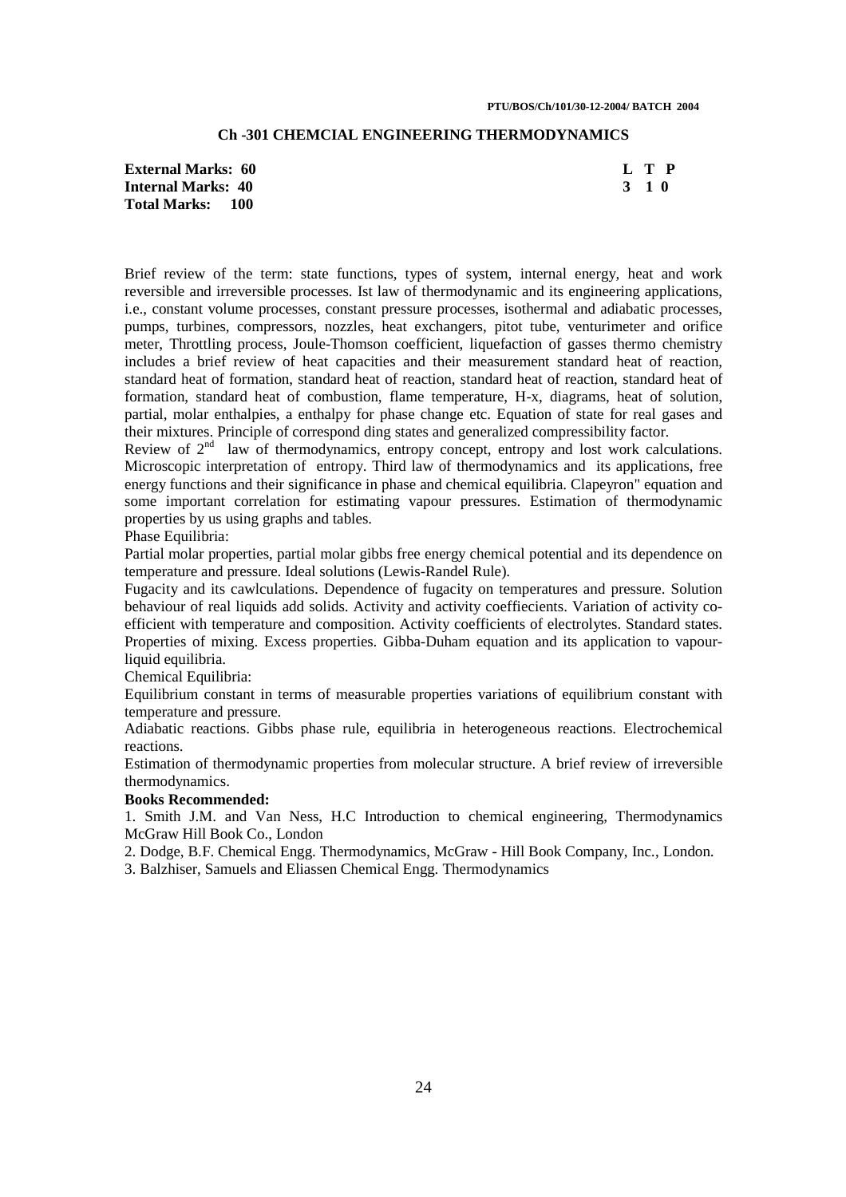## Ch -301 CHEMCIAL ENGINEERING THERMODYNAMICS

**External Marks: 60**
**Internal Marks: 40**
**Total Marks: 100**

| L | T | P |
|---|---|---|
| 3 | 1 | 0 |

Brief review of the term: state functions, types of system, internal energy, heat and work reversible and irreversible processes. Ist law of thermodynamic and its engineering applications, i.e., constant volume processes, constant pressure processes, isothermal and adiabatic processes, pumps, turbines, compressors, nozzles, heat exchangers, pitot tube, venturimeter and orifice meter, Throttling process, Joule-Thomson coefficient, liquefaction of gasses thermo chemistry includes a brief review of heat capacities and their measurement standard heat of reaction, standard heat of formation, standard heat of reaction, standard heat of reaction, standard heat of formation, standard heat of combustion, flame temperature, H-x, diagrams, heat of solution, partial, molar enthalpies, a enthalpy for phase change etc. Equation of state for real gases and their mixtures. Principle of correspond ding states and generalized compressibility factor.

Review of 2[nd] law of thermodynamics, entropy concept, entropy and lost work calculations. Microscopic interpretation of entropy. Third law of thermodynamics and its applications, free energy functions and their significance in phase and chemical equilibria. Clapeyron" equation and some important correlation for estimating vapour pressures. Estimation of thermodynamic properties by us using graphs and tables.

Phase Equilibria:

Partial molar properties, partial molar gibbs free energy chemical potential and its dependence on temperature and pressure. Ideal solutions (Lewis-Randel Rule).

Fugacity and its cawlculations. Dependence of fugacity on temperatures and pressure. Solution behaviour of real liquids add solids. Activity and activity coeffiecients. Variation of activity co-efficient with temperature and composition. Activity coefficients of electrolytes. Standard states. Properties of mixing. Excess properties. Gibba-Duham equation and its application to vapour-liquid equilibria.

Chemical Equilibria:

Equilibrium constant in terms of measurable properties variations of equilibrium constant with temperature and pressure.

Adiabatic reactions. Gibbs phase rule, equilibria in heterogeneous reactions. Electrochemical reactions.

Estimation of thermodynamic properties from molecular structure. A brief review of irreversible thermodynamics.

**Books Recommended:**

1. Smith J.M. and Van Ness, H.C Introduction to chemical engineering, Thermodynamics McGraw Hill Book Co., London
2. Dodge, B.F. Chemical Engg. Thermodynamics, McGraw - Hill Book Company, Inc., London.
3. Balzhiser, Samuels and Eliassen Chemical Engg. Thermodynamics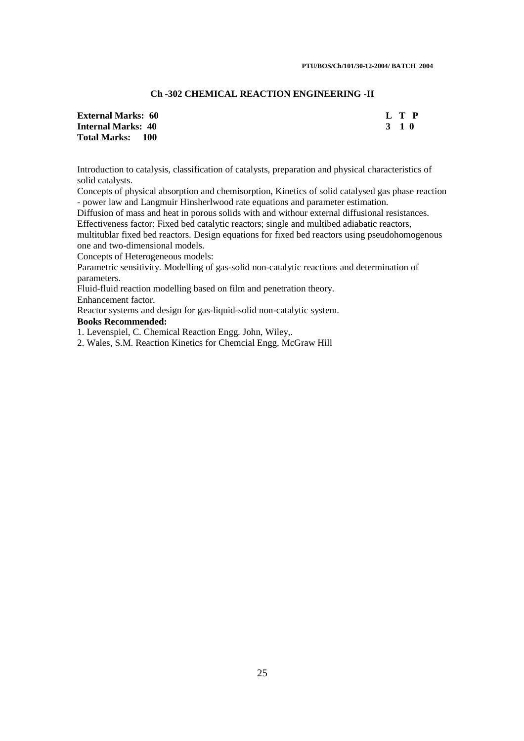## Ch -302 CHEMICAL REACTION ENGINEERING -II

| | |
|---|---|
| **External Marks: 60** | **L T P** |
| **Internal Marks: 40** | **3 1 0** |
| **Total Marks: 100** | |

Introduction to catalysis, classification of catalysts, preparation and physical characteristics of solid catalysts.

Concepts of physical absorption and chemisorption, Kinetics of solid catalysed gas phase reaction - power law and Langmuir Hinsherlwood rate equations and parameter estimation.

Diffusion of mass and heat in porous solids with and withour external diffusional resistances.

Effectiveness factor: Fixed bed catalytic reactors; single and multibed adiabatic reactors, multitublar fixed bed reactors. Design equations for fixed bed reactors using pseudohomogenous one and two-dimensional models.

Concepts of Heterogeneous models:

Parametric sensitivity. Modelling of gas-solid non-catalytic reactions and determination of parameters.

Fluid-fluid reaction modelling based on film and penetration theory.

Enhancement factor.

Reactor systems and design for gas-liquid-solid non-catalytic system.

**Books Recommended:**

1. Levenspiel, C. Chemical Reaction Engg. John, Wiley,.
2. Wales, S.M. Reaction Kinetics for Chemcial Engg. McGraw Hill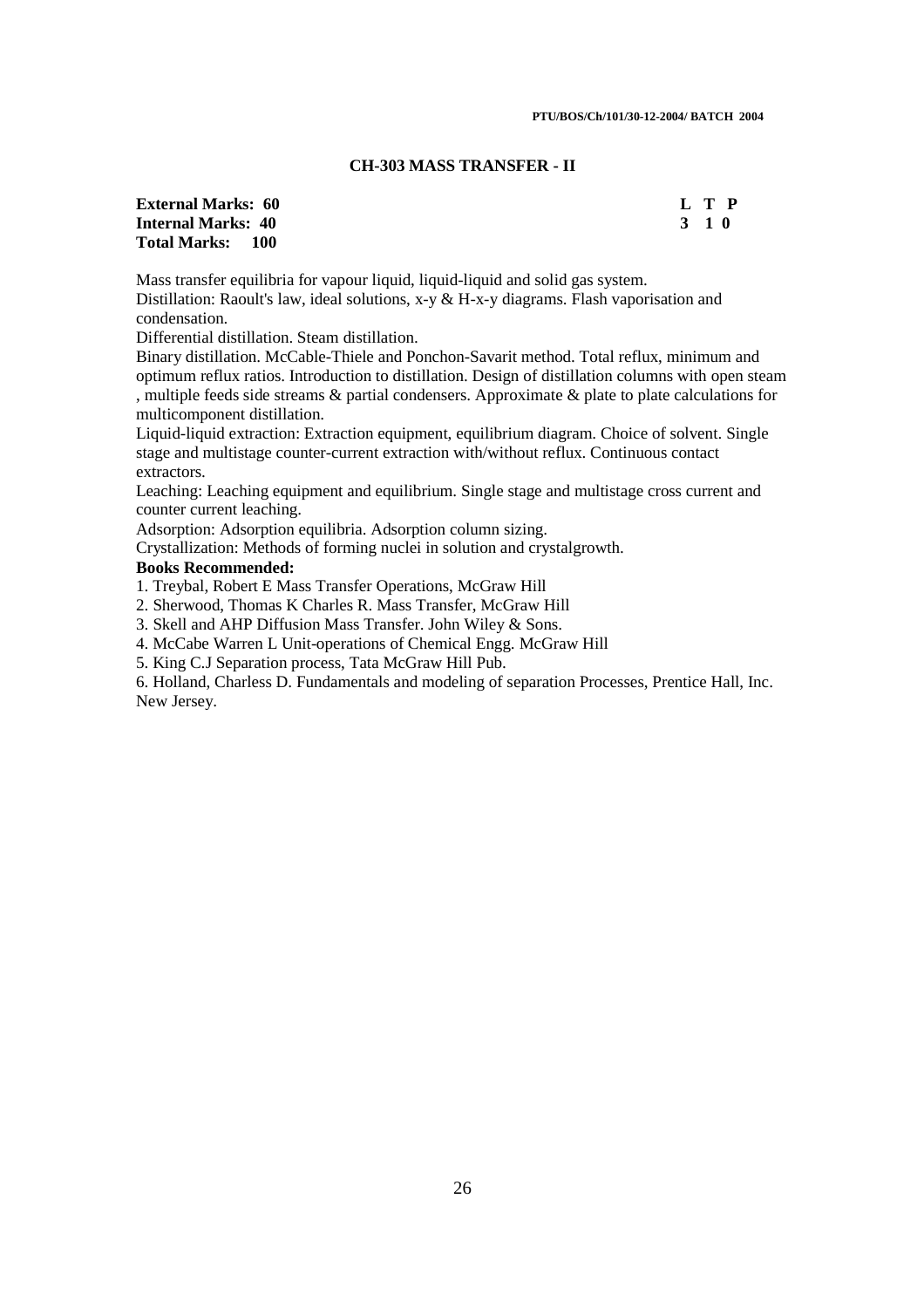## CH-303 MASS TRANSFER - II

**External Marks: 60** **L T P**
**Internal Marks: 40** **3 1 0**
**Total Marks: 100**

Mass transfer equilibria for vapour liquid, liquid-liquid and solid gas system.

Distillation: Raoult's law, ideal solutions, x-y & H-x-y diagrams. Flash vaporisation and condensation.

Differential distillation. Steam distillation.

Binary distillation. McCable-Thiele and Ponchon-Savarit method. Total reflux, minimum and optimum reflux ratios. Introduction to distillation. Design of distillation columns with open steam , multiple feeds side streams & partial condensers. Approximate & plate to plate calculations for multicomponent distillation.

Liquid-liquid extraction: Extraction equipment, equilibrium diagram. Choice of solvent. Single stage and multistage counter-current extraction with/without reflux. Continuous contact extractors.

Leaching: Leaching equipment and equilibrium. Single stage and multistage cross current and counter current leaching.

Adsorption: Adsorption equilibria. Adsorption column sizing.

Crystallization: Methods of forming nuclei in solution and crystalgrowth.

**Books Recommended:**

1. Treybal, Robert E Mass Transfer Operations, McGraw Hill
2. Sherwood, Thomas K Charles R. Mass Transfer, McGraw Hill
3. Skell and AHP Diffusion Mass Transfer. John Wiley & Sons.
4. McCabe Warren L Unit-operations of Chemical Engg. McGraw Hill
5. King C.J Separation process, Tata McGraw Hill Pub.
6. Holland, Charless D. Fundamentals and modeling of separation Processes, Prentice Hall, Inc. New Jersey.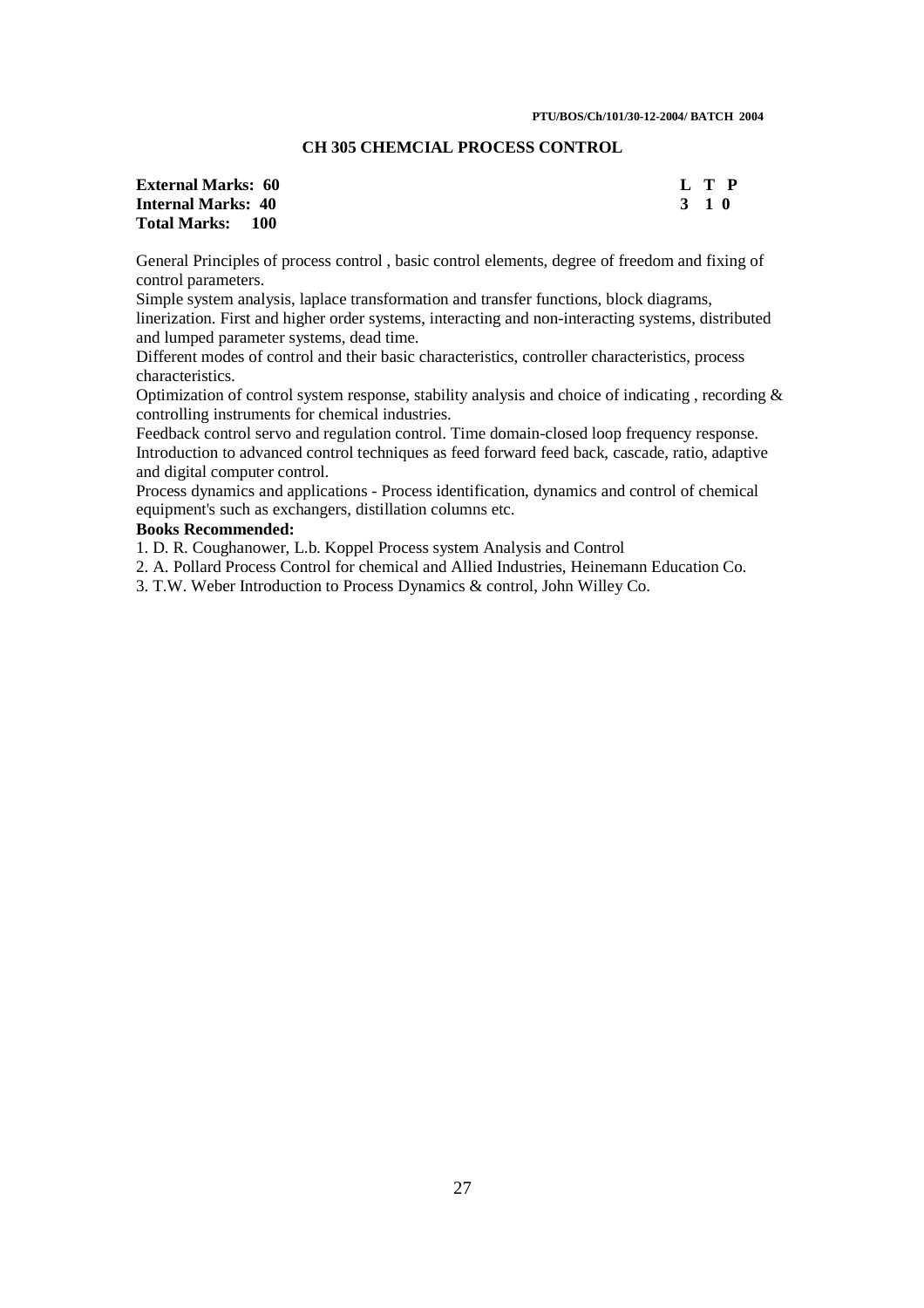## CH 305 CHEMCIAL PROCESS CONTROL

| | L T P |
|---|---|
| **External Marks: 60** | **L T P** |
| **Internal Marks: 40** | **3 1 0** |
| **Total Marks: 100** | |

General Principles of process control , basic control elements, degree of freedom and fixing of control parameters.

Simple system analysis, laplace transformation and transfer functions, block diagrams, linerization. First and higher order systems, interacting and non-interacting systems, distributed and lumped parameter systems, dead time.

Different modes of control and their basic characteristics, controller characteristics, process characteristics.

Optimization of control system response, stability analysis and choice of indicating , recording & controlling instruments for chemical industries.

Feedback control servo and regulation control. Time domain-closed loop frequency response. Introduction to advanced control techniques as feed forward feed back, cascade, ratio, adaptive and digital computer control.

Process dynamics and applications - Process identification, dynamics and control of chemical equipment's such as exchangers, distillation columns etc.

**Books Recommended:**

1. D. R. Coughanower, L.b. Koppel Process system Analysis and Control
2. A. Pollard Process Control for chemical and Allied Industries, Heinemann Education Co.
3. T.W. Weber Introduction to Process Dynamics & control, John Willey Co.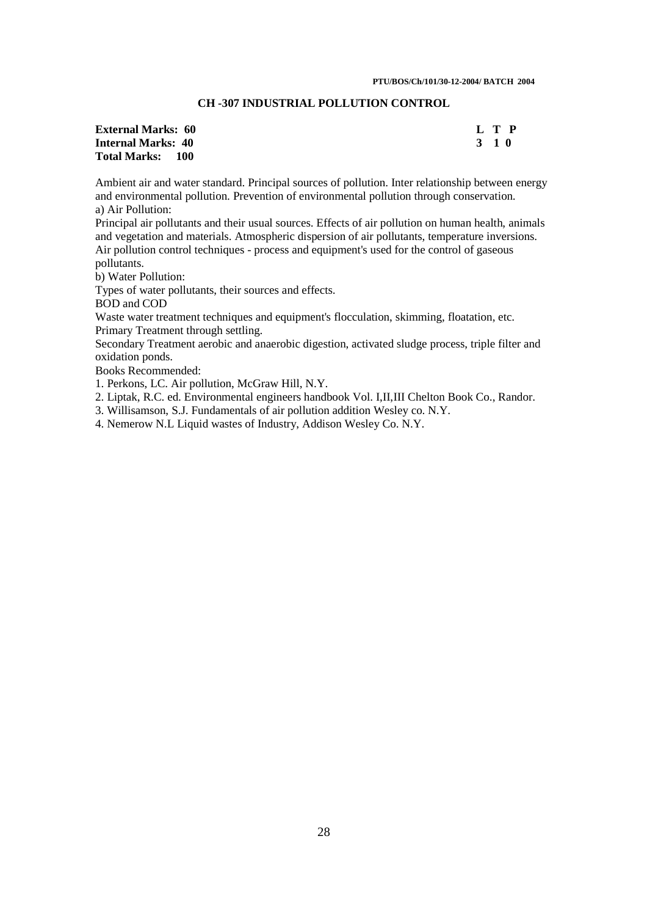PTU/BOS/Ch/101/30-12-2004/ BATCH 2004

## CH -307 INDUSTRIAL POLLUTION CONTROL

| | L T P |
|---|---|
| **External Marks: 60** | **L T P** |
| **Internal Marks: 40** | **3 1 0** |
| **Total Marks: 100** | |

Ambient air and water standard. Principal sources of pollution. Inter relationship between energy and environmental pollution. Prevention of environmental pollution through conservation.

a) Air Pollution:

Principal air pollutants and their usual sources. Effects of air pollution on human health, animals and vegetation and materials. Atmospheric dispersion of air pollutants, temperature inversions. Air pollution control techniques - process and equipment's used for the control of gaseous pollutants.

b) Water Pollution:

Types of water pollutants, their sources and effects.

BOD and COD

Waste water treatment techniques and equipment's flocculation, skimming, floatation, etc.

Primary Treatment through settling.

Secondary Treatment aerobic and anaerobic digestion, activated sludge process, triple filter and oxidation ponds.

Books Recommended:

1. Perkons, LC. Air pollution, McGraw Hill, N.Y.
2. Liptak, R.C. ed. Environmental engineers handbook Vol. I,II,III Chelton Book Co., Randor.
3. Willisamson, S.J. Fundamentals of air pollution addition Wesley co. N.Y.
4. Nemerow N.L Liquid wastes of Industry, Addison Wesley Co. N.Y.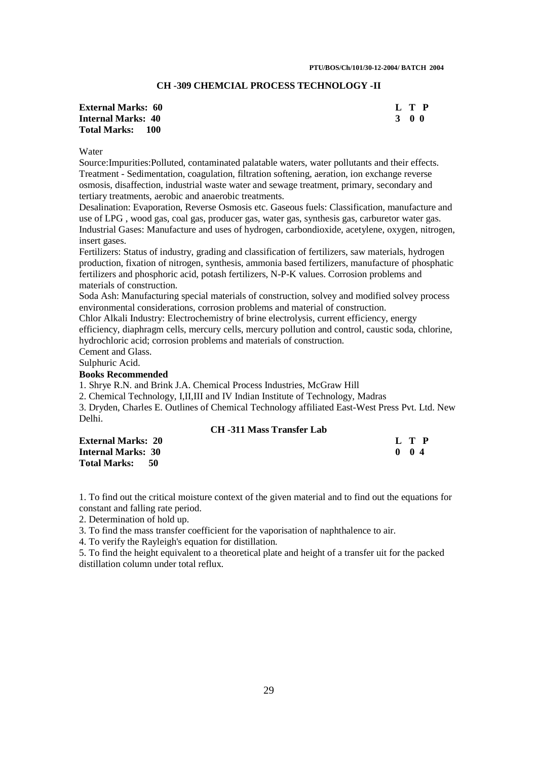## CH -309 CHEMCIAL PROCESS TECHNOLOGY -II

| | L T P |
|---|---|
| **External Marks: 60** | **L T P** |
| **Internal Marks: 40** | **3 0 0** |
| **Total Marks: 100** | |

Water

Source:Impurities:Polluted, contaminated palatable waters, water pollutants and their effects. Treatment - Sedimentation, coagulation, filtration softening, aeration, ion exchange reverse osmosis, disaffection, industrial waste water and sewage treatment, primary, secondary and tertiary treatments, aerobic and anaerobic treatments.

Desalination: Evaporation, Reverse Osmosis etc. Gaseous fuels: Classification, manufacture and use of LPG , wood gas, coal gas, producer gas, water gas, synthesis gas, carburetor water gas. Industrial Gases: Manufacture and uses of hydrogen, carbondioxide, acetylene, oxygen, nitrogen, insert gases.

Fertilizers: Status of industry, grading and classification of fertilizers, saw materials, hydrogen production, fixation of nitrogen, synthesis, ammonia based fertilizers, manufacture of phosphatic fertilizers and phosphoric acid, potash fertilizers, N-P-K values. Corrosion problems and materials of construction.

Soda Ash: Manufacturing special materials of construction, solvey and modified solvey process environmental considerations, corrosion problems and material of construction.

Chlor Alkali Industry: Electrochemistry of brine electrolysis, current efficiency, energy efficiency, diaphragm cells, mercury cells, mercury pollution and control, caustic soda, chlorine, hydrochloric acid; corrosion problems and materials of construction.

Cement and Glass.

Sulphuric Acid.

**Books Recommended**

1. Shrye R.N. and Brink J.A. Chemical Process Industries, McGraw Hill
2. Chemical Technology, I,II,III and IV Indian Institute of Technology, Madras
3. Dryden, Charles E. Outlines of Chemical Technology affiliated East-West Press Pvt. Ltd. New Delhi.

## CH -311 Mass Transfer Lab

| | L T P |
|---|---|
| **External Marks: 20** | **L T P** |
| **Internal Marks: 30** | **0 0 4** |
| **Total Marks: 50** | |

1. To find out the critical moisture context of the given material and to find out the equations for constant and falling rate period.
2. Determination of hold up.
3. To find the mass transfer coefficient for the vaporisation of naphthalence to air.
4. To verify the Rayleigh's equation for distillation.
5. To find the height equivalent to a theoretical plate and height of a transfer uit for the packed distillation column under total reflux.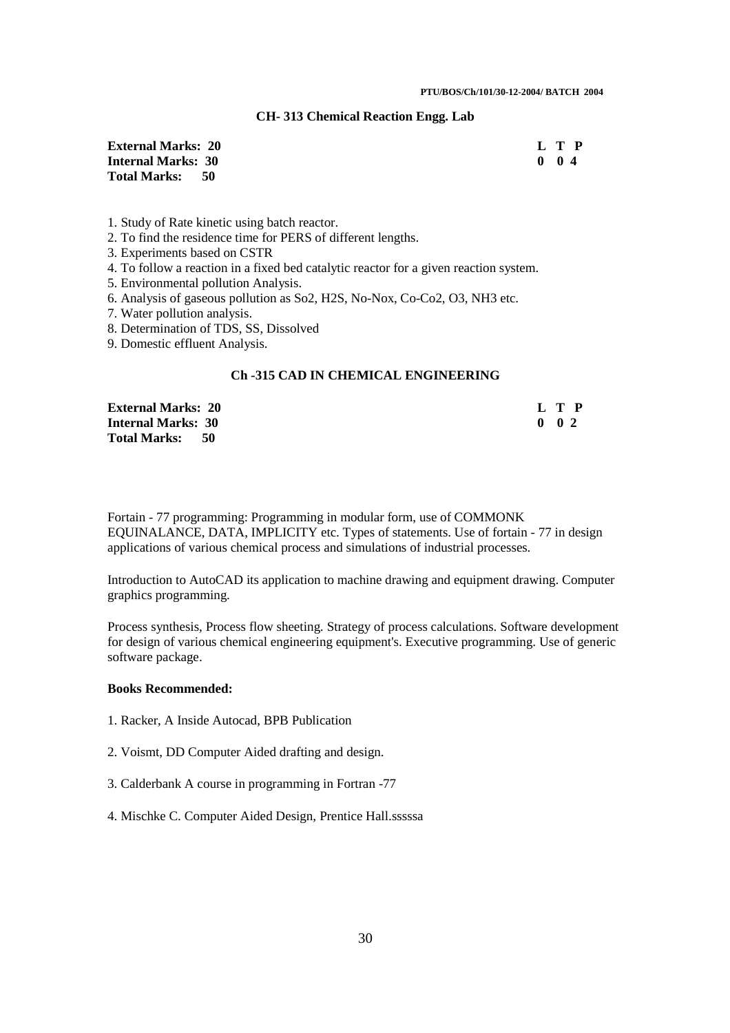## CH- 313 Chemical Reaction Engg. Lab

| **External Marks: 20** | **L T P** |
|---|---|
| **Internal Marks: 30** | **0 0 4** |
| **Total Marks: 50** | |

1. Study of Rate kinetic using batch reactor.
2. To find the residence time for PERS of different lengths.
3. Experiments based on CSTR
4. To follow a reaction in a fixed bed catalytic reactor for a given reaction system.
5. Environmental pollution Analysis.
6. Analysis of gaseous pollution as So2, H2S, No-Nox, Co-Co2, O3, NH3 etc.
7. Water pollution analysis.
8. Determination of TDS, SS, Dissolved
9. Domestic effluent Analysis.

## Ch -315 CAD IN CHEMICAL ENGINEERING

| **External Marks: 20** | **L T P** |
|---|---|
| **Internal Marks: 30** | **0 0 2** |
| **Total Marks: 50** | |

Fortain - 77 programming: Programming in modular form, use of COMMONK EQUINALANCE, DATA, IMPLICITY etc. Types of statements. Use of fortain - 77 in design applications of various chemical process and simulations of industrial processes.

Introduction to AutoCAD its application to machine drawing and equipment drawing. Computer graphics programming.

Process synthesis, Process flow sheeting. Strategy of process calculations. Software development for design of various chemical engineering equipment's. Executive programming. Use of generic software package.

**Books Recommended:**

1. Racker, A Inside Autocad, BPB Publication
2. Voismt, DD Computer Aided drafting and design.
3. Calderbank A course in programming in Fortran -77
4. Mischke C. Computer Aided Design, Prentice Hall.sssssa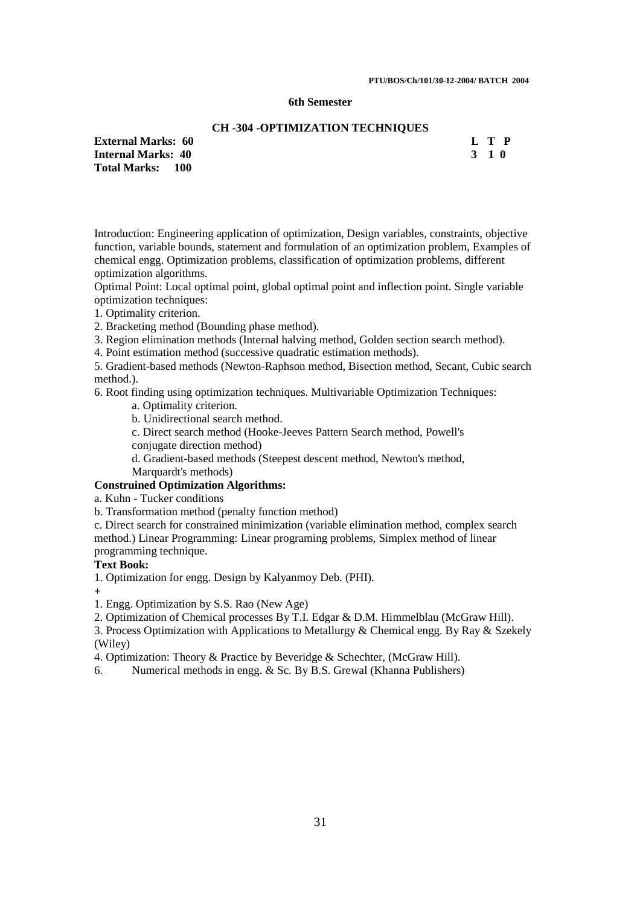PTU/BOS/Ch/101/30-12-2004/ BATCH 2004

**6th Semester**

## CH -304 -OPTIMIZATION TECHNIQUES

| | L | T | P |
|---|---|---|---|
| **External Marks: 60** | **3** | **1** | **0** |
| **Internal Marks: 40** | | | |
| **Total Marks: 100** | | | |

Introduction: Engineering application of optimization, Design variables, constraints, objective function, variable bounds, statement and formulation of an optimization problem, Examples of chemical engg. Optimization problems, classification of optimization problems, different optimization algorithms.

Optimal Point: Local optimal point, global optimal point and inflection point. Single variable optimization techniques:

1. Optimality criterion.
2. Bracketing method (Bounding phase method).
3. Region elimination methods (Internal halving method, Golden section search method).
4. Point estimation method (successive quadratic estimation methods).
5. Gradient-based methods (Newton-Raphson method, Bisection method, Secant, Cubic search method.).
6. Root finding using optimization techniques. Multivariable Optimization Techniques:
   - a. Optimality criterion.
   - b. Unidirectional search method.
   - c. Direct search method (Hooke-Jeeves Pattern Search method, Powell's conjugate direction method)
   - d. Gradient-based methods (Steepest descent method, Newton's method, Marquardt's methods)

**Construined Optimization Algorithms:**

a. Kuhn - Tucker conditions

b. Transformation method (penalty function method)

c. Direct search for constrained minimization (variable elimination method, complex search method.) Linear Programming: Linear programing problems, Simplex method of linear programming technique.

**Text Book:**

1. Optimization for engg. Design by Kalyanmoy Deb. (PHI).

+

1. Engg. Optimization by S.S. Rao (New Age)
2. Optimization of Chemical processes By T.I. Edgar & D.M. Himmelblau (McGraw Hill).
3. Process Optimization with Applications to Metallurgy & Chemical engg. By Ray & Szekely (Wiley)
4. Optimization: Theory & Practice by Beveridge & Schechter, (McGraw Hill).

6. Numerical methods in engg. & Sc. By B.S. Grewal (Khanna Publishers)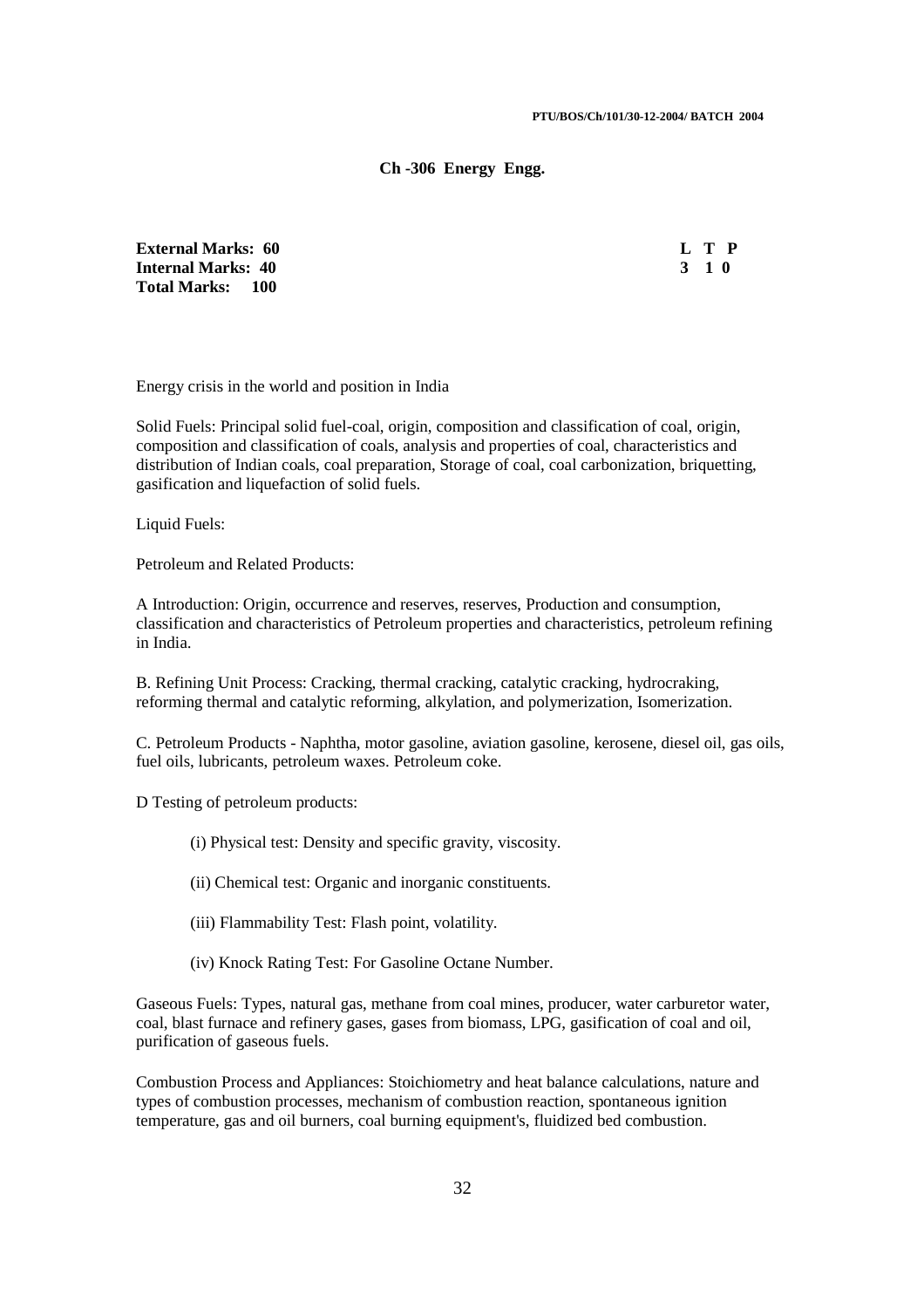## Ch -306 Energy Engg.

**External Marks: 60**
**Internal Marks: 40**
**Total Marks: 100**

| L | T | P |
|---|---|---|
| 3 | 1 | 0 |

Energy crisis in the world and position in India

Solid Fuels: Principal solid fuel-coal, origin, composition and classification of coal, origin, composition and classification of coals, analysis and properties of coal, characteristics and distribution of Indian coals, coal preparation, Storage of coal, coal carbonization, briquetting, gasification and liquefaction of solid fuels.

Liquid Fuels:

Petroleum and Related Products:

A Introduction: Origin, occurrence and reserves, reserves, Production and consumption, classification and characteristics of Petroleum properties and characteristics, petroleum refining in India.

B. Refining Unit Process: Cracking, thermal cracking, catalytic cracking, hydrocraking, reforming thermal and catalytic reforming, alkylation, and polymerization, Isomerization.

C. Petroleum Products - Naphtha, motor gasoline, aviation gasoline, kerosene, diesel oil, gas oils, fuel oils, lubricants, petroleum waxes. Petroleum coke.

D Testing of petroleum products:

(i) Physical test: Density and specific gravity, viscosity.

(ii) Chemical test: Organic and inorganic constituents.

(iii) Flammability Test: Flash point, volatility.

(iv) Knock Rating Test: For Gasoline Octane Number.

Gaseous Fuels: Types, natural gas, methane from coal mines, producer, water carburetor water, coal, blast furnace and refinery gases, gases from biomass, LPG, gasification of coal and oil, purification of gaseous fuels.

Combustion Process and Appliances: Stoichiometry and heat balance calculations, nature and types of combustion processes, mechanism of combustion reaction, spontaneous ignition temperature, gas and oil burners, coal burning equipment's, fluidized bed combustion.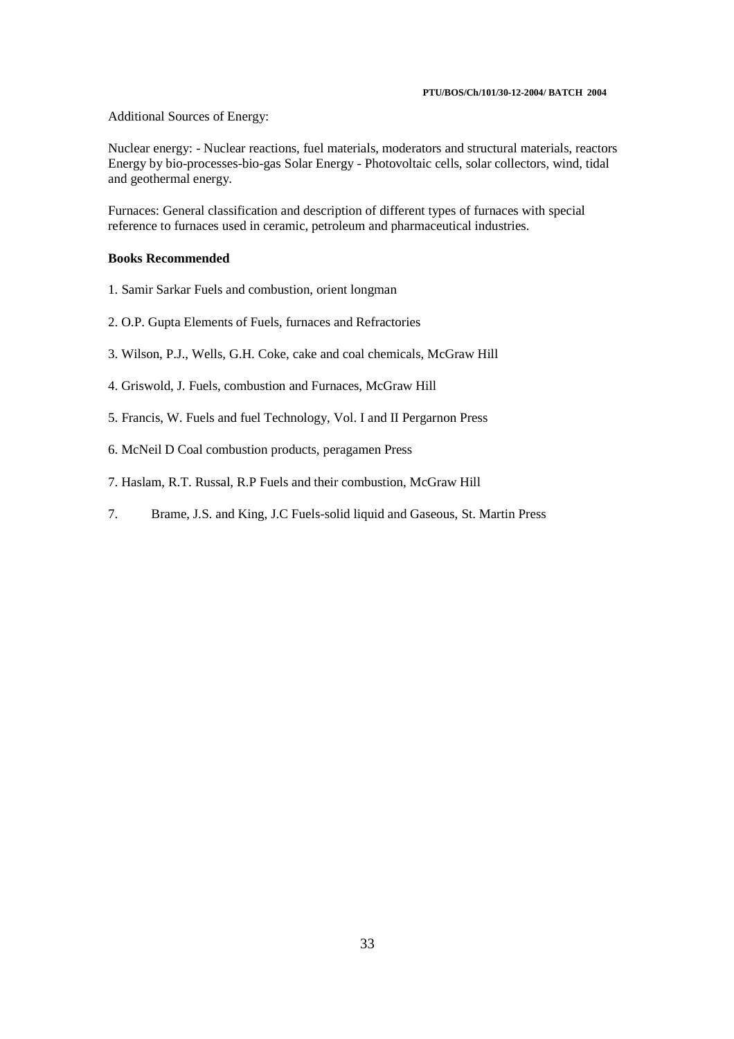Additional Sources of Energy:

Nuclear energy: - Nuclear reactions, fuel materials, moderators and structural materials, reactors Energy by bio-processes-bio-gas Solar Energy - Photovoltaic cells, solar collectors, wind, tidal and geothermal energy.

Furnaces: General classification and description of different types of furnaces with special reference to furnaces used in ceramic, petroleum and pharmaceutical industries.

**Books Recommended**

1. Samir Sarkar Fuels and combustion, orient longman

2. O.P. Gupta Elements of Fuels, furnaces and Refractories

3. Wilson, P.J., Wells, G.H. Coke, cake and coal chemicals, McGraw Hill

4. Griswold, J. Fuels, combustion and Furnaces, McGraw Hill

5. Francis, W. Fuels and fuel Technology, Vol. I and II Pergarnon Press

6. McNeil D Coal combustion products, peragamen Press

7. Haslam, R.T. Russal, R.P Fuels and their combustion, McGraw Hill

7. Brame, J.S. and King, J.C Fuels-solid liquid and Gaseous, St. Martin Press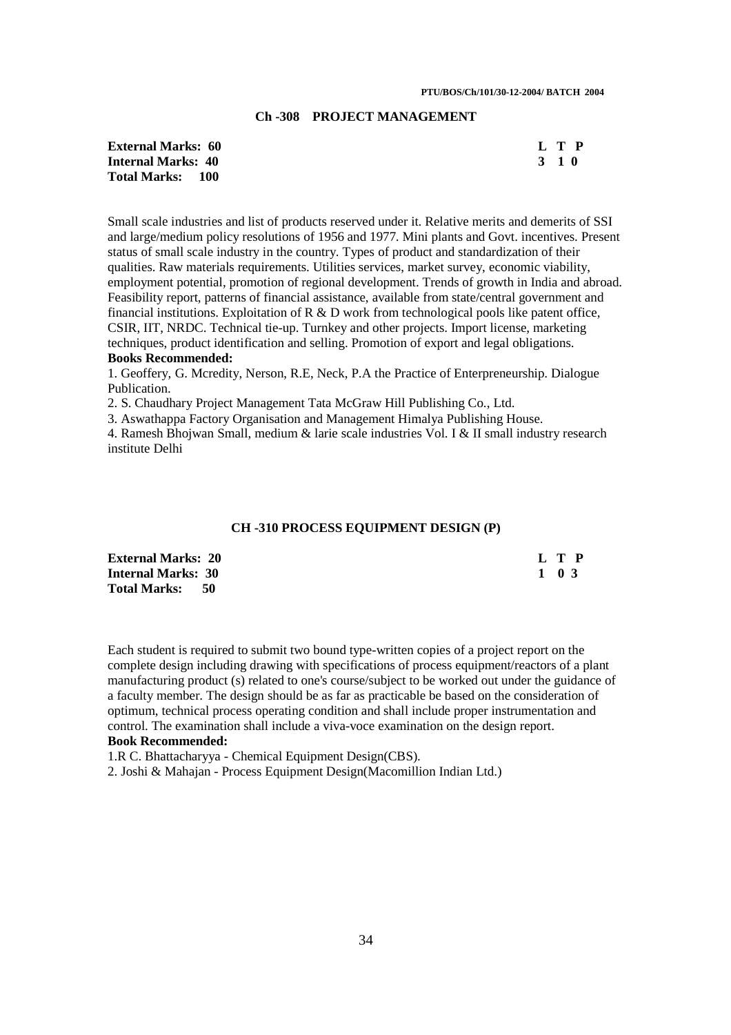## Ch -308 PROJECT MANAGEMENT

**External Marks: 60**
**Internal Marks: 40**
**Total Marks: 100**

| L | T | P |
|---|---|---|
| 3 | 1 | 0 |

Small scale industries and list of products reserved under it. Relative merits and demerits of SSI and large/medium policy resolutions of 1956 and 1977. Mini plants and Govt. incentives. Present status of small scale industry in the country. Types of product and standardization of their qualities. Raw materials requirements. Utilities services, market survey, economic viability, employment potential, promotion of regional development. Trends of growth in India and abroad. Feasibility report, patterns of financial assistance, available from state/central government and financial institutions. Exploitation of R & D work from technological pools like patent office, CSIR, IIT, NRDC. Technical tie-up. Turnkey and other projects. Import license, marketing techniques, product identification and selling. Promotion of export and legal obligations.

**Books Recommended:**

1. Geoffery, G. Mcredity, Nerson, R.E, Neck, P.A the Practice of Enterpreneurship. Dialogue Publication.
2. S. Chaudhary Project Management Tata McGraw Hill Publishing Co., Ltd.
3. Aswathappa Factory Organisation and Management Himalya Publishing House.
4. Ramesh Bhojwan Small, medium & larie scale industries Vol. I & II small industry research institute Delhi

## CH -310 PROCESS EQUIPMENT DESIGN (P)

**External Marks: 20**
**Internal Marks: 30**
**Total Marks: 50**

| L | T | P |
|---|---|---|
| 1 | 0 | 3 |

Each student is required to submit two bound type-written copies of a project report on the complete design including drawing with specifications of process equipment/reactors of a plant manufacturing product (s) related to one's course/subject to be worked out under the guidance of a faculty member. The design should be as far as practicable be based on the consideration of optimum, technical process operating condition and shall include proper instrumentation and control. The examination shall include a viva-voce examination on the design report.

**Book Recommended:**

1. R C. Bhattacharyya - Chemical Equipment Design(CBS).
2. Joshi & Mahajan - Process Equipment Design(Macomillion Indian Ltd.)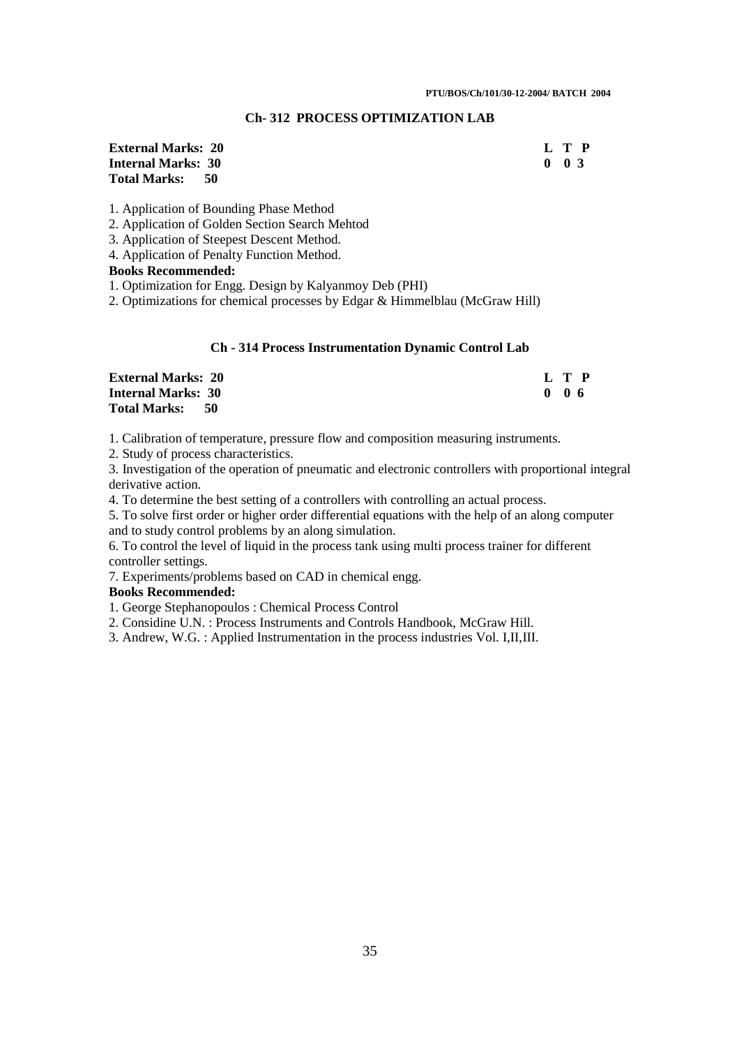## Ch- 312 PROCESS OPTIMIZATION LAB

**External Marks: 20** **L T P**
**Internal Marks: 30** **0 0 3**
**Total Marks: 50**

1. Application of Bounding Phase Method
2. Application of Golden Section Search Mehtod
3. Application of Steepest Descent Method.
4. Application of Penalty Function Method.

**Books Recommended:**

1. Optimization for Engg. Design by Kalyanmoy Deb (PHI)
2. Optimizations for chemical processes by Edgar & Himmelblau (McGraw Hill)

## Ch - 314 Process Instrumentation Dynamic Control Lab

**External Marks: 20** **L T P**
**Internal Marks: 30** **0 0 6**
**Total Marks: 50**

1. Calibration of temperature, pressure flow and composition measuring instruments.
2. Study of process characteristics.
3. Investigation of the operation of pneumatic and electronic controllers with proportional integral derivative action.
4. To determine the best setting of a controllers with controlling an actual process.
5. To solve first order or higher order differential equations with the help of an along computer and to study control problems by an along simulation.
6. To control the level of liquid in the process tank using multi process trainer for different controller settings.
7. Experiments/problems based on CAD in chemical engg.

**Books Recommended:**

1. George Stephanopoulos : Chemical Process Control
2. Considine U.N. : Process Instruments and Controls Handbook, McGraw Hill.
3. Andrew, W.G. : Applied Instrumentation in the process industries Vol. I,II,III.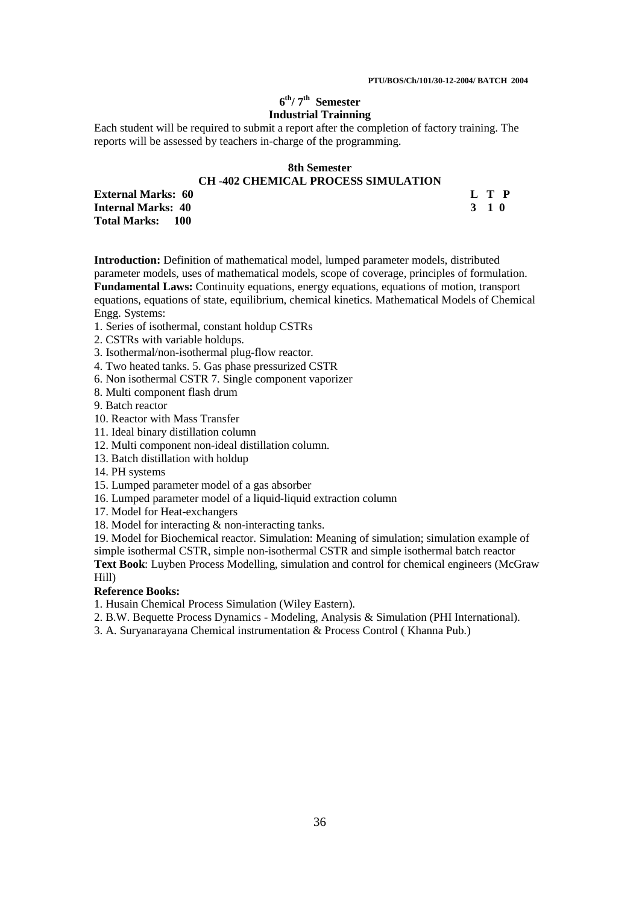## $6^{th}$/ $7^{th}$ Semester

### Industrial Trainning

Each student will be required to submit a report after the completion of factory training. The reports will be assessed by teachers in-charge of the programming.

## 8th Semester

### CH -402 CHEMICAL PROCESS SIMULATION

**External Marks: 60** **L T P**
**Internal Marks: 40** **3 1 0**
**Total Marks: 100**

**Introduction:** Definition of mathematical model, lumped parameter models, distributed parameter models, uses of mathematical models, scope of coverage, principles of formulation.
**Fundamental Laws:** Continuity equations, energy equations, equations of motion, transport equations, equations of state, equilibrium, chemical kinetics. Mathematical Models of Chemical Engg. Systems:

1. Series of isothermal, constant holdup CSTRs
2. CSTRs with variable holdups.
3. Isothermal/non-isothermal plug-flow reactor.
4. Two heated tanks. 5. Gas phase pressurized CSTR
6. Non isothermal CSTR 7. Single component vaporizer
8. Multi component flash drum
9. Batch reactor
10. Reactor with Mass Transfer
11. Ideal binary distillation column
12. Multi component non-ideal distillation column.
13. Batch distillation with holdup
14. PH systems
15. Lumped parameter model of a gas absorber
16. Lumped parameter model of a liquid-liquid extraction column
17. Model for Heat-exchangers
18. Model for interacting & non-interacting tanks.
19. Model for Biochemical reactor. Simulation: Meaning of simulation; simulation example of simple isothermal CSTR, simple non-isothermal CSTR and simple isothermal batch reactor

**Text Book**: Luyben Process Modelling, simulation and control for chemical engineers (McGraw Hill)

**Reference Books:**

1. Husain Chemical Process Simulation (Wiley Eastern).
2. B.W. Bequette Process Dynamics - Modeling, Analysis & Simulation (PHI International).
3. A. Suryanarayana Chemical instrumentation & Process Control ( Khanna Pub.)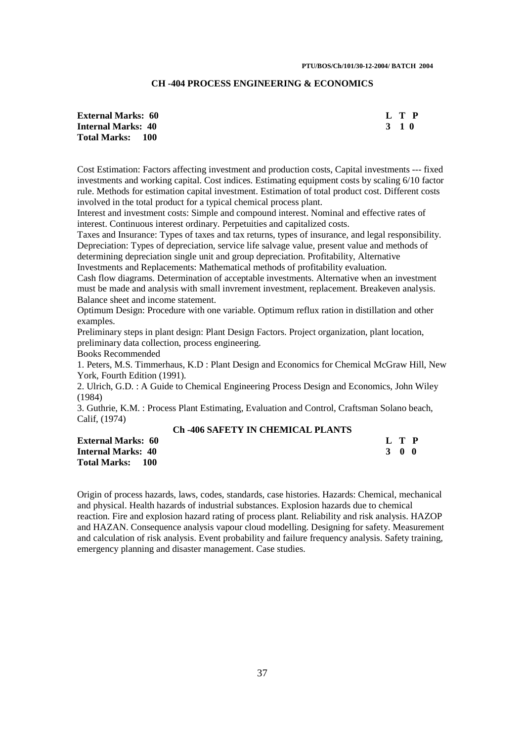## CH -404 PROCESS ENGINEERING & ECONOMICS

**External Marks: 60** **L T P**
**Internal Marks: 40** **3 1 0**
**Total Marks: 100**

Cost Estimation: Factors affecting investment and production costs, Capital investments --- fixed investments and working capital. Cost indices. Estimating equipment costs by scaling 6/10 factor rule. Methods for estimation capital investment. Estimation of total product cost. Different costs involved in the total product for a typical chemical process plant.
Interest and investment costs: Simple and compound interest. Nominal and effective rates of interest. Continuous interest ordinary. Perpetuities and capitalized costs.
Taxes and Insurance: Types of taxes and tax returns, types of insurance, and legal responsibility.
Depreciation: Types of depreciation, service life salvage value, present value and methods of determining depreciation single unit and group depreciation. Profitability, Alternative Investments and Replacements: Mathematical methods of profitability evaluation.
Cash flow diagrams. Determination of acceptable investments. Alternative when an investment must be made and analysis with small invrement investment, replacement. Breakeven analysis. Balance sheet and income statement.
Optimum Design: Procedure with one variable. Optimum reflux ration in distillation and other examples.
Preliminary steps in plant design: Plant Design Factors. Project organization, plant location, preliminary data collection, process engineering.
Books Recommended
1. Peters, M.S. Timmerhaus, K.D : Plant Design and Economics for Chemical McGraw Hill, New York, Fourth Edition (1991).
2. Ulrich, G.D. : A Guide to Chemical Engineering Process Design and Economics, John Wiley (1984)
3. Guthrie, K.M. : Process Plant Estimating, Evaluation and Control, Craftsman Solano beach, Calif, (1974)

## Ch -406 SAFETY IN CHEMICAL PLANTS

**External Marks: 60** **L T P**
**Internal Marks: 40** **3 0 0**
**Total Marks: 100**

Origin of process hazards, laws, codes, standards, case histories. Hazards: Chemical, mechanical and physical. Health hazards of industrial substances. Explosion hazards due to chemical reaction. Fire and explosion hazard rating of process plant. Reliability and risk analysis. HAZOP and HAZAN. Consequence analysis vapour cloud modelling. Designing for safety. Measurement and calculation of risk analysis. Event probability and failure frequency analysis. Safety training, emergency planning and disaster management. Case studies.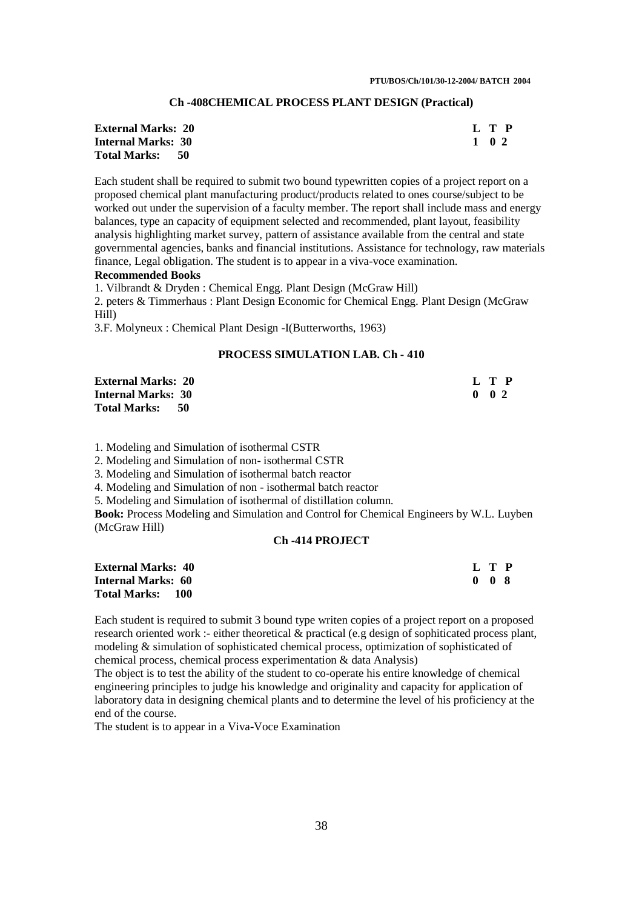## Ch -408CHEMICAL PROCESS PLANT DESIGN (Practical)

| | L | T | P |
|---|---|---|---|
| **External Marks: 20** | **L** | **T** | **P** |
| **Internal Marks: 30** | **1** | **0** | **2** |
| **Total Marks: 50** | | | |

Each student shall be required to submit two bound typewritten copies of a project report on a proposed chemical plant manufacturing product/products related to ones course/subject to be worked out under the supervision of a faculty member. The report shall include mass and energy balances, type an capacity of equipment selected and recommended, plant layout, feasibility analysis highlighting market survey, pattern of assistance available from the central and state governmental agencies, banks and financial institutions. Assistance for technology, raw materials finance, Legal obligation. The student is to appear in a viva-voce examination.

**Recommended Books**

1. Vilbrandt & Dryden : Chemical Engg. Plant Design (McGraw Hill)
2. peters & Timmerhaus : Plant Design Economic for Chemical Engg. Plant Design (McGraw Hill)
3. F. Molyneux : Chemical Plant Design -I(Butterworths, 1963)

## PROCESS SIMULATION LAB. Ch - 410

| | L | T | P |
|---|---|---|---|
| **External Marks: 20** | **L** | **T** | **P** |
| **Internal Marks: 30** | **0** | **0** | **2** |
| **Total Marks: 50** | | | |

1. Modeling and Simulation of isothermal CSTR
2. Modeling and Simulation of non- isothermal CSTR
3. Modeling and Simulation of isothermal batch reactor
4. Modeling and Simulation of non - isothermal batch reactor
5. Modeling and Simulation of isothermal of distillation column.

**Book:** Process Modeling and Simulation and Control for Chemical Engineers by W.L. Luyben (McGraw Hill)

## Ch -414 PROJECT

| | L | T | P |
|---|---|---|---|
| **External Marks: 40** | **L** | **T** | **P** |
| **Internal Marks: 60** | **0** | **0** | **8** |
| **Total Marks: 100** | | | |

Each student is required to submit 3 bound type writen copies of a project report on a proposed research oriented work :- either theoretical & practical (e.g design of sophiticated process plant, modeling & simulation of sophisticated chemical process, optimization of sophisticated of chemical process, chemical process experimentation & data Analysis)

The object is to test the ability of the student to co-operate his entire knowledge of chemical engineering principles to judge his knowledge and originality and capacity for application of laboratory data in designing chemical plants and to determine the level of his proficiency at the end of the course.

The student is to appear in a Viva-Voce Examination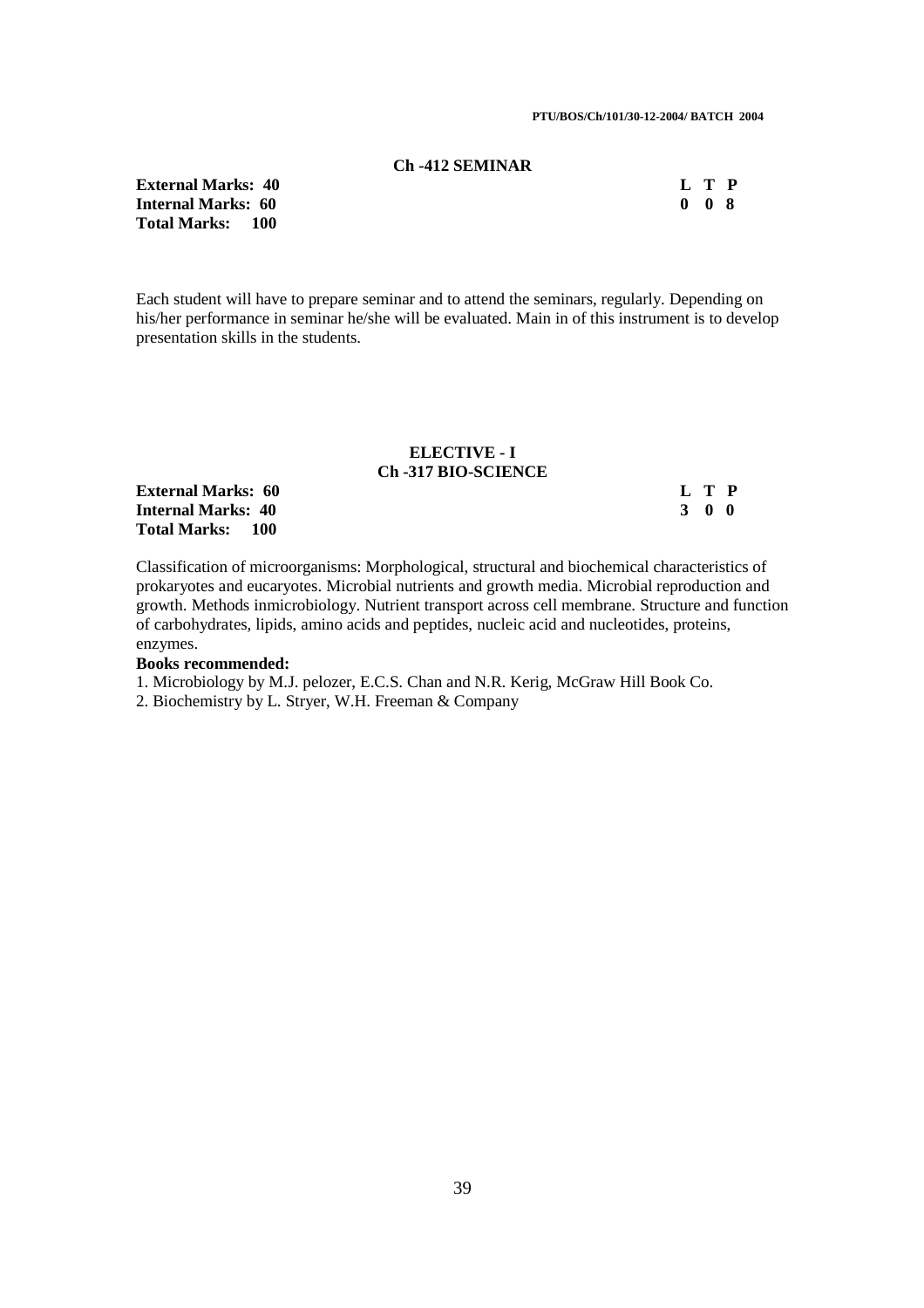## Ch -412 SEMINAR

| | L | T | P |
|---|---|---|---|
| **External Marks: 40** | | | |
| **Internal Marks: 60** | 0 | 0 | 8 |
| **Total Marks: 100** | | | |

Each student will have to prepare seminar and to attend the seminars, regularly. Depending on his/her performance in seminar he/she will be evaluated. Main in of this instrument is to develop presentation skills in the students.

## ELECTIVE - I
## Ch -317 BIO-SCIENCE

| | L | T | P |
|---|---|---|---|
| **External Marks: 60** | | | |
| **Internal Marks: 40** | 3 | 0 | 0 |
| **Total Marks: 100** | | | |

Classification of microorganisms: Morphological, structural and biochemical characteristics of prokaryotes and eucaryotes. Microbial nutrients and growth media. Microbial reproduction and growth. Methods inmicrobiology. Nutrient transport across cell membrane. Structure and function of carbohydrates, lipids, amino acids and peptides, nucleic acid and nucleotides, proteins, enzymes.

**Books recommended:**

1. Microbiology by M.J. pelozer, E.C.S. Chan and N.R. Kerig, McGraw Hill Book Co.
2. Biochemistry by L. Stryer, W.H. Freeman & Company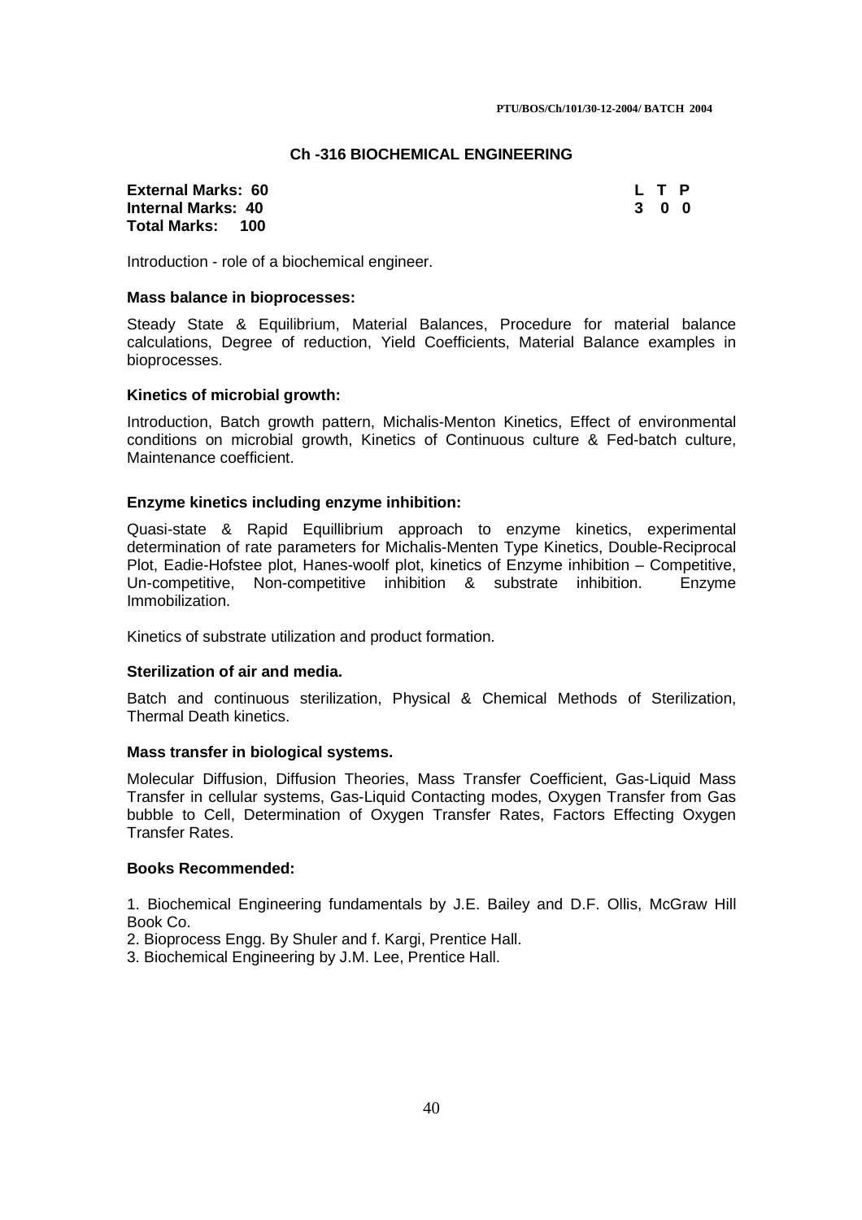## Ch -316 BIOCHEMICAL ENGINEERING

| | L | T | P |
|---|---|---|---|
| **External Marks: 60** | **3** | **0** | **0** |
| **Internal Marks: 40** | | | |
| **Total Marks: 100** | | | |

Introduction - role of a biochemical engineer.

**Mass balance in bioprocesses:**

Steady State & Equilibrium, Material Balances, Procedure for material balance calculations, Degree of reduction, Yield Coefficients, Material Balance examples in bioprocesses.

**Kinetics of microbial growth:**

Introduction, Batch growth pattern, Michalis-Menton Kinetics, Effect of environmental conditions on microbial growth, Kinetics of Continuous culture & Fed-batch culture, Maintenance coefficient.

**Enzyme kinetics including enzyme inhibition:**

Quasi-state & Rapid Equillibrium approach to enzyme kinetics, experimental determination of rate parameters for Michalis-Menten Type Kinetics, Double-Reciprocal Plot, Eadie-Hofstee plot, Hanes-woolf plot, kinetics of Enzyme inhibition – Competitive, Un-competitive, Non-competitive inhibition & substrate inhibition. Enzyme Immobilization.

Kinetics of substrate utilization and product formation.

**Sterilization of air and media.**

Batch and continuous sterilization, Physical & Chemical Methods of Sterilization, Thermal Death kinetics.

**Mass transfer in biological systems.**

Molecular Diffusion, Diffusion Theories, Mass Transfer Coefficient, Gas-Liquid Mass Transfer in cellular systems, Gas-Liquid Contacting modes, Oxygen Transfer from Gas bubble to Cell, Determination of Oxygen Transfer Rates, Factors Effecting Oxygen Transfer Rates.

**Books Recommended:**

1. Biochemical Engineering fundamentals by J.E. Bailey and D.F. Ollis, McGraw Hill Book Co.
2. Bioprocess Engg. By Shuler and f. Kargi, Prentice Hall.
3. Biochemical Engineering by J.M. Lee, Prentice Hall.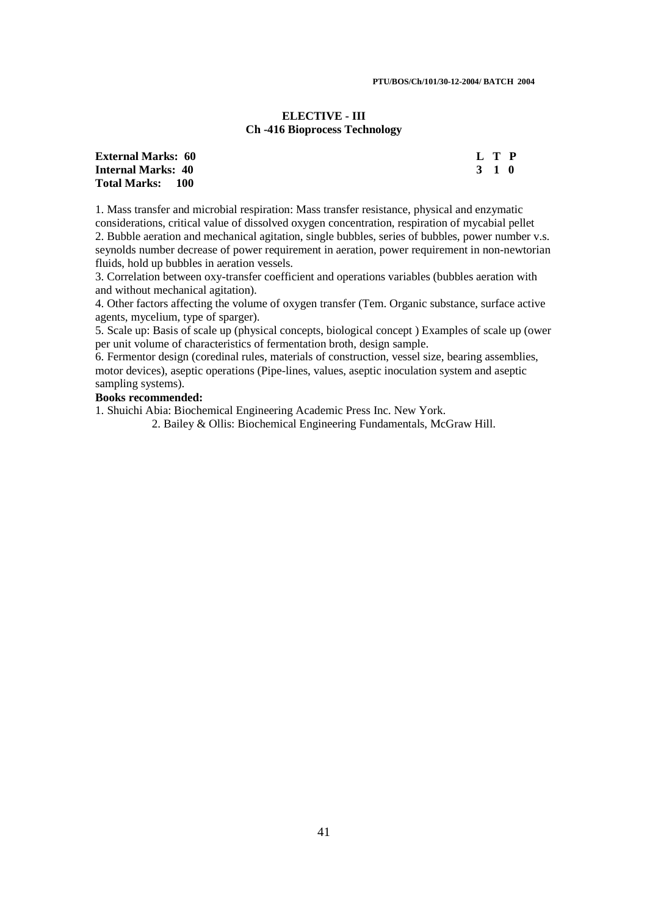## ELECTIVE - III
## Ch -416 Bioprocess Technology

| | L T P |
|---|---|
| **External Marks: 60** | **L T P** |
| **Internal Marks: 40** | **3 1 0** |
| **Total Marks: 100** | |

1. Mass transfer and microbial respiration: Mass transfer resistance, physical and enzymatic considerations, critical value of dissolved oxygen concentration, respiration of mycabial pellet
2. Bubble aeration and mechanical agitation, single bubbles, series of bubbles, power number v.s. seynolds number decrease of power requirement in aeration, power requirement in non-newtorian fluids, hold up bubbles in aeration vessels.
3. Correlation between oxy-transfer coefficient and operations variables (bubbles aeration with and without mechanical agitation).
4. Other factors affecting the volume of oxygen transfer (Tem. Organic substance, surface active agents, mycelium, type of sparger).
5. Scale up: Basis of scale up (physical concepts, biological concept ) Examples of scale up (ower per unit volume of characteristics of fermentation broth, design sample.
6. Fermentor design (coredinal rules, materials of construction, vessel size, bearing assemblies, motor devices), aseptic operations (Pipe-lines, values, aseptic inoculation system and aseptic sampling systems).

**Books recommended:**

1. Shuichi Abia: Biochemical Engineering Academic Press Inc. New York.
2. Bailey & Ollis: Biochemical Engineering Fundamentals, McGraw Hill.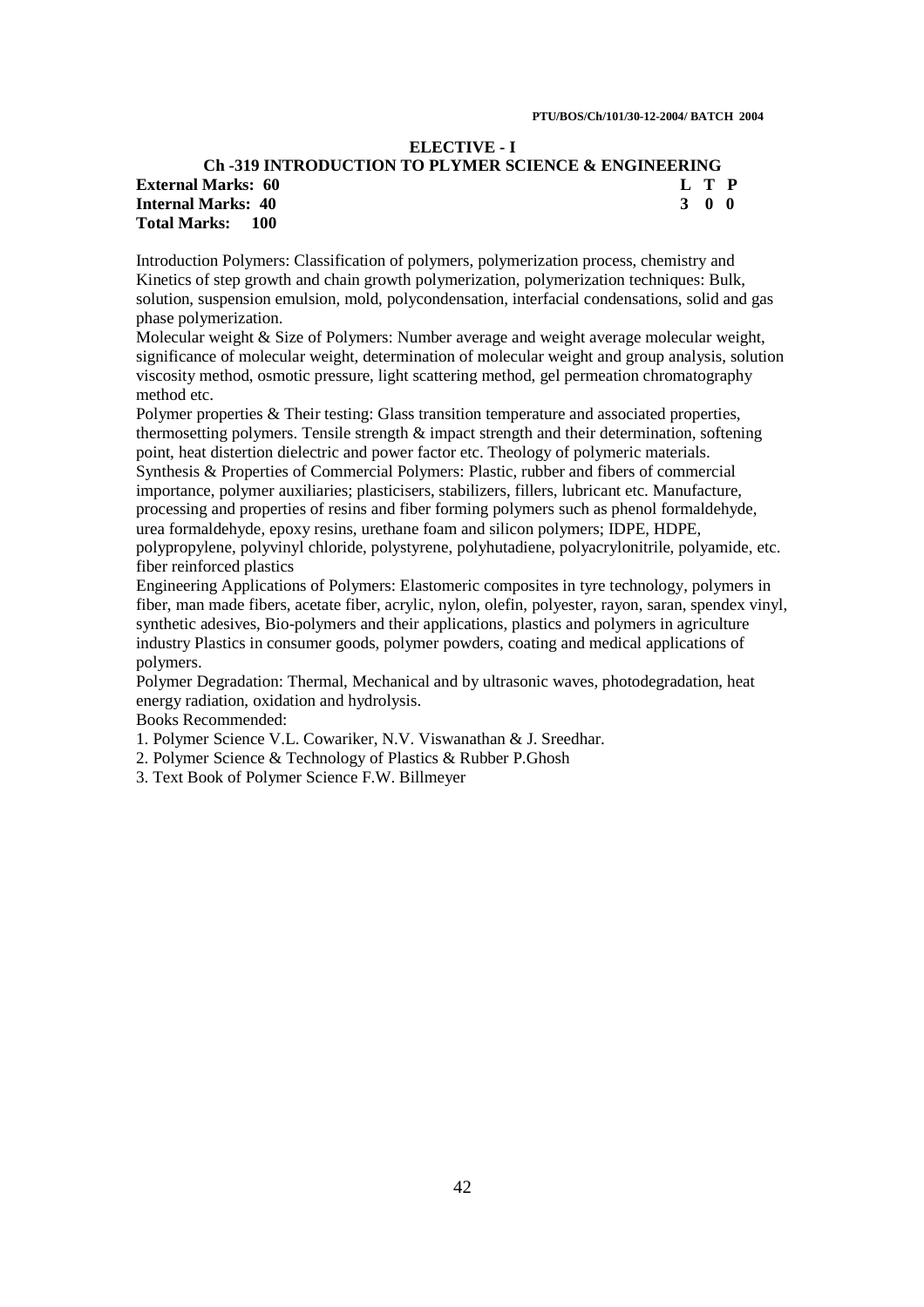## ELECTIVE - I

## Ch -319 INTRODUCTION TO PLYMER SCIENCE & ENGINEERING

| | L | T | P |
|---|---|---|---|
| **External Marks: 60** | **L** | **T** | **P** |
| **Internal Marks: 40** | **3** | **0** | **0** |
| **Total Marks: 100** | | | |

Introduction Polymers: Classification of polymers, polymerization process, chemistry and Kinetics of step growth and chain growth polymerization, polymerization techniques: Bulk, solution, suspension emulsion, mold, polycondensation, interfacial condensations, solid and gas phase polymerization.

Molecular weight & Size of Polymers: Number average and weight average molecular weight, significance of molecular weight, determination of molecular weight and group analysis, solution viscosity method, osmotic pressure, light scattering method, gel permeation chromatography method etc.

Polymer properties & Their testing: Glass transition temperature and associated properties, thermosetting polymers. Tensile strength & impact strength and their determination, softening point, heat distertion dielectric and power factor etc. Theology of polymeric materials.

Synthesis & Properties of Commercial Polymers: Plastic, rubber and fibers of commercial importance, polymer auxiliaries; plasticisers, stabilizers, fillers, lubricant etc. Manufacture, processing and properties of resins and fiber forming polymers such as phenol formaldehyde, urea formaldehyde, epoxy resins, urethane foam and silicon polymers; IDPE, HDPE, polypropylene, polyvinyl chloride, polystyrene, polyhutadiene, polyacrylonitrile, polyamide, etc. fiber reinforced plastics

Engineering Applications of Polymers: Elastomeric composites in tyre technology, polymers in fiber, man made fibers, acetate fiber, acrylic, nylon, olefin, polyester, rayon, saran, spendex vinyl, synthetic adesives, Bio-polymers and their applications, plastics and polymers in agriculture industry Plastics in consumer goods, polymer powders, coating and medical applications of polymers.

Polymer Degradation: Thermal, Mechanical and by ultrasonic waves, photodegradation, heat energy radiation, oxidation and hydrolysis.

Books Recommended:

1. Polymer Science V.L. Cowariker, N.V. Viswanathan & J. Sreedhar.
2. Polymer Science & Technology of Plastics & Rubber P.Ghosh
3. Text Book of Polymer Science F.W. Billmeyer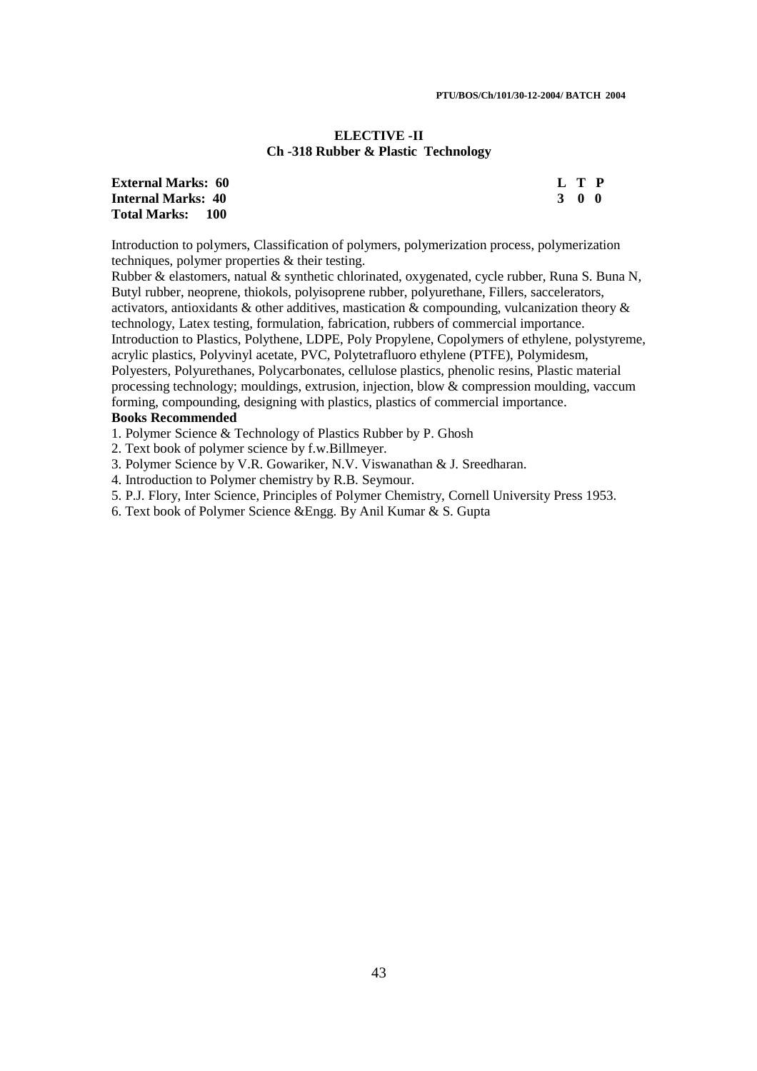## ELECTIVE -II
## Ch -318 Rubber & Plastic Technology

**External Marks: 60** **L T P**
**Internal Marks: 40** **3 0 0**
**Total Marks: 100**

Introduction to polymers, Classification of polymers, polymerization process, polymerization techniques, polymer properties & their testing.

Rubber & elastomers, natual & synthetic chlorinated, oxygenated, cycle rubber, Runa S. Buna N, Butyl rubber, neoprene, thiokols, polyisoprene rubber, polyurethane, Fillers, saccelerators, activators, antioxidants & other additives, mastication & compounding, vulcanization theory & technology, Latex testing, formulation, fabrication, rubbers of commercial importance.

Introduction to Plastics, Polythene, LDPE, Poly Propylene, Copolymers of ethylene, polystyreme, acrylic plastics, Polyvinyl acetate, PVC, Polytetrafluoro ethylene (PTFE), Polymidesm, Polyesters, Polyurethanes, Polycarbonates, cellulose plastics, phenolic resins, Plastic material processing technology; mouldings, extrusion, injection, blow & compression moulding, vaccum forming, compounding, designing with plastics, plastics of commercial importance.

**Books Recommended**

1. Polymer Science & Technology of Plastics Rubber by P. Ghosh
2. Text book of polymer science by f.w.Billmeyer.
3. Polymer Science by V.R. Gowariker, N.V. Viswanathan & J. Sreedharan.
4. Introduction to Polymer chemistry by R.B. Seymour.
5. P.J. Flory, Inter Science, Principles of Polymer Chemistry, Cornell University Press 1953.
6. Text book of Polymer Science &Engg. By Anil Kumar & S. Gupta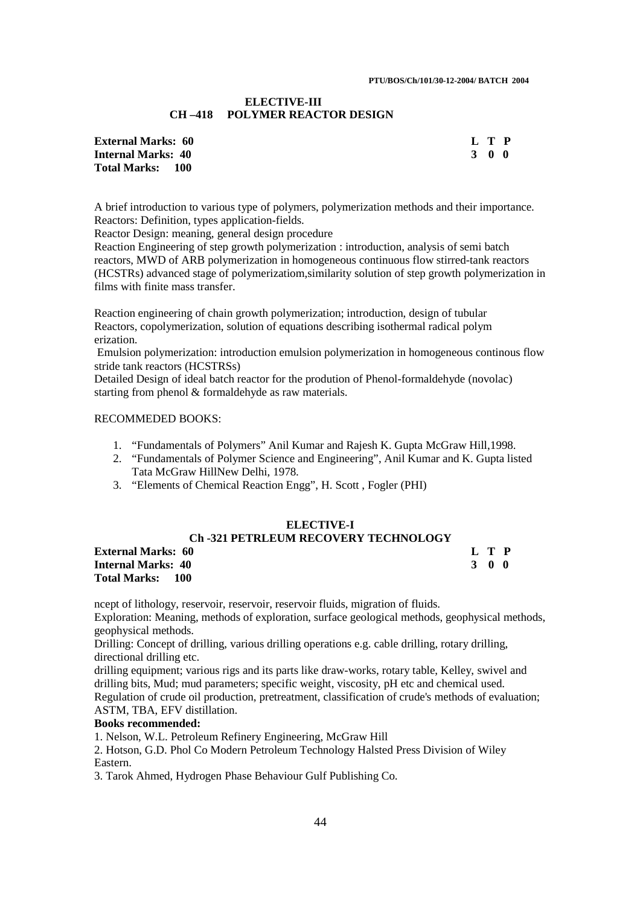## ELECTIVE-III

## CH –418 POLYMER REACTOR DESIGN

**External Marks: 60**
**Internal Marks: 40**
**Total Marks: 100**

| L | T | P |
|---|---|---|
| 3 | 0 | 0 |

A brief introduction to various type of polymers, polymerization methods and their importance.
Reactors: Definition, types application-fields.
Reactor Design: meaning, general design procedure
Reaction Engineering of step growth polymerization : introduction, analysis of semi batch reactors, MWD of ARB polymerization in homogeneous continuous flow stirred-tank reactors (HCSTRs) advanced stage of polymerizatiom,similarity solution of step growth polymerization in films with finite mass transfer.

Reaction engineering of chain growth polymerization; introduction, design of tubular Reactors, copolymerization, solution of equations describing isothermal radical polym erization.
Emulsion polymerization: introduction emulsion polymerization in homogeneous continous flow stride tank reactors (HCSTRSs)
Detailed Design of ideal batch reactor for the prodution of Phenol-formaldehyde (novolac) starting from phenol & formaldehyde as raw materials.

RECOMMEDED BOOKS:

1. "Fundamentals of Polymers" Anil Kumar and Rajesh K. Gupta McGraw Hill,1998.
2. "Fundamentals of Polymer Science and Engineering", Anil Kumar and K. Gupta listed Tata McGraw HillNew Delhi, 1978.
3. "Elements of Chemical Reaction Engg", H. Scott , Fogler (PHI)

## ELECTIVE-I

## Ch -321 PETRLEUM RECOVERY TECHNOLOGY

**External Marks: 60**
**Internal Marks: 40**
**Total Marks: 100**

| L | T | P |
|---|---|---|
| 3 | 0 | 0 |

ncept of lithology, reservoir, reservoir, reservoir fluids, migration of fluids.
Exploration: Meaning, methods of exploration, surface geological methods, geophysical methods, geophysical methods.
Drilling: Concept of drilling, various drilling operations e.g. cable drilling, rotary drilling, directional drilling etc.
drilling equipment; various rigs and its parts like draw-works, rotary table, Kelley, swivel and drilling bits, Mud; mud parameters; specific weight, viscosity, pH etc and chemical used.
Regulation of crude oil production, pretreatment, classification of crude's methods of evaluation; ASTM, TBA, EFV distillation.

**Books recommended:**

1. Nelson, W.L. Petroleum Refinery Engineering, McGraw Hill
2. Hotson, G.D. Phol Co Modern Petroleum Technology Halsted Press Division of Wiley Eastern.
3. Tarok Ahmed, Hydrogen Phase Behaviour Gulf Publishing Co.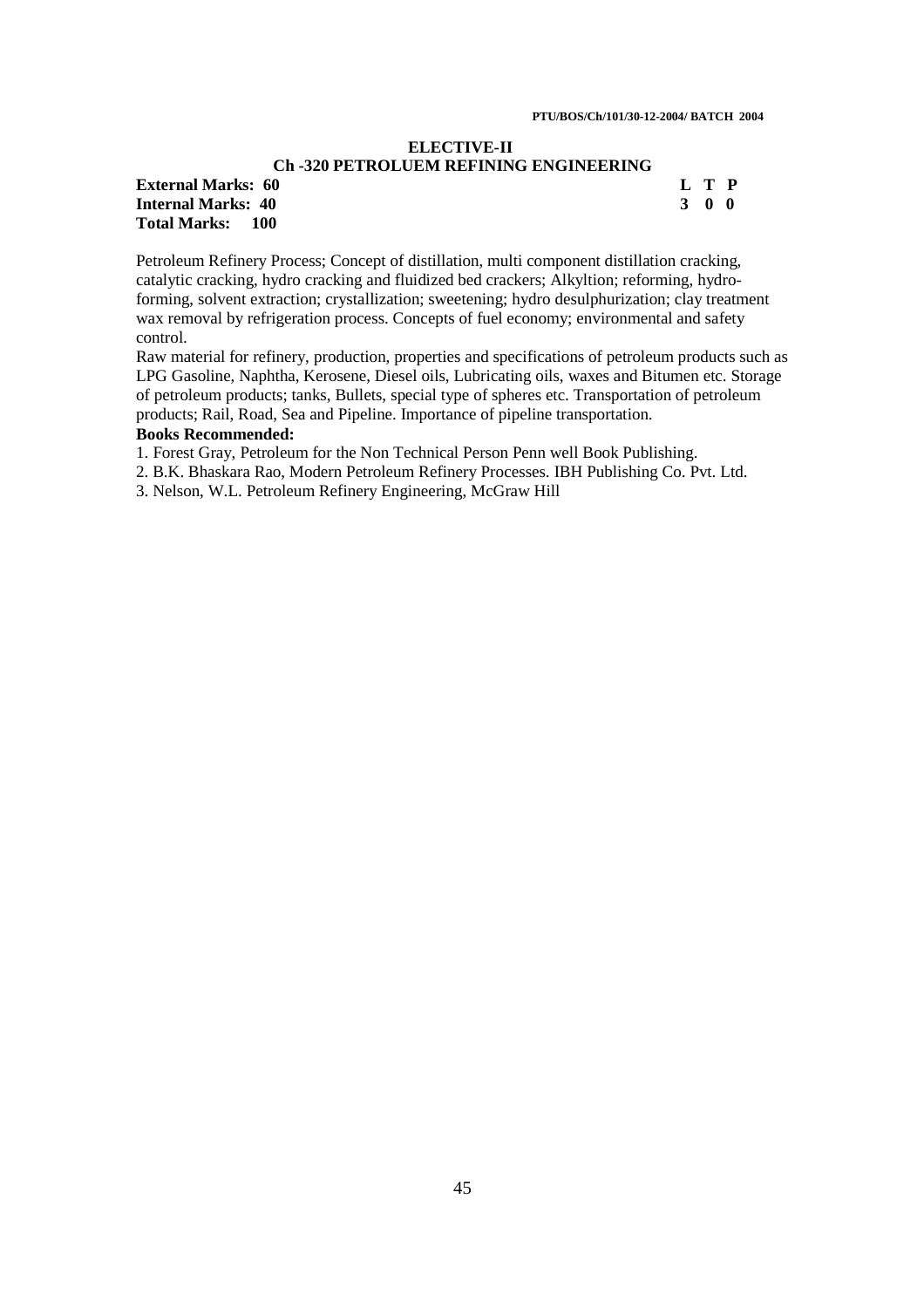## ELECTIVE-II

### Ch -320 PETROLUEM REFINING ENGINEERING

**External Marks: 60** **L T P**
**Internal Marks: 40** **3 0 0**
**Total Marks: 100**

Petroleum Refinery Process; Concept of distillation, multi component distillation cracking, catalytic cracking, hydro cracking and fluidized bed crackers; Alkyltion; reforming, hydro-forming, solvent extraction; crystallization; sweetening; hydro desulphurization; clay treatment wax removal by refrigeration process. Concepts of fuel economy; environmental and safety control.

Raw material for refinery, production, properties and specifications of petroleum products such as LPG Gasoline, Naphtha, Kerosene, Diesel oils, Lubricating oils, waxes and Bitumen etc. Storage of petroleum products; tanks, Bullets, special type of spheres etc. Transportation of petroleum products; Rail, Road, Sea and Pipeline. Importance of pipeline transportation.

**Books Recommended:**

1. Forest Gray, Petroleum for the Non Technical Person Penn well Book Publishing.
2. B.K. Bhaskara Rao, Modern Petroleum Refinery Processes. IBH Publishing Co. Pvt. Ltd.
3. Nelson, W.L. Petroleum Refinery Engineering, McGraw Hill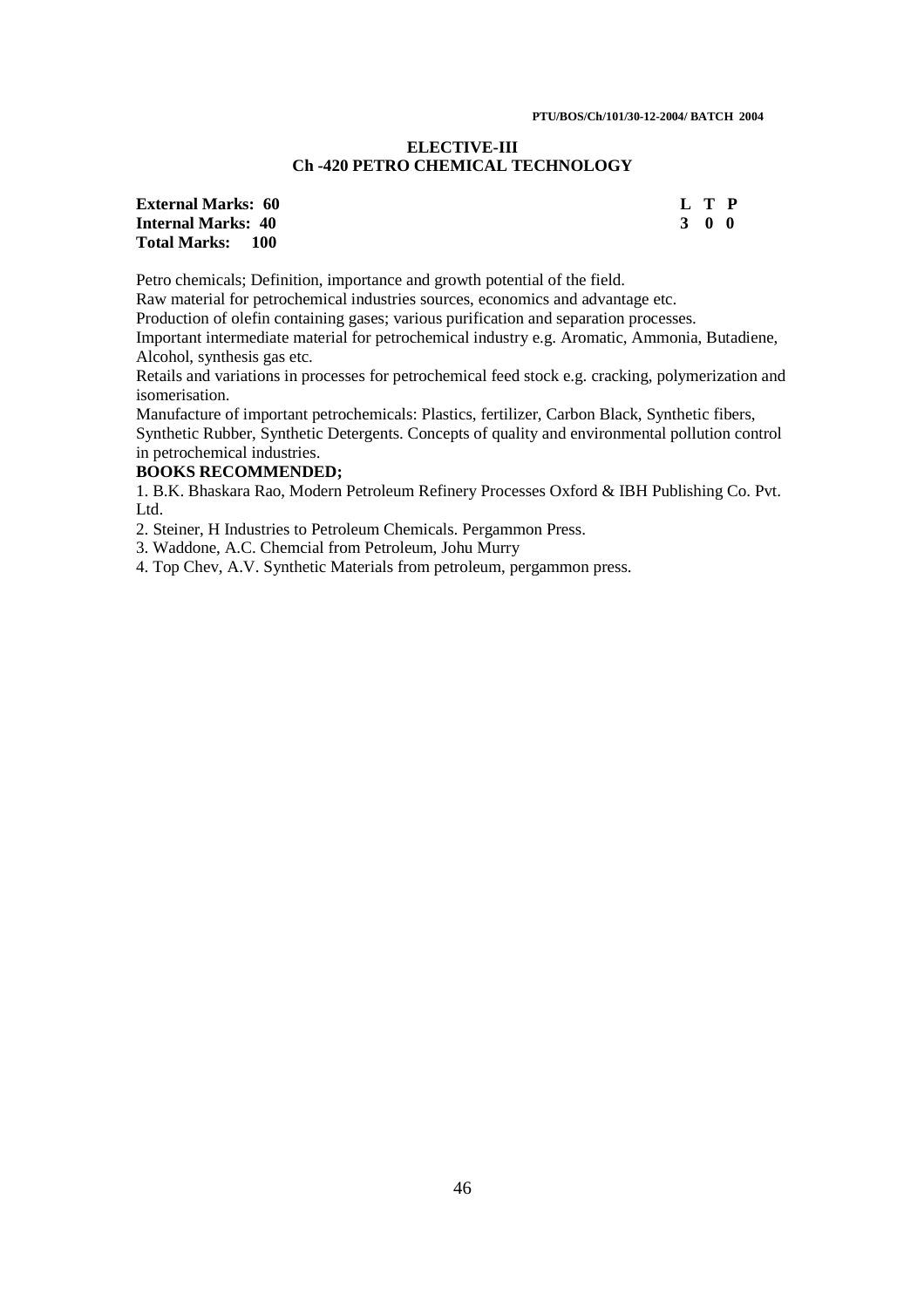## ELECTIVE-III
## Ch -420 PETRO CHEMICAL TECHNOLOGY

| | L | T | P |
|---|---|---|---|
| **External Marks: 60** | **3** | **0** | **0** |
| **Internal Marks: 40** | | | |
| **Total Marks: 100** | | | |

Petro chemicals; Definition, importance and growth potential of the field.
Raw material for petrochemical industries sources, economics and advantage etc.
Production of olefin containing gases; various purification and separation processes.
Important intermediate material for petrochemical industry e.g. Aromatic, Ammonia, Butadiene, Alcohol, synthesis gas etc.
Retails and variations in processes for petrochemical feed stock e.g. cracking, polymerization and isomerisation.
Manufacture of important petrochemicals: Plastics, fertilizer, Carbon Black, Synthetic fibers, Synthetic Rubber, Synthetic Detergents. Concepts of quality and environmental pollution control in petrochemical industries.

**BOOKS RECOMMENDED;**

1. B.K. Bhaskara Rao, Modern Petroleum Refinery Processes Oxford & IBH Publishing Co. Pvt. Ltd.
2. Steiner, H Industries to Petroleum Chemicals. Pergammon Press.
3. Waddone, A.C. Chemcial from Petroleum, Johu Murry
4. Top Chev, A.V. Synthetic Materials from petroleum, pergammon press.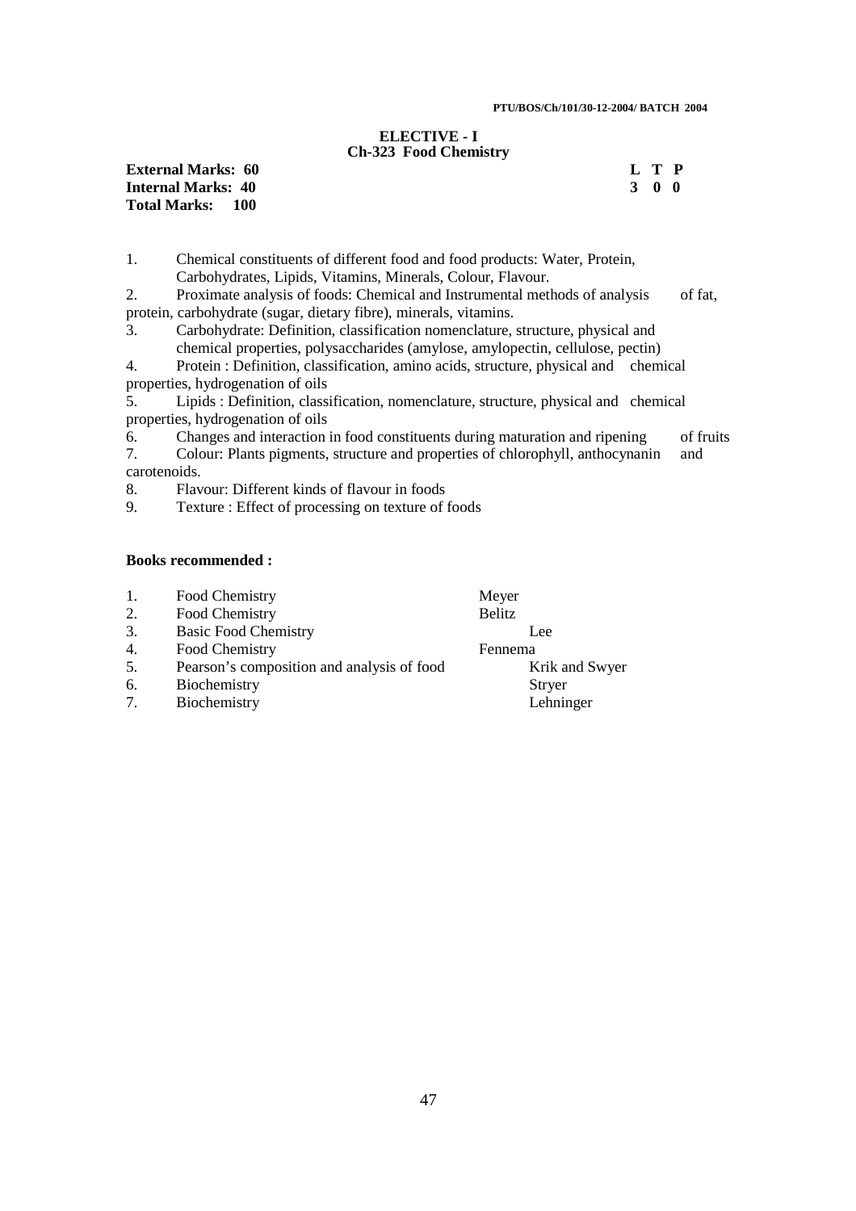## ELECTIVE - I
## Ch-323 Food Chemistry

**External Marks: 60** **L T P**
**Internal Marks: 40** **3 0 0**
**Total Marks: 100**

1. Chemical constituents of different food and food products: Water, Protein, Carbohydrates, Lipids, Vitamins, Minerals, Colour, Flavour.
2. Proximate analysis of foods: Chemical and Instrumental methods of analysis of fat, protein, carbohydrate (sugar, dietary fibre), minerals, vitamins.
3. Carbohydrate: Definition, classification nomenclature, structure, physical and chemical properties, polysaccharides (amylose, amylopectin, cellulose, pectin)
4. Protein : Definition, classification, amino acids, structure, physical and chemical properties, hydrogenation of oils
5. Lipids : Definition, classification, nomenclature, structure, physical and chemical properties, hydrogenation of oils
6. Changes and interaction in food constituents during maturation and ripening of fruits
7. Colour: Plants pigments, structure and properties of chlorophyll, anthocynanin and carotenoids.
8. Flavour: Different kinds of flavour in foods
9. Texture : Effect of processing on texture of foods

**Books recommended :**

1. Food Chemistry — Meyer
2. Food Chemistry — Belitz
3. Basic Food Chemistry — Lee
4. Food Chemistry — Fennema
5. Pearson's composition and analysis of food — Krik and Swyer
6. Biochemistry — Stryer
7. Biochemistry — Lehninger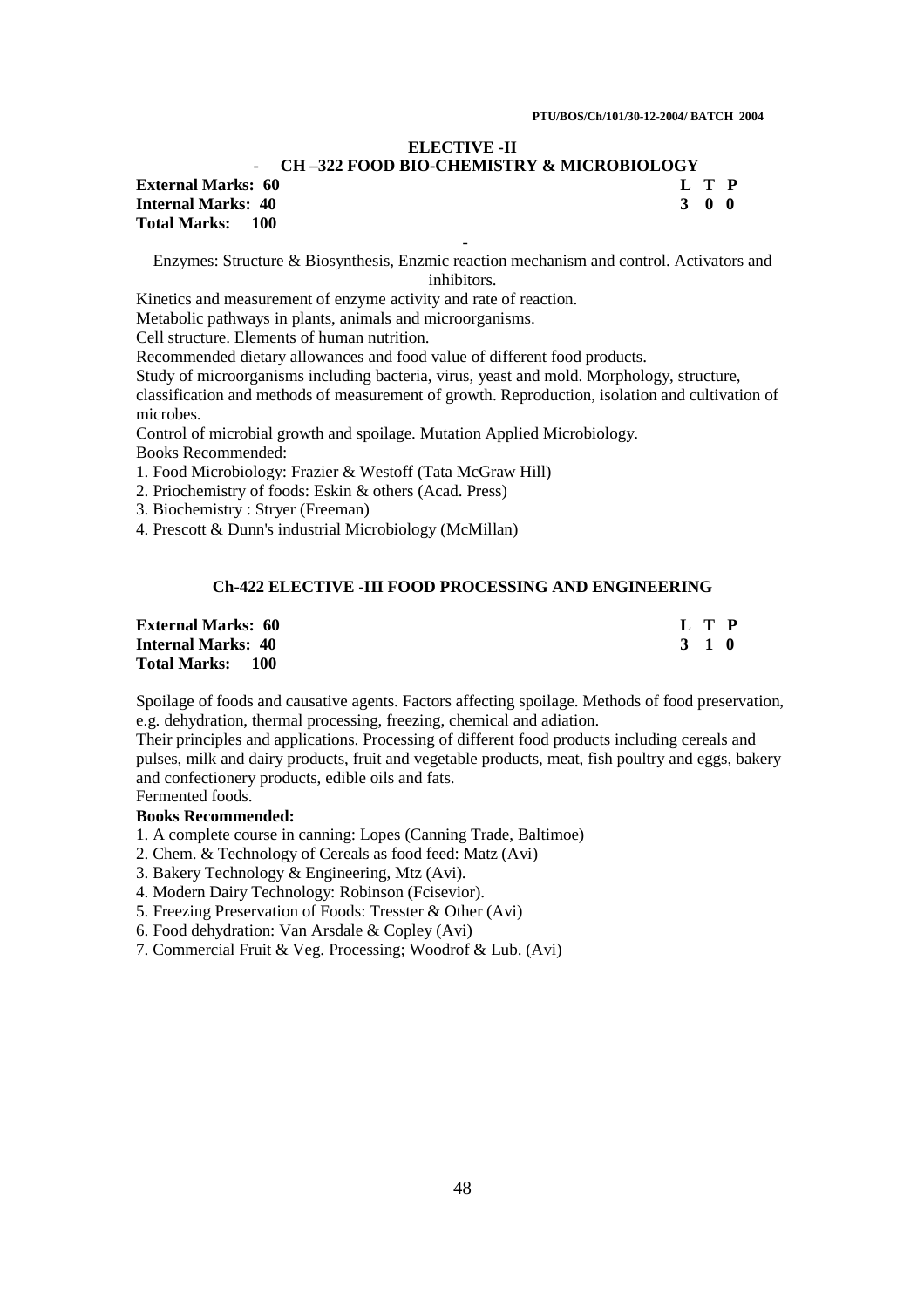## ELECTIVE -II

### CH –322 FOOD BIO-CHEMISTRY & MICROBIOLOGY

| | L | T | P |
|---|---|---|---|
| **External Marks: 60** | **3** | **0** | **0** |
| **Internal Marks: 40** | | | |
| **Total Marks: 100** | | | |

Enzymes: Structure & Biosynthesis, Enzmic reaction mechanism and control. Activators and inhibitors.

Kinetics and measurement of enzyme activity and rate of reaction.

Metabolic pathways in plants, animals and microorganisms.

Cell structure. Elements of human nutrition.

Recommended dietary allowances and food value of different food products.

Study of microorganisms including bacteria, virus, yeast and mold. Morphology, structure, classification and methods of measurement of growth. Reproduction, isolation and cultivation of microbes.

Control of microbial growth and spoilage. Mutation Applied Microbiology.

Books Recommended:

1. Food Microbiology: Frazier & Westoff (Tata McGraw Hill)
2. Priochemistry of foods: Eskin & others (Acad. Press)
3. Biochemistry : Stryer (Freeman)
4. Prescott & Dunn's industrial Microbiology (McMillan)

### Ch-422 ELECTIVE -III FOOD PROCESSING AND ENGINEERING

| | L | T | P |
|---|---|---|---|
| **External Marks: 60** | **3** | **1** | **0** |
| **Internal Marks: 40** | | | |
| **Total Marks: 100** | | | |

Spoilage of foods and causative agents. Factors affecting spoilage. Methods of food preservation, e.g. dehydration, thermal processing, freezing, chemical and adiation.

Their principles and applications. Processing of different food products including cereals and pulses, milk and dairy products, fruit and vegetable products, meat, fish poultry and eggs, bakery and confectionery products, edible oils and fats.

Fermented foods.

**Books Recommended:**

1. A complete course in canning: Lopes (Canning Trade, Baltimoe)
2. Chem. & Technology of Cereals as food feed: Matz (Avi)
3. Bakery Technology & Engineering, Mtz (Avi).
4. Modern Dairy Technology: Robinson (Fcisevior).
5. Freezing Preservation of Foods: Tresster & Other (Avi)
6. Food dehydration: Van Arsdale & Copley (Avi)
7. Commercial Fruit & Veg. Processing; Woodrof & Lub. (Avi)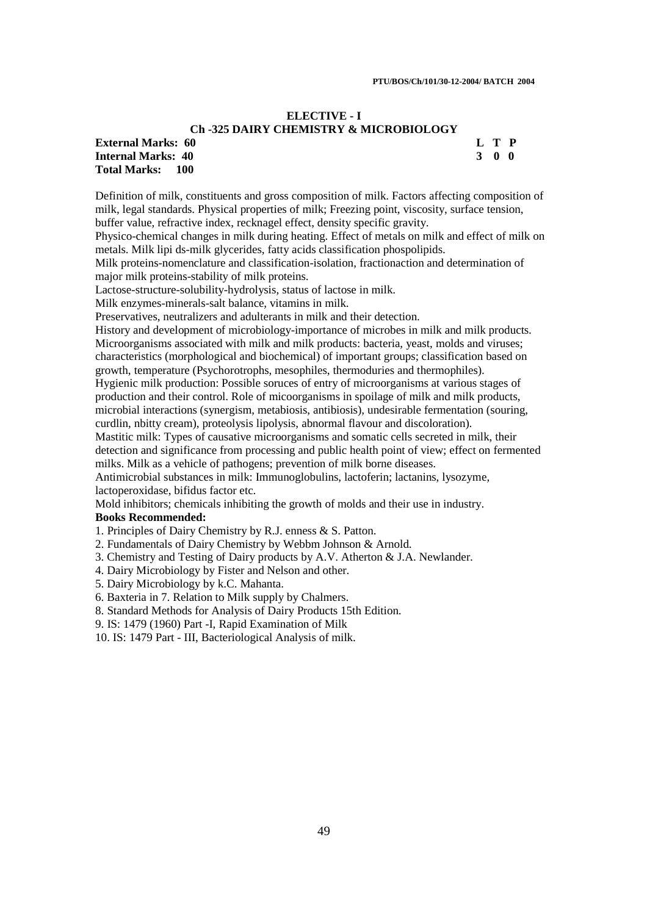## ELECTIVE - I

## Ch -325 DAIRY CHEMISTRY & MICROBIOLOGY

**External Marks: 60** **L T P**
**Internal Marks: 40** **3 0 0**
**Total Marks: 100**

Definition of milk, constituents and gross composition of milk. Factors affecting composition of milk, legal standards. Physical properties of milk; Freezing point, viscosity, surface tension, buffer value, refractive index, recknagel effect, density specific gravity.
Physico-chemical changes in milk during heating. Effect of metals on milk and effect of milk on metals. Milk lipi ds-milk glycerides, fatty acids classification phospolipids.
Milk proteins-nomenclature and classification-isolation, fractionaction and determination of major milk proteins-stability of milk proteins.
Lactose-structure-solubility-hydrolysis, status of lactose in milk.
Milk enzymes-minerals-salt balance, vitamins in milk.
Preservatives, neutralizers and adulterants in milk and their detection.
History and development of microbiology-importance of microbes in milk and milk products.
Microorganisms associated with milk and milk products: bacteria, yeast, molds and viruses; characteristics (morphological and biochemical) of important groups; classification based on growth, temperature (Psychorotrophs, mesophiles, thermoduries and thermophiles).
Hygienic milk production: Possible soruces of entry of microorganisms at various stages of production and their control. Role of micoorganisms in spoilage of milk and milk products, microbial interactions (synergism, metabiosis, antibiosis), undesirable fermentation (souring, curdlin, nbitty cream), proteolysis lipolysis, abnormal flavour and discoloration).
Mastitic milk: Types of causative microorganisms and somatic cells secreted in milk, their detection and significance from processing and public health point of view; effect on fermented milks. Milk as a vehicle of pathogens; prevention of milk borne diseases.
Antimicrobial substances in milk: Immunoglobulins, lactoferin; lactanins, lysozyme, lactoperoxidase, bifidus factor etc.
Mold inhibitors; chemicals inhibiting the growth of molds and their use in industry.

**Books Recommended:**

1. Principles of Dairy Chemistry by R.J. enness & S. Patton.
2. Fundamentals of Dairy Chemistry by Webbm Johnson & Arnold.
3. Chemistry and Testing of Dairy products by A.V. Atherton & J.A. Newlander.
4. Dairy Microbiology by Fister and Nelson and other.
5. Dairy Microbiology by k.C. Mahanta.
6. Baxteria in 7. Relation to Milk supply by Chalmers.
8. Standard Methods for Analysis of Dairy Products 15th Edition.
9. IS: 1479 (1960) Part -I, Rapid Examination of Milk
10. IS: 1479 Part - III, Bacteriological Analysis of milk.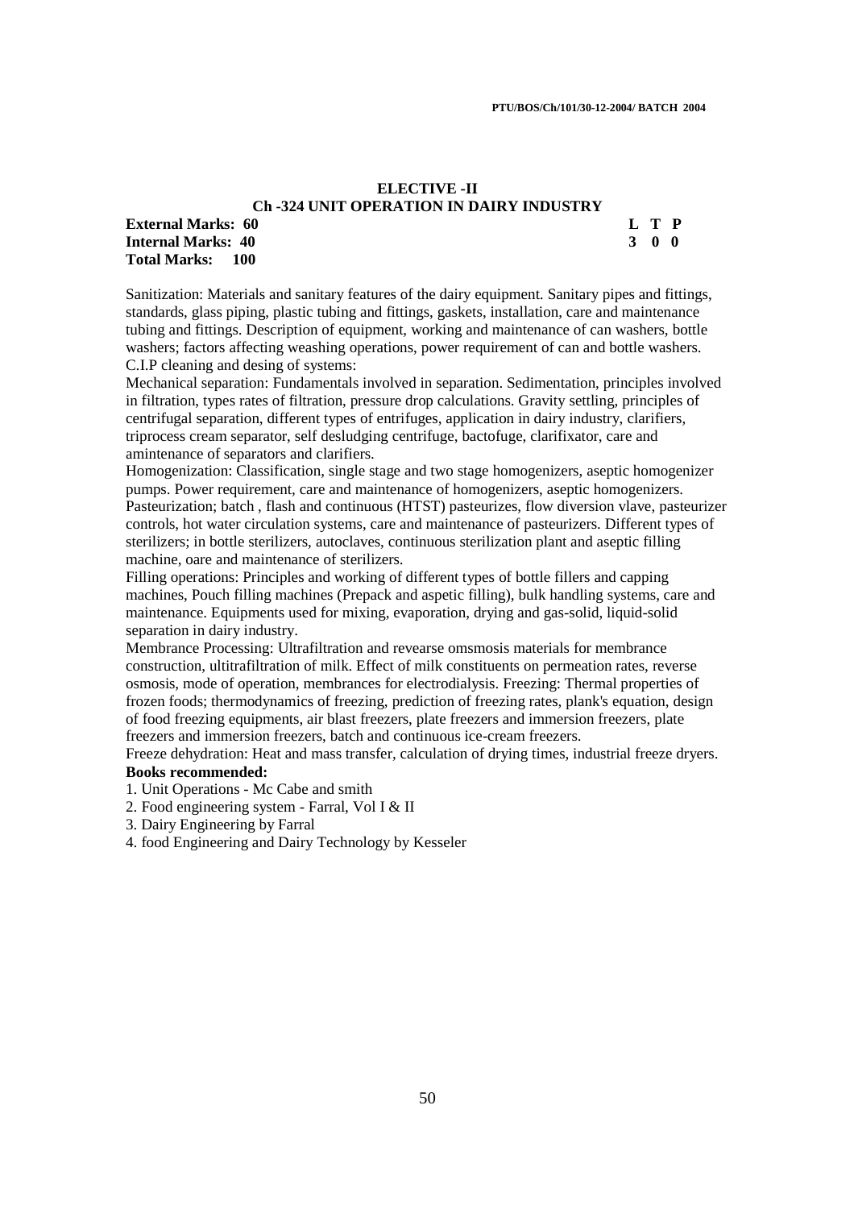## ELECTIVE -II

## Ch -324 UNIT OPERATION IN DAIRY INDUSTRY

| | |
|---|---|
| **External Marks: 60** | **L T P** |
| **Internal Marks: 40** | **3 0 0** |
| **Total Marks: 100** | |

Sanitization: Materials and sanitary features of the dairy equipment. Sanitary pipes and fittings, standards, glass piping, plastic tubing and fittings, gaskets, installation, care and maintenance tubing and fittings. Description of equipment, working and maintenance of can washers, bottle washers; factors affecting weashing operations, power requirement of can and bottle washers. C.I.P cleaning and desing of systems:

Mechanical separation: Fundamentals involved in separation. Sedimentation, principles involved in filtration, types rates of filtration, pressure drop calculations. Gravity settling, principles of centrifugal separation, different types of entrifuges, application in dairy industry, clarifiers, triprocess cream separator, self desludging centrifuge, bactofuge, clarifixator, care and amintenance of separators and clarifiers.

Homogenization: Classification, single stage and two stage homogenizers, aseptic homogenizer pumps. Power requirement, care and maintenance of homogenizers, aseptic homogenizers.

Pasteurization; batch , flash and continuous (HTST) pasteurizes, flow diversion vlave, pasteurizer controls, hot water circulation systems, care and maintenance of pasteurizers. Different types of sterilizers; in bottle sterilizers, autoclaves, continuous sterilization plant and aseptic filling machine, oare and maintenance of sterilizers.

Filling operations: Principles and working of different types of bottle fillers and capping machines, Pouch filling machines (Prepack and aspetic filling), bulk handling systems, care and maintenance. Equipments used for mixing, evaporation, drying and gas-solid, liquid-solid separation in dairy industry.

Membrance Processing: Ultrafiltration and revearse omsmosis materials for membrance construction, ultitrafiltration of milk. Effect of milk constituents on permeation rates, reverse osmosis, mode of operation, membrances for electrodialysis. Freezing: Thermal properties of frozen foods; thermodynamics of freezing, prediction of freezing rates, plank's equation, design of food freezing equipments, air blast freezers, plate freezers and immersion freezers, plate freezers and immersion freezers, batch and continuous ice-cream freezers.

Freeze dehydration: Heat and mass transfer, calculation of drying times, industrial freeze dryers.

**Books recommended:**

1. Unit Operations - Mc Cabe and smith
2. Food engineering system - Farral, Vol I & II
3. Dairy Engineering by Farral
4. food Engineering and Dairy Technology by Kesseler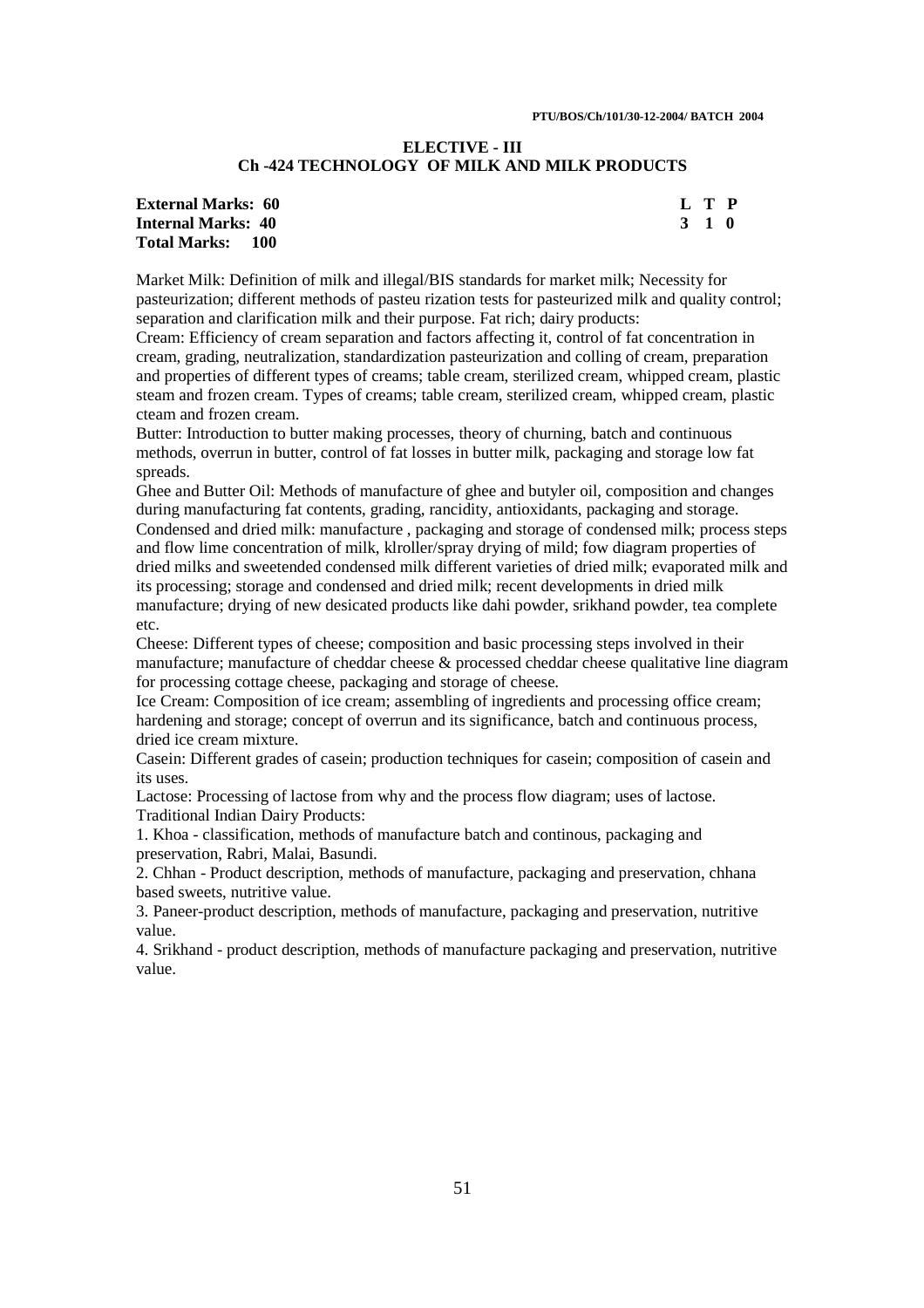## ELECTIVE - III
## Ch -424 TECHNOLOGY OF MILK AND MILK PRODUCTS

| | |
|---|---|
| **External Marks: 60** | **L T P** |
| **Internal Marks: 40** | **3 1 0** |
| **Total Marks: 100** | |

Market Milk: Definition of milk and illegal/BIS standards for market milk; Necessity for pasteurization; different methods of pasteu rization tests for pasteurized milk and quality control; separation and clarification milk and their purpose. Fat rich; dairy products:

Cream: Efficiency of cream separation and factors affecting it, control of fat concentration in cream, grading, neutralization, standardization pasteurization and colling of cream, preparation and properties of different types of creams; table cream, sterilized cream, whipped cream, plastic steam and frozen cream. Types of creams; table cream, sterilized cream, whipped cream, plastic cteam and frozen cream.

Butter: Introduction to butter making processes, theory of churning, batch and continuous methods, overrun in butter, control of fat losses in butter milk, packaging and storage low fat spreads.

Ghee and Butter Oil: Methods of manufacture of ghee and butyler oil, composition and changes during manufacturing fat contents, grading, rancidity, antioxidants, packaging and storage.

Condensed and dried milk: manufacture , packaging and storage of condensed milk; process steps and flow lime concentration of milk, klroller/spray drying of mild; fow diagram properties of dried milks and sweetended condensed milk different varieties of dried milk; evaporated milk and its processing; storage and condensed and dried milk; recent developments in dried milk manufacture; drying of new desicated products like dahi powder, srikhand powder, tea complete etc.

Cheese: Different types of cheese; composition and basic processing steps involved in their manufacture; manufacture of cheddar cheese & processed cheddar cheese qualitative line diagram for processing cottage cheese, packaging and storage of cheese.

Ice Cream: Composition of ice cream; assembling of ingredients and processing office cream; hardening and storage; concept of overrun and its significance, batch and continuous process, dried ice cream mixture.

Casein: Different grades of casein; production techniques for casein; composition of casein and its uses.

Lactose: Processing of lactose from why and the process flow diagram; uses of lactose.

Traditional Indian Dairy Products:

1. Khoa - classification, methods of manufacture batch and continous, packaging and preservation, Rabri, Malai, Basundi.
2. Chhan - Product description, methods of manufacture, packaging and preservation, chhana based sweets, nutritive value.
3. Paneer-product description, methods of manufacture, packaging and preservation, nutritive value.
4. Srikhand - product description, methods of manufacture packaging and preservation, nutritive value.